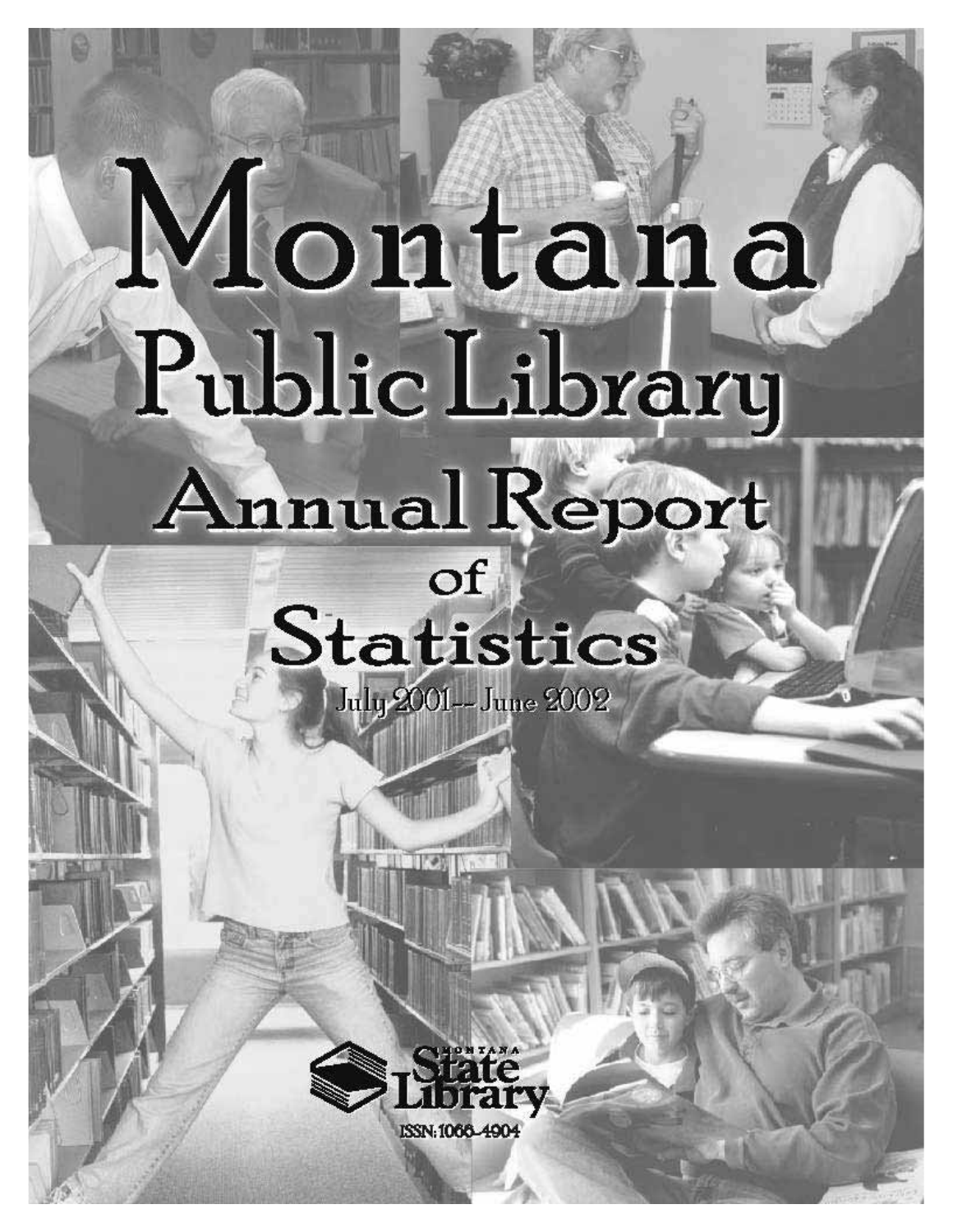# Montana Public Library Annual Report of Statistics

July 2001-- June 2002

Montana State Library

ISSN: 1066-4904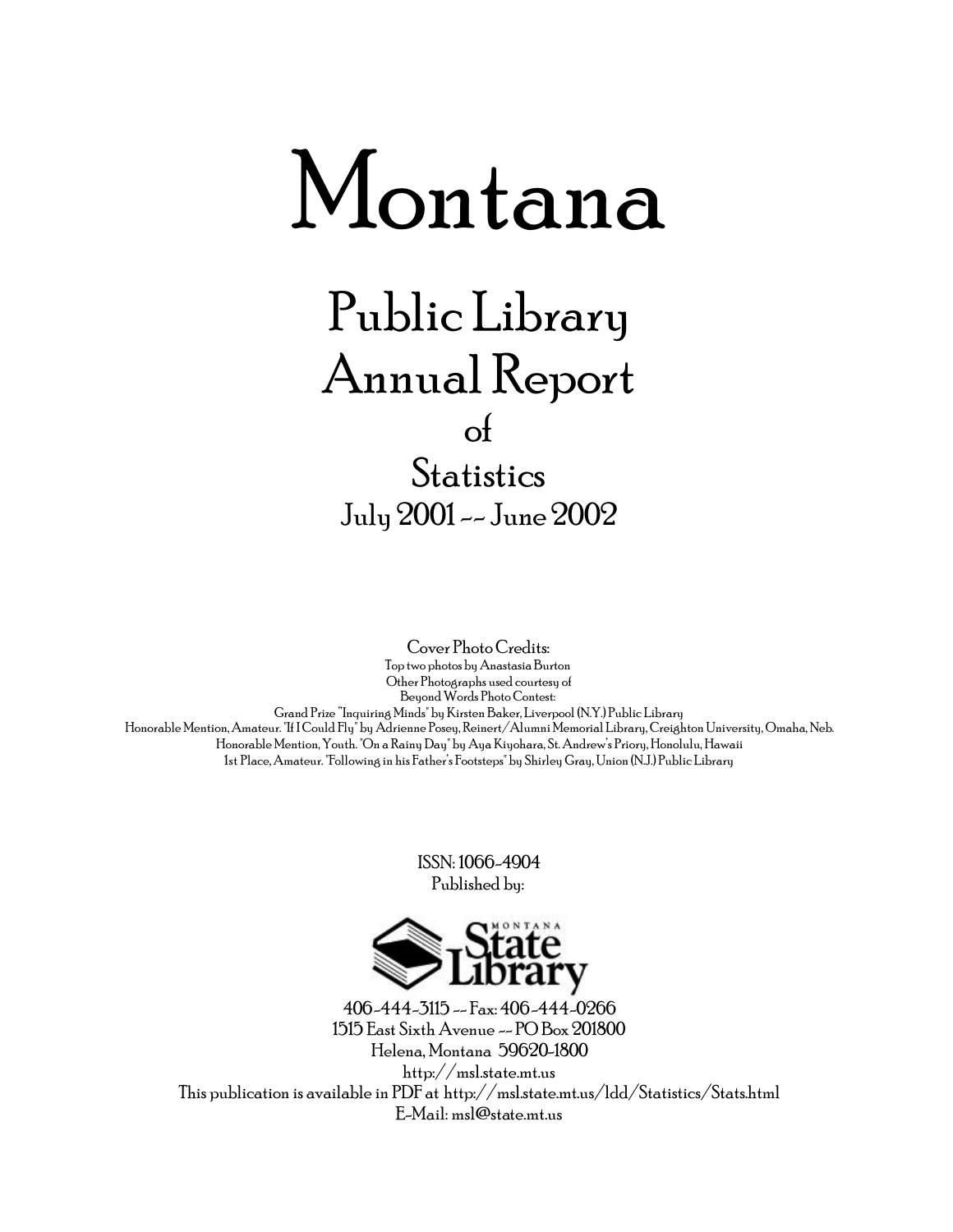# Montana

## Public Library Annual Report

of

## Statistics

July 2001 -- June 2002

Cover Photo Credits:

Top two photos by Anastasia Burton

Other Photographs used courtesy of

Beyond Words Photo Contest:

Grand Prize "Inquiring Minds" by Kirsten Baker, Liverpool (N.Y.) Public Library

Honorable Mention, Amateur. "If I Could Fly" by Adrienne Posey, Reinert/Alumni Memorial Library, Creighton University, Omaha, Neb.

Honorable Mention, Youth. "On a Rainy Day" by Aya Kiyohara, St. Andrew's Priory, Honolulu, Hawaii

1st Place, Amateur. "Following in his Father's Footsteps" by Shirley Gray, Union (N.J.) Public Library

ISSN: 1066-4904

Published by:

Montana State Library

406-444-3115 -- Fax: 406-444-0266

1515 East Sixth Avenue -- PO Box 201800

Helena, Montana 59620-1800

http://msl.state.mt.us

This publication is available in PDF at http://msl.state.mt.us/ldd/Statistics/Stats.html

E-Mail: msl@state.mt.us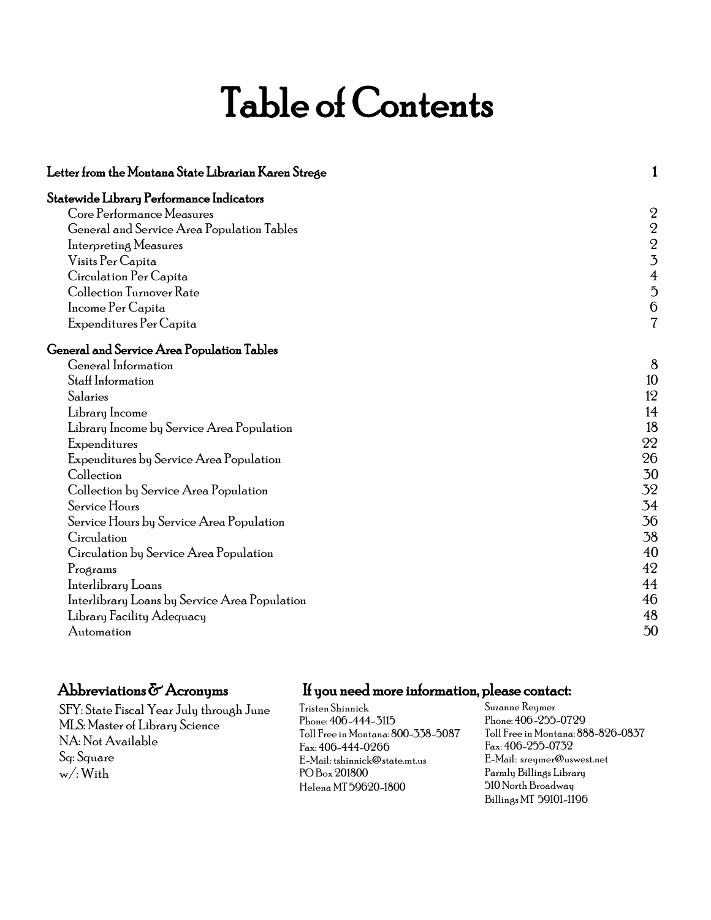# Table of Contents

| | |
|---|---|
| **Letter from the Montana State Librarian Karen Strege** | 1 |
| **Statewide Library Performance Indicators** | |
| Core Performance Measures | 2 |
| General and Service Area Population Tables | 2 |
| Interpreting Measures | 2 |
| Visits Per Capita | 3 |
| Circulation Per Capita | 4 |
| Collection Turnover Rate | 5 |
| Income Per Capita | 6 |
| Expenditures Per Capita | 7 |
| **General and Service Area Population Tables** | |
| General Information | 8 |
| Staff Information | 10 |
| Salaries | 12 |
| Library Income | 14 |
| Library Income by Service Area Population | 18 |
| Expenditures | 22 |
| Expenditures by Service Area Population | 26 |
| Collection | 30 |
| Collection by Service Area Population | 32 |
| Service Hours | 34 |
| Service Hours by Service Area Population | 36 |
| Circulation | 38 |
| Circulation by Service Area Population | 40 |
| Programs | 42 |
| Interlibrary Loans | 44 |
| Interlibrary Loans by Service Area Population | 46 |
| Library Facility Adequacy | 48 |
| Automation | 50 |

## Abbreviations & Acronyms

SFY: State Fiscal Year July through June
MLS: Master of Library Science
NA: Not Available
Sq: Square
w/: With

## If you need more information, please contact:

Tristen Shinnick
Phone: 406-444-3115
Toll Free in Montana: 800-338-5087
Fax: 406-444-0266
E-Mail: tshinnick@state.mt.us
PO Box 201800
Helena MT 59620-1800

Suzanne Reymer
Phone: 406-255-0729
Toll Free in Montana: 888-826-0837
Fax: 406-255-0732
E-Mail: sreymer@uswest.net
Parmly Billings Library
510 North Broadway
Billings MT 59101-1196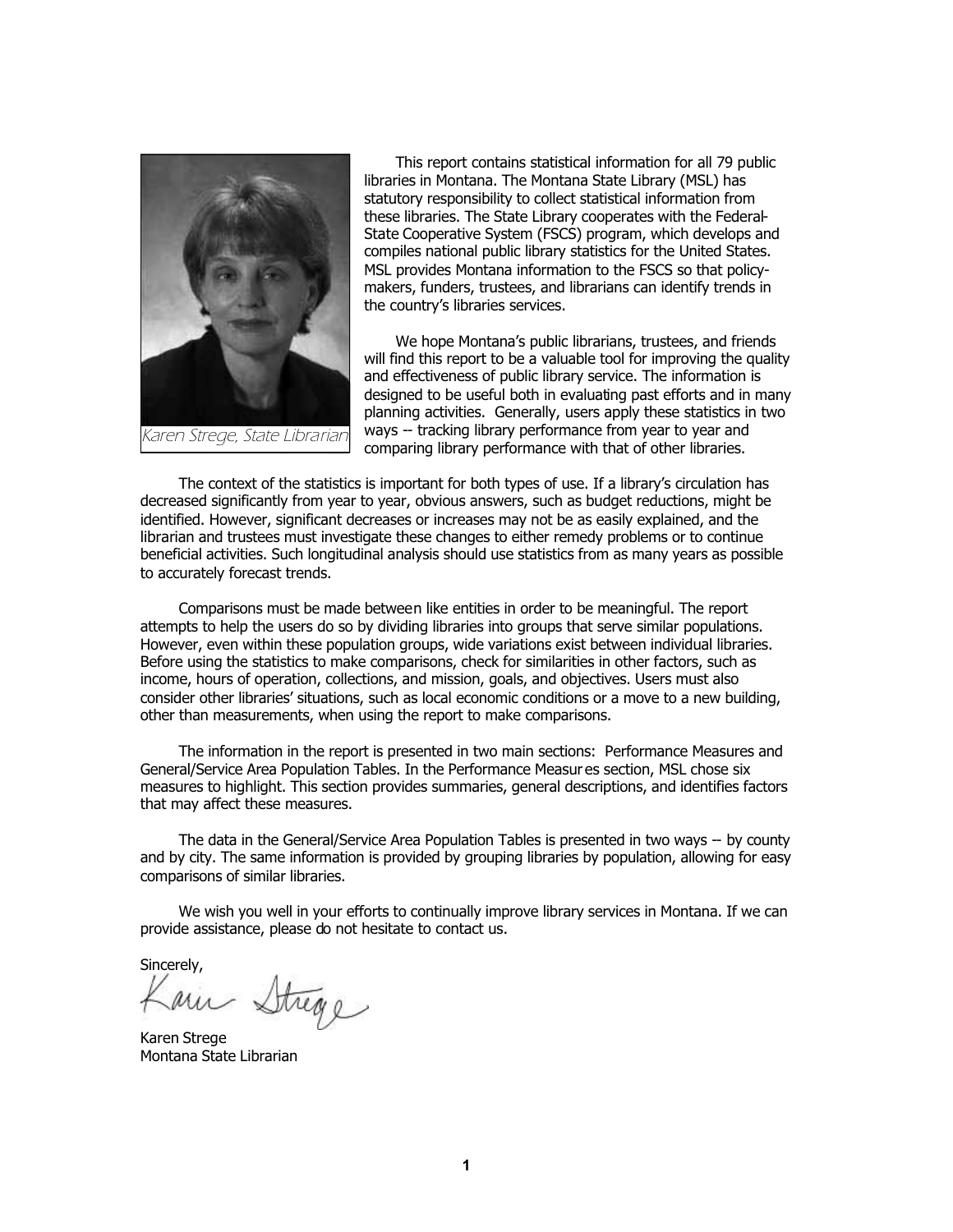Karen Strege, State Librarian

This report contains statistical information for all 79 public libraries in Montana. The Montana State Library (MSL) has statutory responsibility to collect statistical information from these libraries. The State Library cooperates with the Federal-State Cooperative System (FSCS) program, which develops and compiles national public library statistics for the United States. MSL provides Montana information to the FSCS so that policy-makers, funders, trustees, and librarians can identify trends in the country's libraries services.

We hope Montana's public librarians, trustees, and friends will find this report to be a valuable tool for improving the quality and effectiveness of public library service. The information is designed to be useful both in evaluating past efforts and in many planning activities. Generally, users apply these statistics in two ways -- tracking library performance from year to year and comparing library performance with that of other libraries.

The context of the statistics is important for both types of use. If a library's circulation has decreased significantly from year to year, obvious answers, such as budget reductions, might be identified. However, significant decreases or increases may not be as easily explained, and the librarian and trustees must investigate these changes to either remedy problems or to continue beneficial activities. Such longitudinal analysis should use statistics from as many years as possible to accurately forecast trends.

Comparisons must be made between like entities in order to be meaningful. The report attempts to help the users do so by dividing libraries into groups that serve similar populations. However, even within these population groups, wide variations exist between individual libraries. Before using the statistics to make comparisons, check for similarities in other factors, such as income, hours of operation, collections, and mission, goals, and objectives. Users must also consider other libraries' situations, such as local economic conditions or a move to a new building, other than measurements, when using the report to make comparisons.

The information in the report is presented in two main sections: Performance Measures and General/Service Area Population Tables. In the Performance Measures section, MSL chose six measures to highlight. This section provides summaries, general descriptions, and identifies factors that may affect these measures.

The data in the General/Service Area Population Tables is presented in two ways -- by county and by city. The same information is provided by grouping libraries by population, allowing for easy comparisons of similar libraries.

We wish you well in your efforts to continually improve library services in Montana. If we can provide assistance, please do not hesitate to contact us.

Sincerely,

Karen Strege

Karen Strege  
Montana State Librarian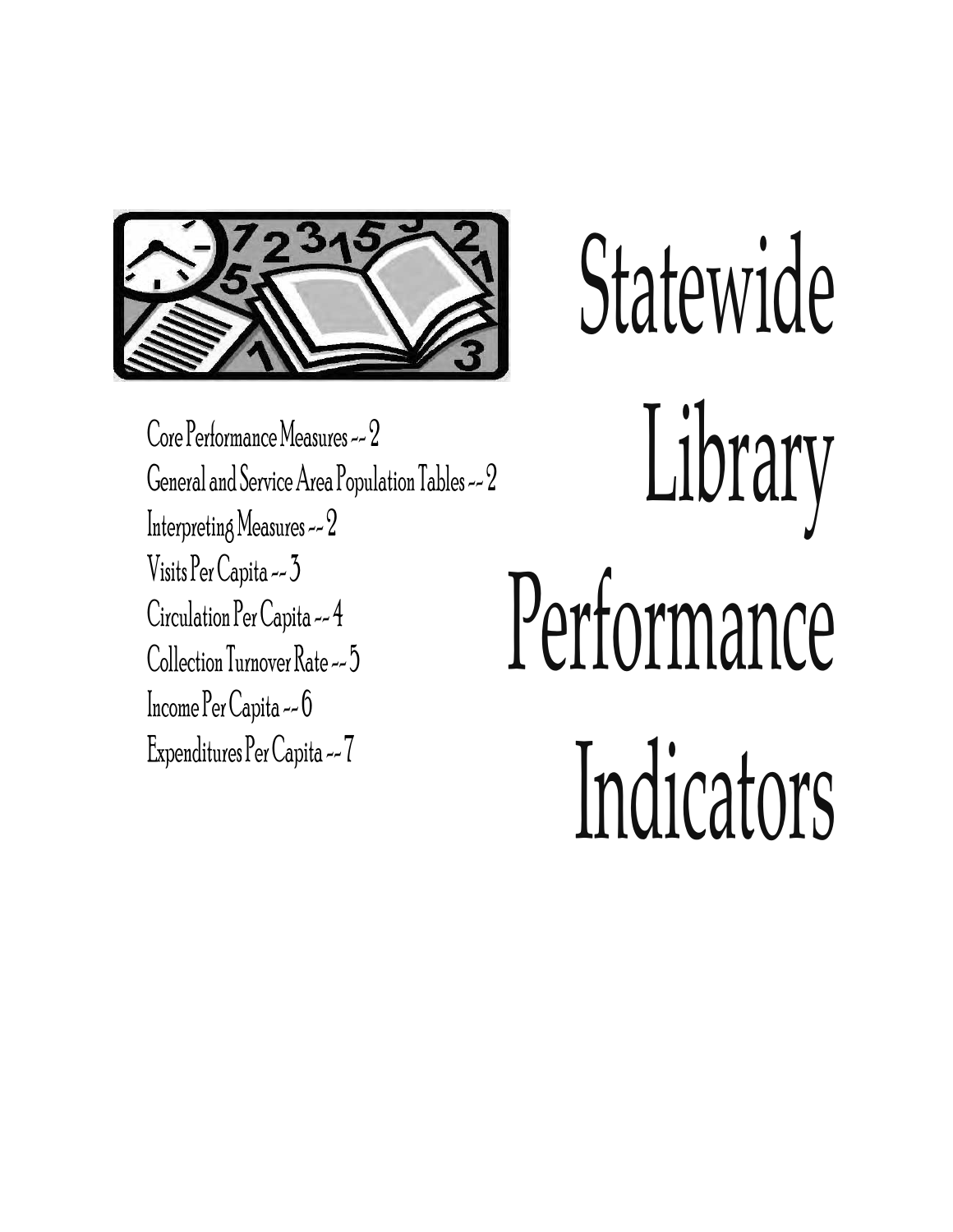# Statewide Library Performance Indicators

Core Performance Measures -- 2
General and Service Area Population Tables -- 2
Interpreting Measures -- 2
Visits Per Capita -- 3
Circulation Per Capita -- 4
Collection Turnover Rate -- 5
Income Per Capita -- 6
Expenditures Per Capita -- 7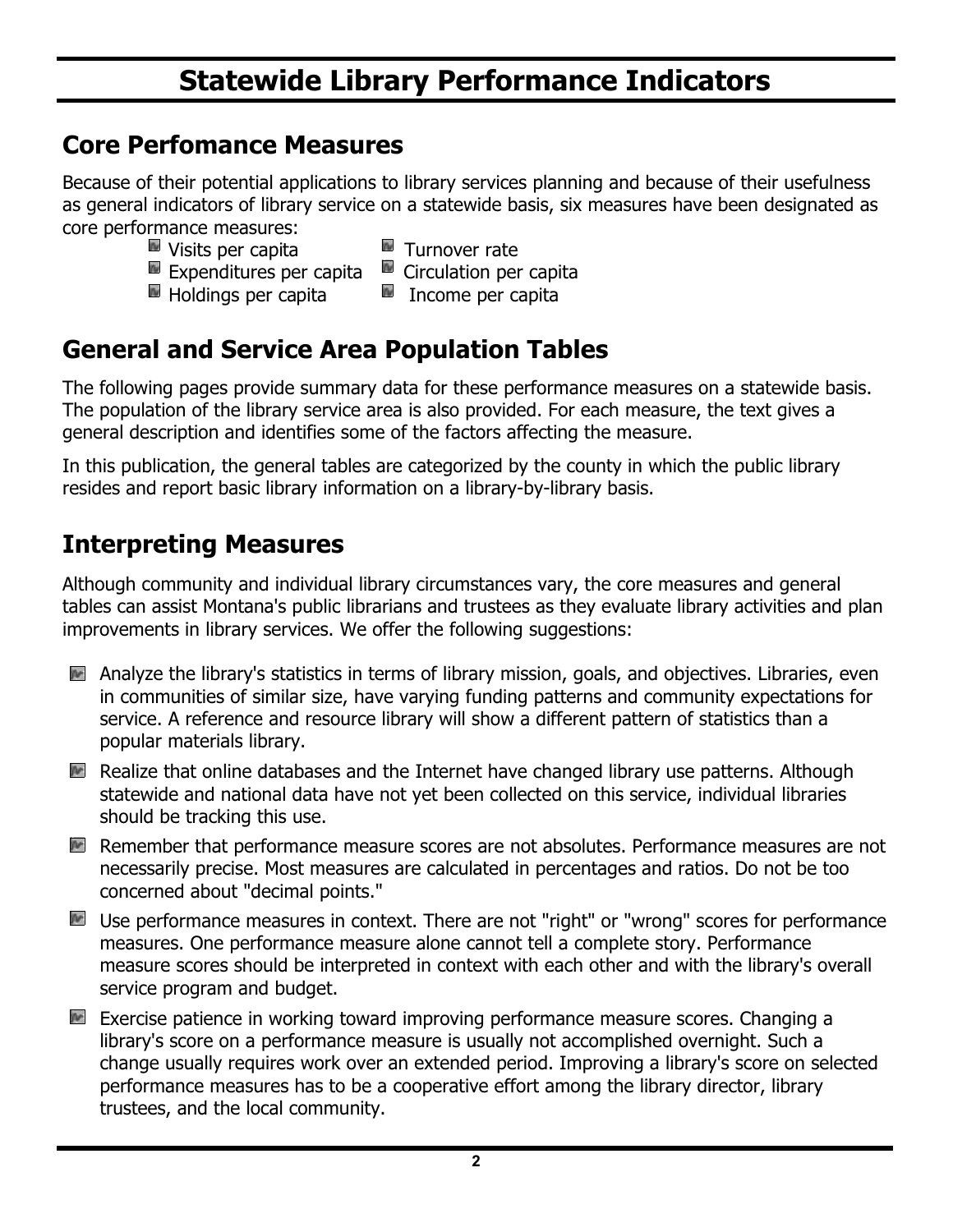# Statewide Library Performance Indicators

## Core Perfomance Measures

Because of their potential applications to library services planning and because of their usefulness as general indicators of library service on a statewide basis, six measures have been designated as core performance measures:

- Visits per capita
- Expenditures per capita
- Holdings per capita
- Turnover rate
- Circulation per capita
- Income per capita

## General and Service Area Population Tables

The following pages provide summary data for these performance measures on a statewide basis. The population of the library service area is also provided. For each measure, the text gives a general description and identifies some of the factors affecting the measure.

In this publication, the general tables are categorized by the county in which the public library resides and report basic library information on a library-by-library basis.

## Interpreting Measures

Although community and individual library circumstances vary, the core measures and general tables can assist Montana's public librarians and trustees as they evaluate library activities and plan improvements in library services. We offer the following suggestions:

- Analyze the library's statistics in terms of library mission, goals, and objectives. Libraries, even in communities of similar size, have varying funding patterns and community expectations for service. A reference and resource library will show a different pattern of statistics than a popular materials library.
- Realize that online databases and the Internet have changed library use patterns. Although statewide and national data have not yet been collected on this service, individual libraries should be tracking this use.
- Remember that performance measure scores are not absolutes. Performance measures are not necessarily precise. Most measures are calculated in percentages and ratios. Do not be too concerned about "decimal points."
- Use performance measures in context. There are not "right" or "wrong" scores for performance measures. One performance measure alone cannot tell a complete story. Performance measure scores should be interpreted in context with each other and with the library's overall service program and budget.
- Exercise patience in working toward improving performance measure scores. Changing a library's score on a performance measure is usually not accomplished overnight. Such a change usually requires work over an extended period. Improving a library's score on selected performance measures has to be a cooperative effort among the library director, library trustees, and the local community.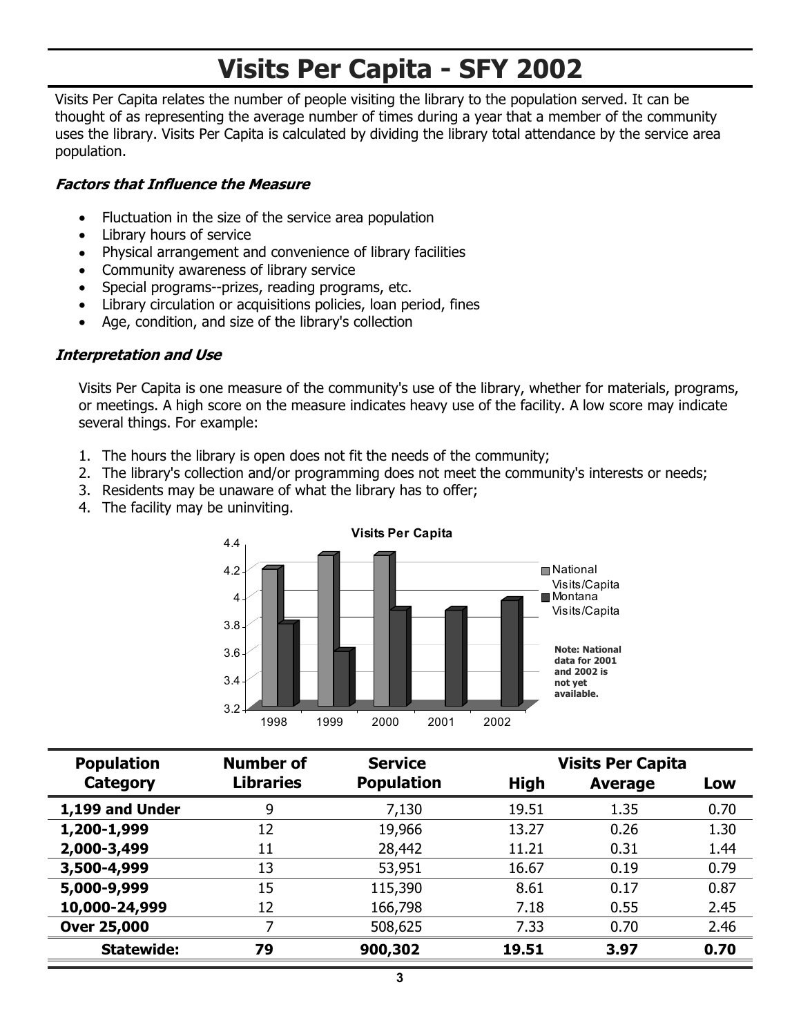# Visits Per Capita - SFY 2002

Visits Per Capita relates the number of people visiting the library to the population served. It can be thought of as representing the average number of times during a year that a member of the community uses the library. Visits Per Capita is calculated by dividing the library total attendance by the service area population.

### *Factors that Influence the Measure*

- Fluctuation in the size of the service area population
- Library hours of service
- Physical arrangement and convenience of library facilities
- Community awareness of library service
- Special programs--prizes, reading programs, etc.
- Library circulation or acquisitions policies, loan period, fines
- Age, condition, and size of the library's collection

### *Interpretation and Use*

Visits Per Capita is one measure of the community's use of the library, whether for materials, programs, or meetings. A high score on the measure indicates heavy use of the facility. A low score may indicate several things. For example:

1. The hours the library is open does not fit the needs of the community;
2. The library's collection and/or programming does not meet the community's interests or needs;
3. Residents may be unaware of what the library has to offer;
4. The facility may be uninviting.

**Visits Per Capita**

| Year | National Visits/Capita | Montana Visits/Capita |
|---|---|---|
| 1998 | 4.2 | 3.8 |
| 1999 | 4.3 | 3.6 |
| 2000 | 4.3 | 3.9 |
| 2001 | | 3.9 |
| 2002 | | 3.97 |

**Note: National data for 2001 and 2002 is not yet available.**

| Population Category | Number of Libraries | Service Population | Visits Per Capita High | Visits Per Capita Average | Visits Per Capita Low |
|---|---|---|---|---|---|
| **1,199 and Under** | 9 | 7,130 | 19.51 | 1.35 | 0.70 |
| **1,200-1,999** | 12 | 19,966 | 13.27 | 0.26 | 1.30 |
| **2,000-3,499** | 11 | 28,442 | 11.21 | 0.31 | 1.44 |
| **3,500-4,999** | 13 | 53,951 | 16.67 | 0.19 | 0.79 |
| **5,000-9,999** | 15 | 115,390 | 8.61 | 0.17 | 0.87 |
| **10,000-24,999** | 12 | 166,798 | 7.18 | 0.55 | 2.45 |
| **Over 25,000** | 7 | 508,625 | 7.33 | 0.70 | 2.46 |
| **Statewide:** | **79** | **900,302** | **19.51** | **3.97** | **0.70** |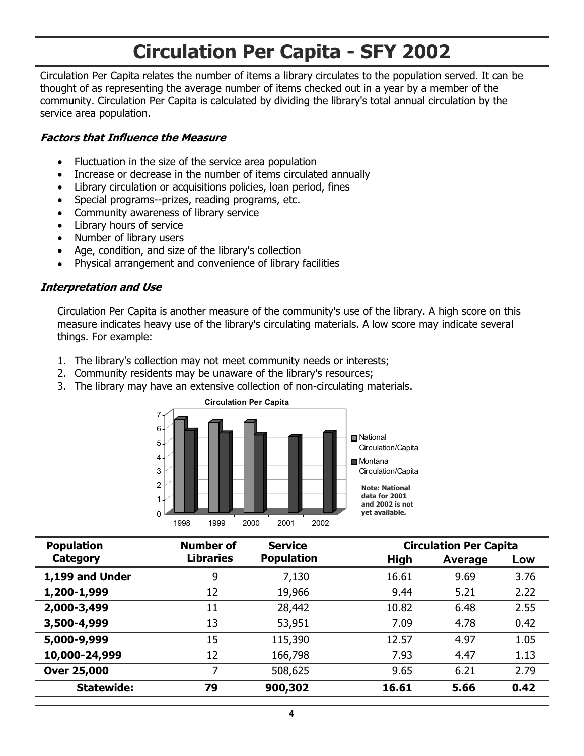# Circulation Per Capita - SFY 2002

Circulation Per Capita relates the number of items a library circulates to the population served. It can be thought of as representing the average number of items checked out in a year by a member of the community. Circulation Per Capita is calculated by dividing the library's total annual circulation by the service area population.

### *Factors that Influence the Measure*

- Fluctuation in the size of the service area population
- Increase or decrease in the number of items circulated annually
- Library circulation or acquisitions policies, loan period, fines
- Special programs--prizes, reading programs, etc.
- Community awareness of library service
- Library hours of service
- Number of library users
- Age, condition, and size of the library's collection
- Physical arrangement and convenience of library facilities

### *Interpretation and Use*

Circulation Per Capita is another measure of the community's use of the library. A high score on this measure indicates heavy use of the library's circulating materials. A low score may indicate several things. For example:

1. The library's collection may not meet community needs or interests;
2. Community residents may be unaware of the library's resources;
3. The library may have an extensive collection of non-circulating materials.

**Circulation Per Capita**

Legend: National Circulation/Capita; Montana Circulation/Capita

**Note: National data for 2001 and 2002 is not yet available.**

| Population Category | Number of Libraries | Service Population | Circulation Per Capita | | |
|---|---|---|---|---|---|
| | | | High | Average | Low |
| **1,199 and Under** | 9 | 7,130 | 16.61 | 9.69 | 3.76 |
| **1,200-1,999** | 12 | 19,966 | 9.44 | 5.21 | 2.22 |
| **2,000-3,499** | 11 | 28,442 | 10.82 | 6.48 | 2.55 |
| **3,500-4,999** | 13 | 53,951 | 7.09 | 4.78 | 0.42 |
| **5,000-9,999** | 15 | 115,390 | 12.57 | 4.97 | 1.05 |
| **10,000-24,999** | 12 | 166,798 | 7.93 | 4.47 | 1.13 |
| **Over 25,000** | 7 | 508,625 | 9.65 | 6.21 | 2.79 |
| **Statewide:** | **79** | **900,302** | **16.61** | **5.66** | **0.42** |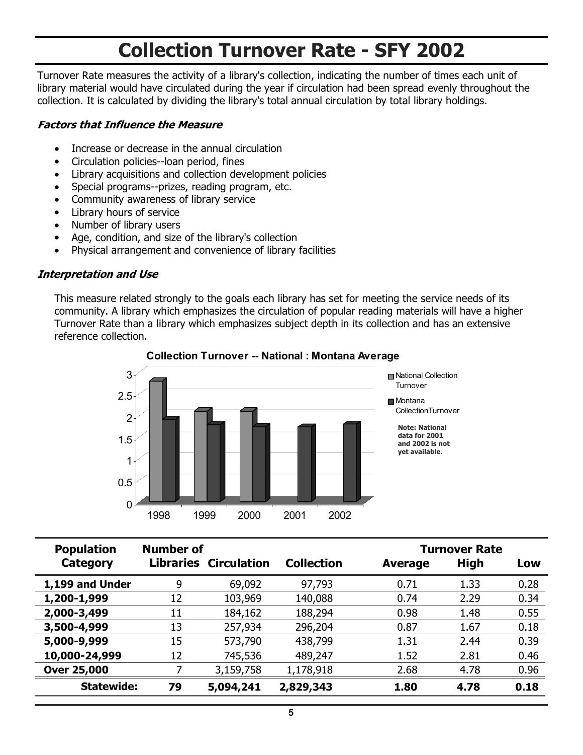# Collection Turnover Rate - SFY 2002

Turnover Rate measures the activity of a library's collection, indicating the number of times each unit of library material would have circulated during the year if circulation had been spread evenly throughout the collection. It is calculated by dividing the library's total annual circulation by total library holdings.

### *Factors that Influence the Measure*

- Increase or decrease in the annual circulation
- Circulation policies--loan period, fines
- Library acquisitions and collection development policies
- Special programs--prizes, reading program, etc.
- Community awareness of library service
- Library hours of service
- Number of library users
- Age, condition, and size of the library's collection
- Physical arrangement and convenience of library facilities

### *Interpretation and Use*

This measure related strongly to the goals each library has set for meeting the service needs of its community. A library which emphasizes the circulation of popular reading materials will have a higher Turnover Rate than a library which emphasizes subject depth in its collection and has an extensive reference collection.

**Collection Turnover -- National : Montana Average**

National Collection Turnover

Montana CollectionTurnover

**Note: National data for 2001 and 2002 is not yet available.**

| Population Category | Number of Libraries | Circulation | Collection | Turnover Rate Average | High | Low |
|---|---|---|---|---|---|---|
| **1,199 and Under** | 9 | 69,092 | 97,793 | 0.71 | 1.33 | 0.28 |
| **1,200-1,999** | 12 | 103,969 | 140,088 | 0.74 | 2.29 | 0.34 |
| **2,000-3,499** | 11 | 184,162 | 188,294 | 0.98 | 1.48 | 0.55 |
| **3,500-4,999** | 13 | 257,934 | 296,204 | 0.87 | 1.67 | 0.18 |
| **5,000-9,999** | 15 | 573,790 | 438,799 | 1.31 | 2.44 | 0.39 |
| **10,000-24,999** | 12 | 745,536 | 489,247 | 1.52 | 2.81 | 0.46 |
| **Over 25,000** | 7 | 3,159,758 | 1,178,918 | 2.68 | 4.78 | 0.96 |
| **Statewide:** | **79** | **5,094,241** | **2,829,343** | **1.80** | **4.78** | **0.18** |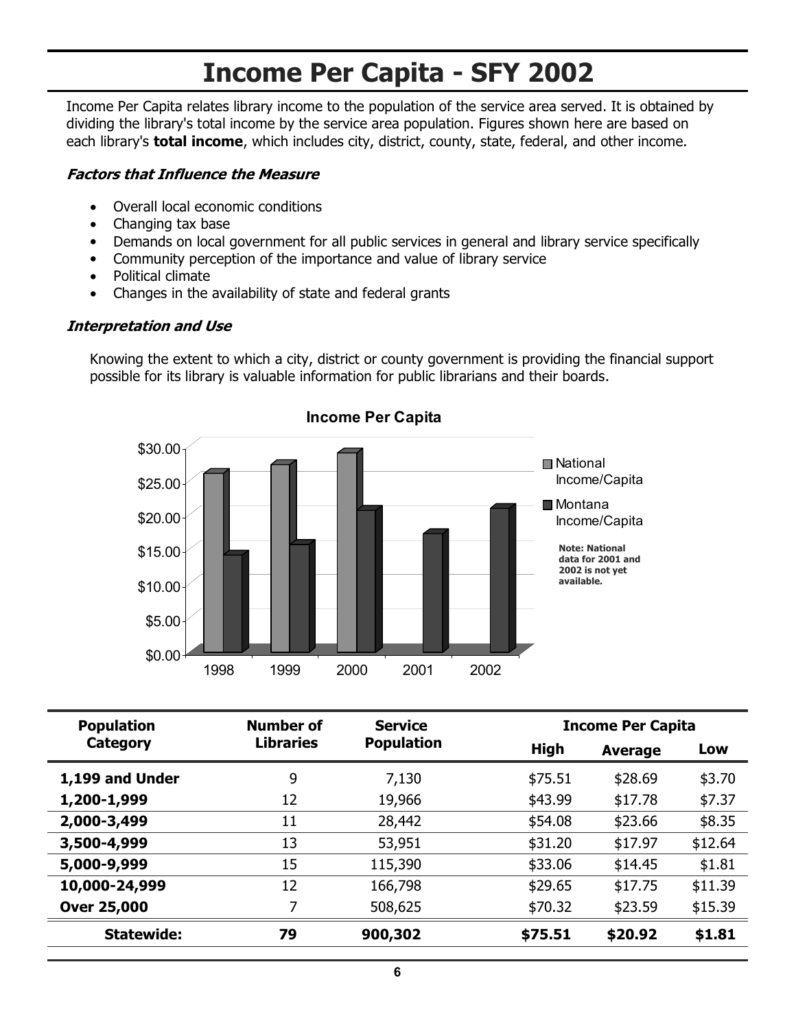# Income Per Capita - SFY 2002

Income Per Capita relates library income to the population of the service area served. It is obtained by dividing the library's total income by the service area population. Figures shown here are based on each library's **total income**, which includes city, district, county, state, federal, and other income.

### *Factors that Influence the Measure*

- Overall local economic conditions
- Changing tax base
- Demands on local government for all public services in general and library service specifically
- Community perception of the importance and value of library service
- Political climate
- Changes in the availability of state and federal grants

### *Interpretation and Use*

Knowing the extent to which a city, district or county government is providing the financial support possible for its library is valuable information for public librarians and their boards.

**Income Per Capita**

**Note: National data for 2001 and 2002 is not yet available.**

| Population Category | Number of Libraries | Service Population | Income Per Capita | | |
|---|---|---|---|---|---|
| | | | High | Average | Low |
| **1,199 and Under** | 9 | 7,130 | $75.51 | $28.69 | $3.70 |
| **1,200-1,999** | 12 | 19,966 | $43.99 | $17.78 | $7.37 |
| **2,000-3,499** | 11 | 28,442 | $54.08 | $23.66 | $8.35 |
| **3,500-4,999** | 13 | 53,951 | $31.20 | $17.97 | $12.64 |
| **5,000-9,999** | 15 | 115,390 | $33.06 | $14.45 | $1.81 |
| **10,000-24,999** | 12 | 166,798 | $29.65 | $17.75 | $11.39 |
| **Over 25,000** | 7 | 508,625 | $70.32 | $23.59 | $15.39 |
| **Statewide:** | **79** | **900,302** | **$75.51** | **$20.92** | **$1.81** |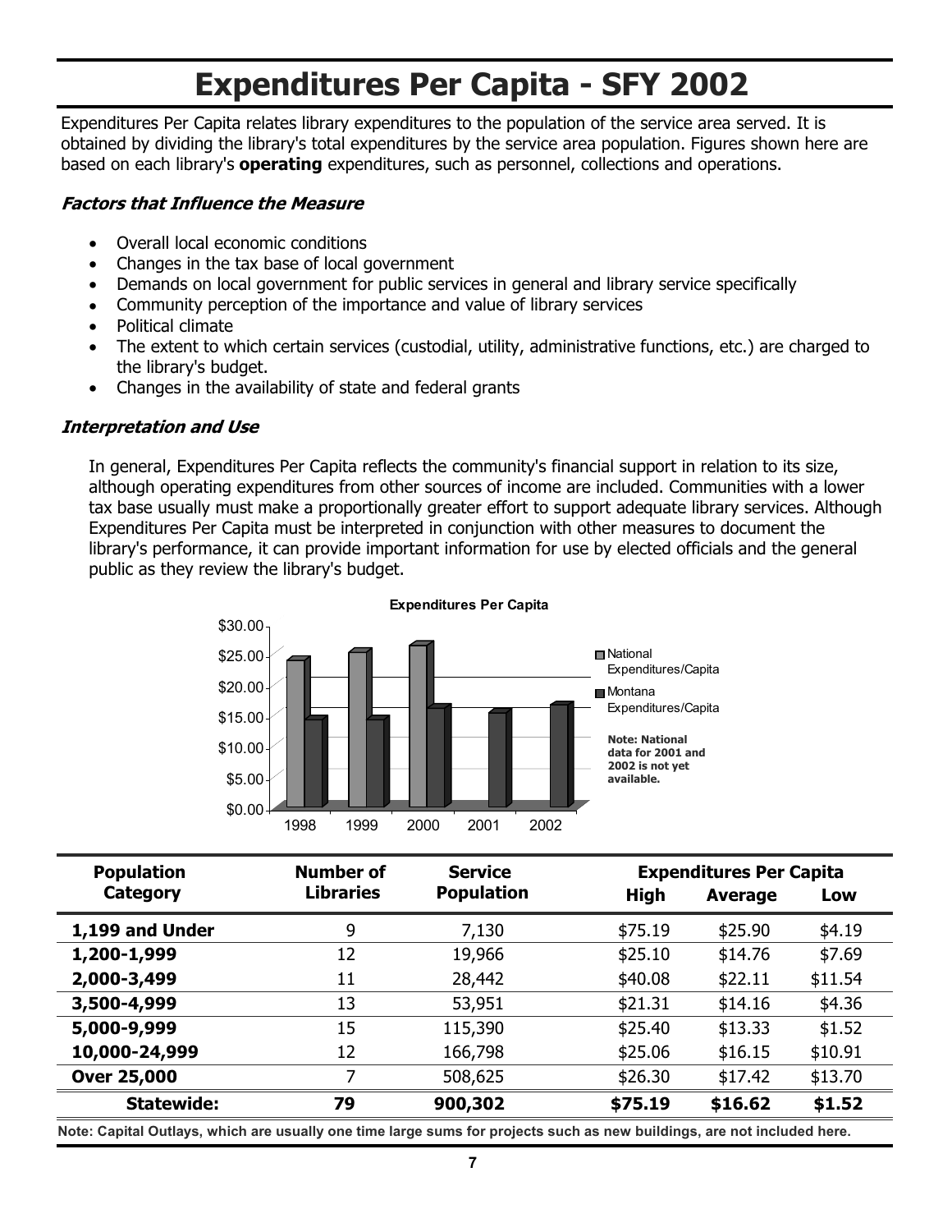# Expenditures Per Capita - SFY 2002

Expenditures Per Capita relates library expenditures to the population of the service area served. It is obtained by dividing the library's total expenditures by the service area population. Figures shown here are based on each library's **operating** expenditures, such as personnel, collections and operations.

### *Factors that Influence the Measure*

- Overall local economic conditions
- Changes in the tax base of local government
- Demands on local government for public services in general and library service specifically
- Community perception of the importance and value of library services
- Political climate
- The extent to which certain services (custodial, utility, administrative functions, etc.) are charged to the library's budget.
- Changes in the availability of state and federal grants

### *Interpretation and Use*

In general, Expenditures Per Capita reflects the community's financial support in relation to its size, although operating expenditures from other sources of income are included. Communities with a lower tax base usually must make a proportionally greater effort to support adequate library services. Although Expenditures Per Capita must be interpreted in conjunction with other measures to document the library's performance, it can provide important information for use by elected officials and the general public as they review the library's budget.

**Expenditures Per Capita**

National Expenditures/Capita; Montana Expenditures/Capita

**Note: National data for 2001 and 2002 is not yet available.**

| Population Category | Number of Libraries | Service Population | Expenditures Per Capita | | |
|---|---|---|---|---|---|
| | | | High | Average | Low |
| **1,199 and Under** | 9 | 7,130 | $75.19 | $25.90 | $4.19 |
| **1,200-1,999** | 12 | 19,966 | $25.10 | $14.76 | $7.69 |
| **2,000-3,499** | 11 | 28,442 | $40.08 | $22.11 | $11.54 |
| **3,500-4,999** | 13 | 53,951 | $21.31 | $14.16 | $4.36 |
| **5,000-9,999** | 15 | 115,390 | $25.40 | $13.33 | $1.52 |
| **10,000-24,999** | 12 | 166,798 | $25.06 | $16.15 | $10.91 |
| **Over 25,000** | 7 | 508,625 | $26.30 | $17.42 | $13.70 |
| **Statewide:** | **79** | **900,302** | **$75.19** | **$16.62** | **$1.52** |

**Note: Capital Outlays, which are usually one time large sums for projects such as new buildings, are not included here.**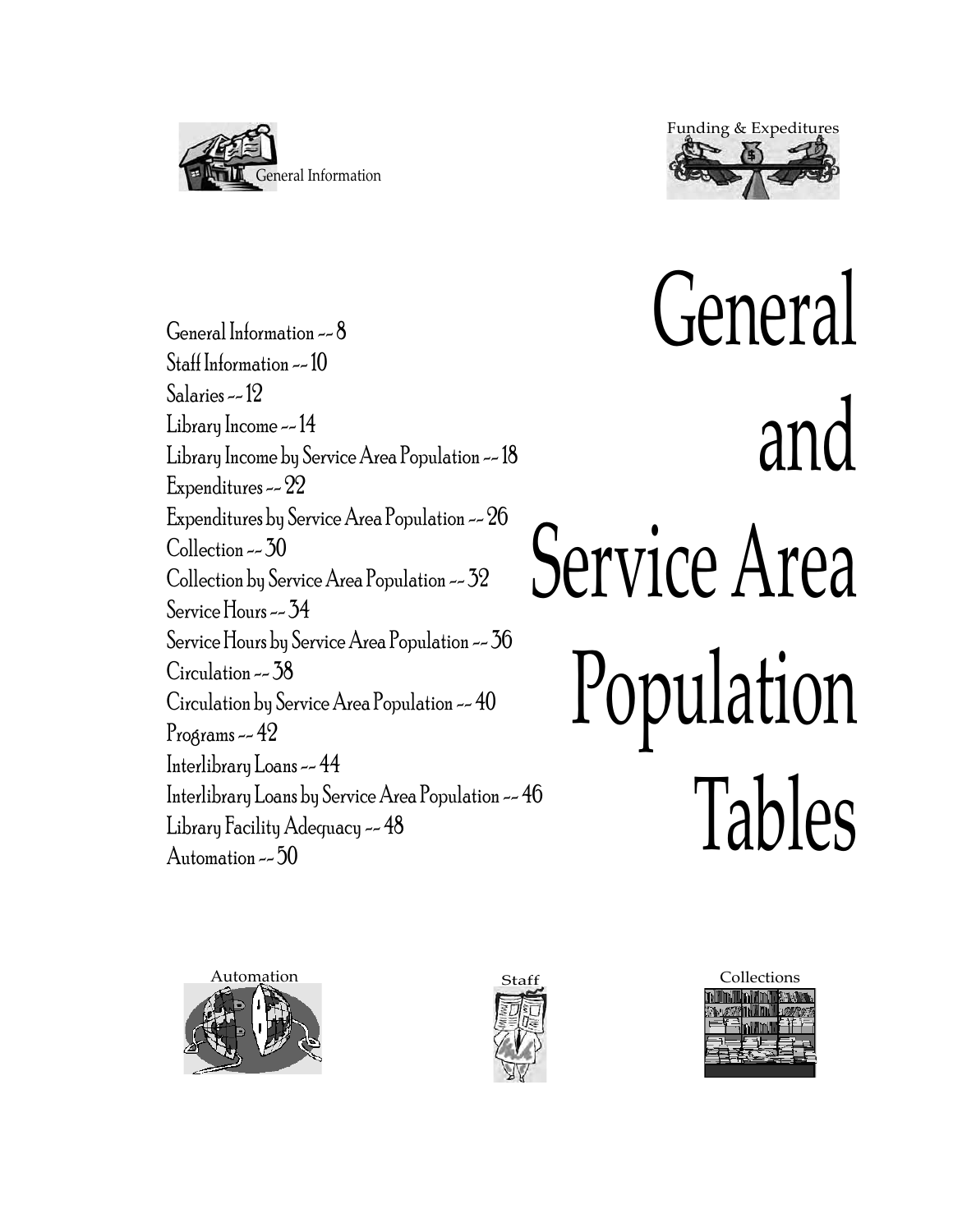General Information

Funding & Expeditures

# General and Service Area Population Tables

General Information -- 8
Staff Information -- 10
Salaries -- 12
Library Income -- 14
Library Income by Service Area Population -- 18
Expenditures -- 22
Expenditures by Service Area Population -- 26
Collection -- 30
Collection by Service Area Population -- 32
Service Hours -- 34
Service Hours by Service Area Population -- 36
Circulation -- 38
Circulation by Service Area Population -- 40
Programs -- 42
Interlibrary Loans -- 44
Interlibrary Loans by Service Area Population -- 46
Library Facility Adequacy -- 48
Automation -- 50

Automation

Staff

Collections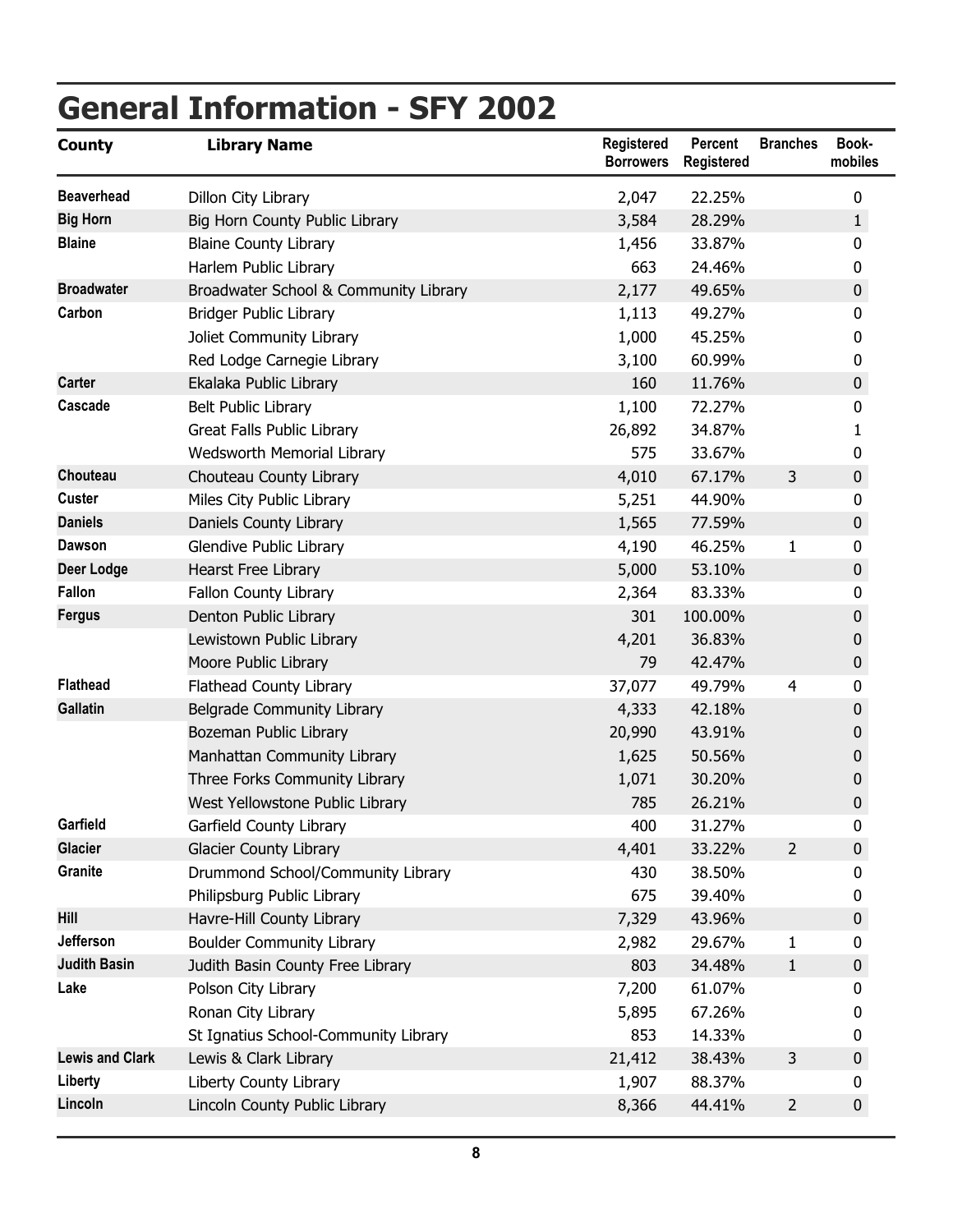# General Information - SFY 2002

| County | Library Name | Registered Borrowers | Percent Registered | Branches | Book-mobiles |
|---|---|---|---|---|---|
| Beaverhead | Dillon City Library | 2,047 | 22.25% | | 0 |
| Big Horn | Big Horn County Public Library | 3,584 | 28.29% | | 1 |
| Blaine | Blaine County Library | 1,456 | 33.87% | | 0 |
| | Harlem Public Library | 663 | 24.46% | | 0 |
| Broadwater | Broadwater School & Community Library | 2,177 | 49.65% | | 0 |
| Carbon | Bridger Public Library | 1,113 | 49.27% | | 0 |
| | Joliet Community Library | 1,000 | 45.25% | | 0 |
| | Red Lodge Carnegie Library | 3,100 | 60.99% | | 0 |
| Carter | Ekalaka Public Library | 160 | 11.76% | | 0 |
| Cascade | Belt Public Library | 1,100 | 72.27% | | 0 |
| | Great Falls Public Library | 26,892 | 34.87% | | 1 |
| | Wedsworth Memorial Library | 575 | 33.67% | | 0 |
| Chouteau | Chouteau County Library | 4,010 | 67.17% | 3 | 0 |
| Custer | Miles City Public Library | 5,251 | 44.90% | | 0 |
| Daniels | Daniels County Library | 1,565 | 77.59% | | 0 |
| Dawson | Glendive Public Library | 4,190 | 46.25% | 1 | 0 |
| Deer Lodge | Hearst Free Library | 5,000 | 53.10% | | 0 |
| Fallon | Fallon County Library | 2,364 | 83.33% | | 0 |
| Fergus | Denton Public Library | 301 | 100.00% | | 0 |
| | Lewistown Public Library | 4,201 | 36.83% | | 0 |
| | Moore Public Library | 79 | 42.47% | | 0 |
| Flathead | Flathead County Library | 37,077 | 49.79% | 4 | 0 |
| Gallatin | Belgrade Community Library | 4,333 | 42.18% | | 0 |
| | Bozeman Public Library | 20,990 | 43.91% | | 0 |
| | Manhattan Community Library | 1,625 | 50.56% | | 0 |
| | Three Forks Community Library | 1,071 | 30.20% | | 0 |
| | West Yellowstone Public Library | 785 | 26.21% | | 0 |
| Garfield | Garfield County Library | 400 | 31.27% | | 0 |
| Glacier | Glacier County Library | 4,401 | 33.22% | 2 | 0 |
| Granite | Drummond School/Community Library | 430 | 38.50% | | 0 |
| | Philipsburg Public Library | 675 | 39.40% | | 0 |
| Hill | Havre-Hill County Library | 7,329 | 43.96% | | 0 |
| Jefferson | Boulder Community Library | 2,982 | 29.67% | 1 | 0 |
| Judith Basin | Judith Basin County Free Library | 803 | 34.48% | 1 | 0 |
| Lake | Polson City Library | 7,200 | 61.07% | | 0 |
| | Ronan City Library | 5,895 | 67.26% | | 0 |
| | St Ignatius School-Community Library | 853 | 14.33% | | 0 |
| Lewis and Clark | Lewis & Clark Library | 21,412 | 38.43% | 3 | 0 |
| Liberty | Liberty County Library | 1,907 | 88.37% | | 0 |
| Lincoln | Lincoln County Public Library | 8,366 | 44.41% | 2 | 0 |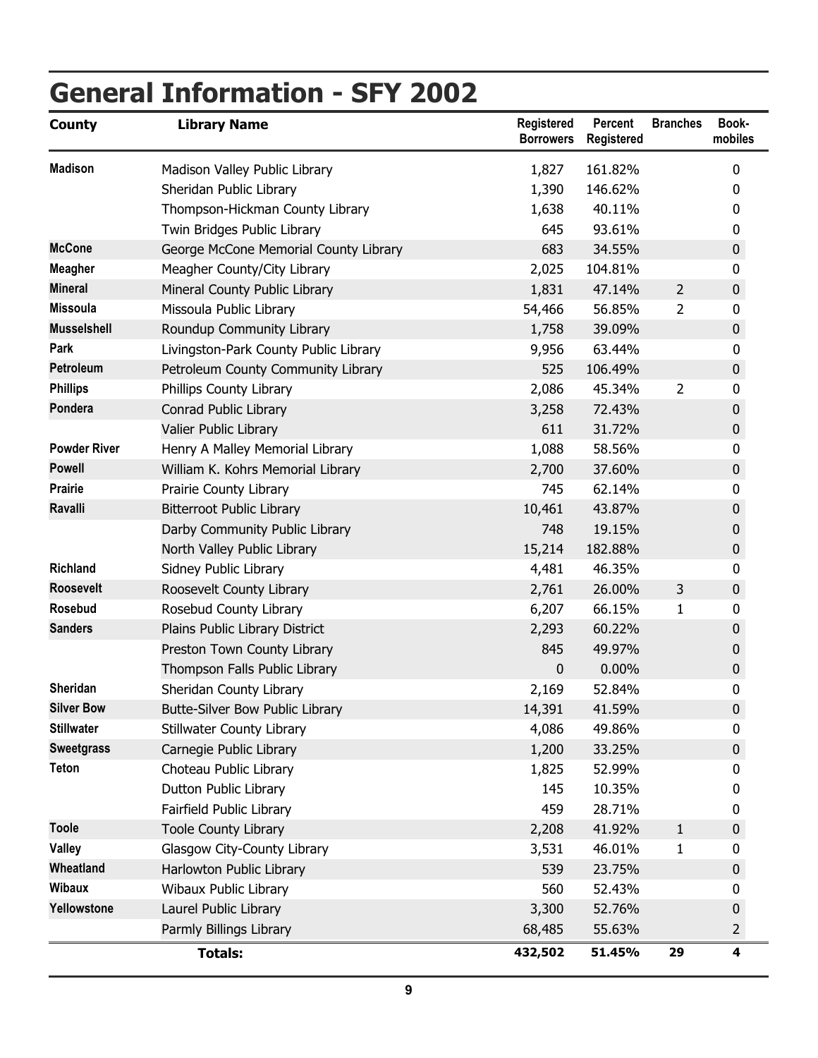# General Information - SFY 2002

| County | Library Name | Registered Borrowers | Percent Registered | Branches | Book-mobiles |
|---|---|---|---|---|---|
| Madison | Madison Valley Public Library | 1,827 | 161.82% | | 0 |
| | Sheridan Public Library | 1,390 | 146.62% | | 0 |
| | Thompson-Hickman County Library | 1,638 | 40.11% | | 0 |
| | Twin Bridges Public Library | 645 | 93.61% | | 0 |
| McCone | George McCone Memorial County Library | 683 | 34.55% | | 0 |
| Meagher | Meagher County/City Library | 2,025 | 104.81% | | 0 |
| Mineral | Mineral County Public Library | 1,831 | 47.14% | 2 | 0 |
| Missoula | Missoula Public Library | 54,466 | 56.85% | 2 | 0 |
| Musselshell | Roundup Community Library | 1,758 | 39.09% | | 0 |
| Park | Livingston-Park County Public Library | 9,956 | 63.44% | | 0 |
| Petroleum | Petroleum County Community Library | 525 | 106.49% | | 0 |
| Phillips | Phillips County Library | 2,086 | 45.34% | 2 | 0 |
| Pondera | Conrad Public Library | 3,258 | 72.43% | | 0 |
| | Valier Public Library | 611 | 31.72% | | 0 |
| Powder River | Henry A Malley Memorial Library | 1,088 | 58.56% | | 0 |
| Powell | William K. Kohrs Memorial Library | 2,700 | 37.60% | | 0 |
| Prairie | Prairie County Library | 745 | 62.14% | | 0 |
| Ravalli | Bitterroot Public Library | 10,461 | 43.87% | | 0 |
| | Darby Community Public Library | 748 | 19.15% | | 0 |
| | North Valley Public Library | 15,214 | 182.88% | | 0 |
| Richland | Sidney Public Library | 4,481 | 46.35% | | 0 |
| Roosevelt | Roosevelt County Library | 2,761 | 26.00% | 3 | 0 |
| Rosebud | Rosebud County Library | 6,207 | 66.15% | 1 | 0 |
| Sanders | Plains Public Library District | 2,293 | 60.22% | | 0 |
| | Preston Town County Library | 845 | 49.97% | | 0 |
| | Thompson Falls Public Library | 0 | 0.00% | | 0 |
| Sheridan | Sheridan County Library | 2,169 | 52.84% | | 0 |
| Silver Bow | Butte-Silver Bow Public Library | 14,391 | 41.59% | | 0 |
| Stillwater | Stillwater County Library | 4,086 | 49.86% | | 0 |
| Sweetgrass | Carnegie Public Library | 1,200 | 33.25% | | 0 |
| Teton | Choteau Public Library | 1,825 | 52.99% | | 0 |
| | Dutton Public Library | 145 | 10.35% | | 0 |
| | Fairfield Public Library | 459 | 28.71% | | 0 |
| Toole | Toole County Library | 2,208 | 41.92% | 1 | 0 |
| Valley | Glasgow City-County Library | 3,531 | 46.01% | 1 | 0 |
| Wheatland | Harlowton Public Library | 539 | 23.75% | | 0 |
| Wibaux | Wibaux Public Library | 560 | 52.43% | | 0 |
| Yellowstone | Laurel Public Library | 3,300 | 52.76% | | 0 |
| | Parmly Billings Library | 68,485 | 55.63% | | 2 |
| | **Totals:** | **432,502** | **51.45%** | **29** | **4** |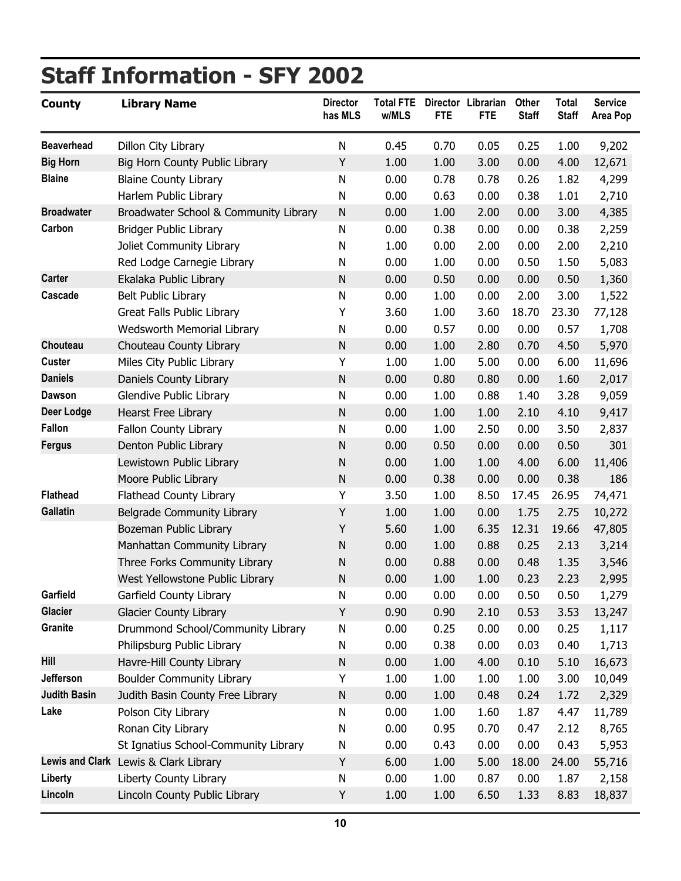# Staff Information - SFY 2002

| County | Library Name | Director has MLS | Total FTE w/MLS | Director FTE | Librarian FTE | Other Staff | Total Staff | Service Area Pop |
|---|---|---|---|---|---|---|---|---|
| Beaverhead | Dillon City Library | N | 0.45 | 0.70 | 0.05 | 0.25 | 1.00 | 9,202 |
| Big Horn | Big Horn County Public Library | Y | 1.00 | 1.00 | 3.00 | 0.00 | 4.00 | 12,671 |
| Blaine | Blaine County Library | N | 0.00 | 0.78 | 0.78 | 0.26 | 1.82 | 4,299 |
| | Harlem Public Library | N | 0.00 | 0.63 | 0.00 | 0.38 | 1.01 | 2,710 |
| Broadwater | Broadwater School & Community Library | N | 0.00 | 1.00 | 2.00 | 0.00 | 3.00 | 4,385 |
| Carbon | Bridger Public Library | N | 0.00 | 0.38 | 0.00 | 0.00 | 0.38 | 2,259 |
| | Joliet Community Library | N | 1.00 | 0.00 | 2.00 | 0.00 | 2.00 | 2,210 |
| | Red Lodge Carnegie Library | N | 0.00 | 1.00 | 0.00 | 0.50 | 1.50 | 5,083 |
| Carter | Ekalaka Public Library | N | 0.00 | 0.50 | 0.00 | 0.00 | 0.50 | 1,360 |
| Cascade | Belt Public Library | N | 0.00 | 1.00 | 0.00 | 2.00 | 3.00 | 1,522 |
| | Great Falls Public Library | Y | 3.60 | 1.00 | 3.60 | 18.70 | 23.30 | 77,128 |
| | Wedsworth Memorial Library | N | 0.00 | 0.57 | 0.00 | 0.00 | 0.57 | 1,708 |
| Chouteau | Chouteau County Library | N | 0.00 | 1.00 | 2.80 | 0.70 | 4.50 | 5,970 |
| Custer | Miles City Public Library | Y | 1.00 | 1.00 | 5.00 | 0.00 | 6.00 | 11,696 |
| Daniels | Daniels County Library | N | 0.00 | 0.80 | 0.80 | 0.00 | 1.60 | 2,017 |
| Dawson | Glendive Public Library | N | 0.00 | 1.00 | 0.88 | 1.40 | 3.28 | 9,059 |
| Deer Lodge | Hearst Free Library | N | 0.00 | 1.00 | 1.00 | 2.10 | 4.10 | 9,417 |
| Fallon | Fallon County Library | N | 0.00 | 1.00 | 2.50 | 0.00 | 3.50 | 2,837 |
| Fergus | Denton Public Library | N | 0.00 | 0.50 | 0.00 | 0.00 | 0.50 | 301 |
| | Lewistown Public Library | N | 0.00 | 1.00 | 1.00 | 4.00 | 6.00 | 11,406 |
| | Moore Public Library | N | 0.00 | 0.38 | 0.00 | 0.00 | 0.38 | 186 |
| Flathead | Flathead County Library | Y | 3.50 | 1.00 | 8.50 | 17.45 | 26.95 | 74,471 |
| Gallatin | Belgrade Community Library | Y | 1.00 | 1.00 | 0.00 | 1.75 | 2.75 | 10,272 |
| | Bozeman Public Library | Y | 5.60 | 1.00 | 6.35 | 12.31 | 19.66 | 47,805 |
| | Manhattan Community Library | N | 0.00 | 1.00 | 0.88 | 0.25 | 2.13 | 3,214 |
| | Three Forks Community Library | N | 0.00 | 0.88 | 0.00 | 0.48 | 1.35 | 3,546 |
| | West Yellowstone Public Library | N | 0.00 | 1.00 | 1.00 | 0.23 | 2.23 | 2,995 |
| Garfield | Garfield County Library | N | 0.00 | 0.00 | 0.00 | 0.50 | 0.50 | 1,279 |
| Glacier | Glacier County Library | Y | 0.90 | 0.90 | 2.10 | 0.53 | 3.53 | 13,247 |
| Granite | Drummond School/Community Library | N | 0.00 | 0.25 | 0.00 | 0.00 | 0.25 | 1,117 |
| | Philipsburg Public Library | N | 0.00 | 0.38 | 0.00 | 0.03 | 0.40 | 1,713 |
| Hill | Havre-Hill County Library | N | 0.00 | 1.00 | 4.00 | 0.10 | 5.10 | 16,673 |
| Jefferson | Boulder Community Library | Y | 1.00 | 1.00 | 1.00 | 1.00 | 3.00 | 10,049 |
| Judith Basin | Judith Basin County Free Library | N | 0.00 | 1.00 | 0.48 | 0.24 | 1.72 | 2,329 |
| Lake | Polson City Library | N | 0.00 | 1.00 | 1.60 | 1.87 | 4.47 | 11,789 |
| | Ronan City Library | N | 0.00 | 0.95 | 0.70 | 0.47 | 2.12 | 8,765 |
| | St Ignatius School-Community Library | N | 0.00 | 0.43 | 0.00 | 0.00 | 0.43 | 5,953 |
| Lewis and Clark | Lewis & Clark Library | Y | 6.00 | 1.00 | 5.00 | 18.00 | 24.00 | 55,716 |
| Liberty | Liberty County Library | N | 0.00 | 1.00 | 0.87 | 0.00 | 1.87 | 2,158 |
| Lincoln | Lincoln County Public Library | Y | 1.00 | 1.00 | 6.50 | 1.33 | 8.83 | 18,837 |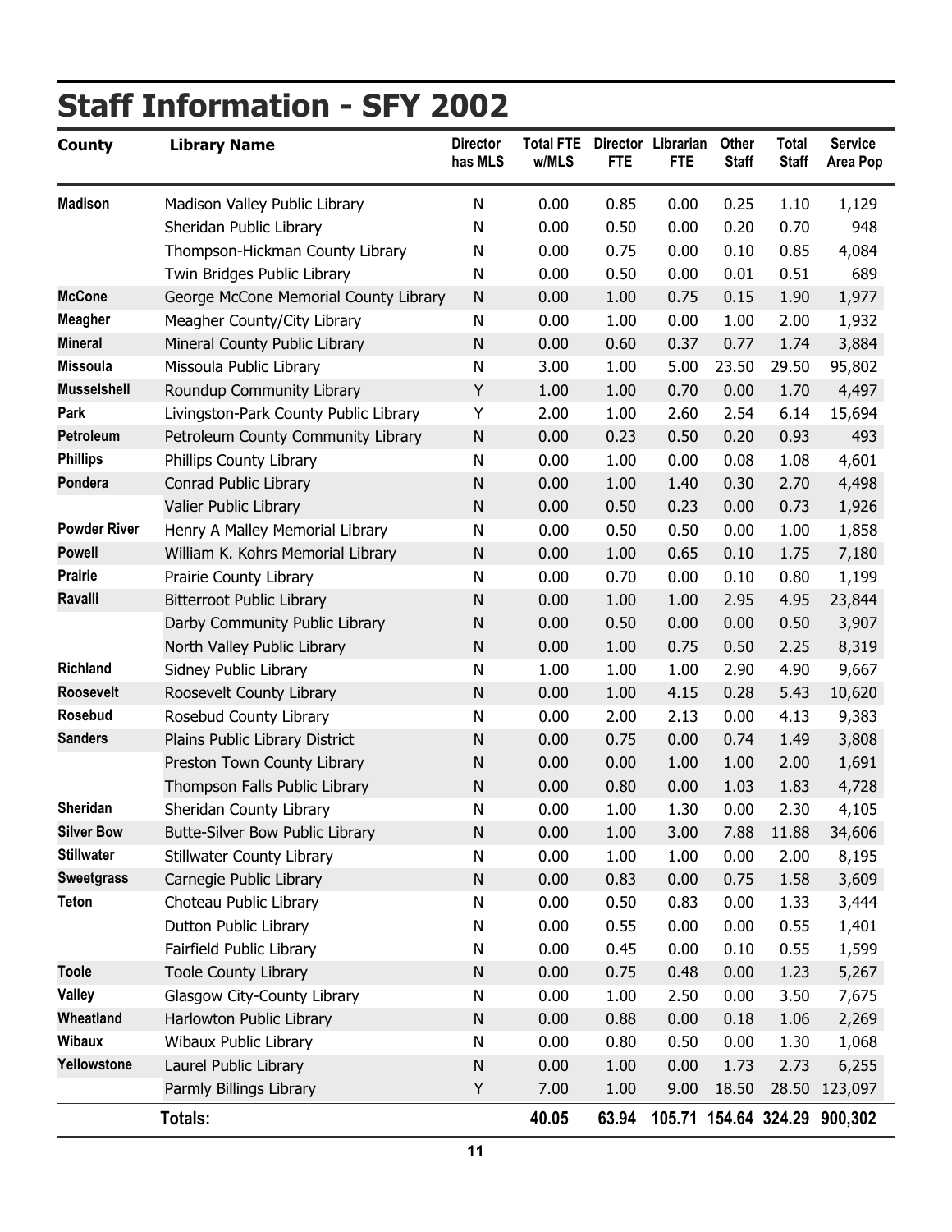# Staff Information - SFY 2002

| County | Library Name | Director has MLS | Total FTE w/MLS | Director FTE | Librarian FTE | Other Staff | Total Staff | Service Area Pop |
|---|---|---|---|---|---|---|---|---|
| Madison | Madison Valley Public Library | N | 0.00 | 0.85 | 0.00 | 0.25 | 1.10 | 1,129 |
| | Sheridan Public Library | N | 0.00 | 0.50 | 0.00 | 0.20 | 0.70 | 948 |
| | Thompson-Hickman County Library | N | 0.00 | 0.75 | 0.00 | 0.10 | 0.85 | 4,084 |
| | Twin Bridges Public Library | N | 0.00 | 0.50 | 0.00 | 0.01 | 0.51 | 689 |
| McCone | George McCone Memorial County Library | N | 0.00 | 1.00 | 0.75 | 0.15 | 1.90 | 1,977 |
| Meagher | Meagher County/City Library | N | 0.00 | 1.00 | 0.00 | 1.00 | 2.00 | 1,932 |
| Mineral | Mineral County Public Library | N | 0.00 | 0.60 | 0.37 | 0.77 | 1.74 | 3,884 |
| Missoula | Missoula Public Library | N | 3.00 | 1.00 | 5.00 | 23.50 | 29.50 | 95,802 |
| Musselshell | Roundup Community Library | Y | 1.00 | 1.00 | 0.70 | 0.00 | 1.70 | 4,497 |
| Park | Livingston-Park County Public Library | Y | 2.00 | 1.00 | 2.60 | 2.54 | 6.14 | 15,694 |
| Petroleum | Petroleum County Community Library | N | 0.00 | 0.23 | 0.50 | 0.20 | 0.93 | 493 |
| Phillips | Phillips County Library | N | 0.00 | 1.00 | 0.00 | 0.08 | 1.08 | 4,601 |
| Pondera | Conrad Public Library | N | 0.00 | 1.00 | 1.40 | 0.30 | 2.70 | 4,498 |
| | Valier Public Library | N | 0.00 | 0.50 | 0.23 | 0.00 | 0.73 | 1,926 |
| Powder River | Henry A Malley Memorial Library | N | 0.00 | 0.50 | 0.50 | 0.00 | 1.00 | 1,858 |
| Powell | William K. Kohrs Memorial Library | N | 0.00 | 1.00 | 0.65 | 0.10 | 1.75 | 7,180 |
| Prairie | Prairie County Library | N | 0.00 | 0.70 | 0.00 | 0.10 | 0.80 | 1,199 |
| Ravalli | Bitterroot Public Library | N | 0.00 | 1.00 | 1.00 | 2.95 | 4.95 | 23,844 |
| | Darby Community Public Library | N | 0.00 | 0.50 | 0.00 | 0.00 | 0.50 | 3,907 |
| | North Valley Public Library | N | 0.00 | 1.00 | 0.75 | 0.50 | 2.25 | 8,319 |
| Richland | Sidney Public Library | N | 1.00 | 1.00 | 1.00 | 2.90 | 4.90 | 9,667 |
| Roosevelt | Roosevelt County Library | N | 0.00 | 1.00 | 4.15 | 0.28 | 5.43 | 10,620 |
| Rosebud | Rosebud County Library | N | 0.00 | 2.00 | 2.13 | 0.00 | 4.13 | 9,383 |
| Sanders | Plains Public Library District | N | 0.00 | 0.75 | 0.00 | 0.74 | 1.49 | 3,808 |
| | Preston Town County Library | N | 0.00 | 0.00 | 1.00 | 1.00 | 2.00 | 1,691 |
| | Thompson Falls Public Library | N | 0.00 | 0.80 | 0.00 | 1.03 | 1.83 | 4,728 |
| Sheridan | Sheridan County Library | N | 0.00 | 1.00 | 1.30 | 0.00 | 2.30 | 4,105 |
| Silver Bow | Butte-Silver Bow Public Library | N | 0.00 | 1.00 | 3.00 | 7.88 | 11.88 | 34,606 |
| Stillwater | Stillwater County Library | N | 0.00 | 1.00 | 1.00 | 0.00 | 2.00 | 8,195 |
| Sweetgrass | Carnegie Public Library | N | 0.00 | 0.83 | 0.00 | 0.75 | 1.58 | 3,609 |
| Teton | Choteau Public Library | N | 0.00 | 0.50 | 0.83 | 0.00 | 1.33 | 3,444 |
| | Dutton Public Library | N | 0.00 | 0.55 | 0.00 | 0.00 | 0.55 | 1,401 |
| | Fairfield Public Library | N | 0.00 | 0.45 | 0.00 | 0.10 | 0.55 | 1,599 |
| Toole | Toole County Library | N | 0.00 | 0.75 | 0.48 | 0.00 | 1.23 | 5,267 |
| Valley | Glasgow City-County Library | N | 0.00 | 1.00 | 2.50 | 0.00 | 3.50 | 7,675 |
| Wheatland | Harlowton Public Library | N | 0.00 | 0.88 | 0.00 | 0.18 | 1.06 | 2,269 |
| Wibaux | Wibaux Public Library | N | 0.00 | 0.80 | 0.50 | 0.00 | 1.30 | 1,068 |
| Yellowstone | Laurel Public Library | N | 0.00 | 1.00 | 0.00 | 1.73 | 2.73 | 6,255 |
| | Parmly Billings Library | Y | 7.00 | 1.00 | 9.00 | 18.50 | 28.50 | 123,097 |
| | **Totals:** | | **40.05** | **63.94** | **105.71** | **154.64** | **324.29** | **900,302** |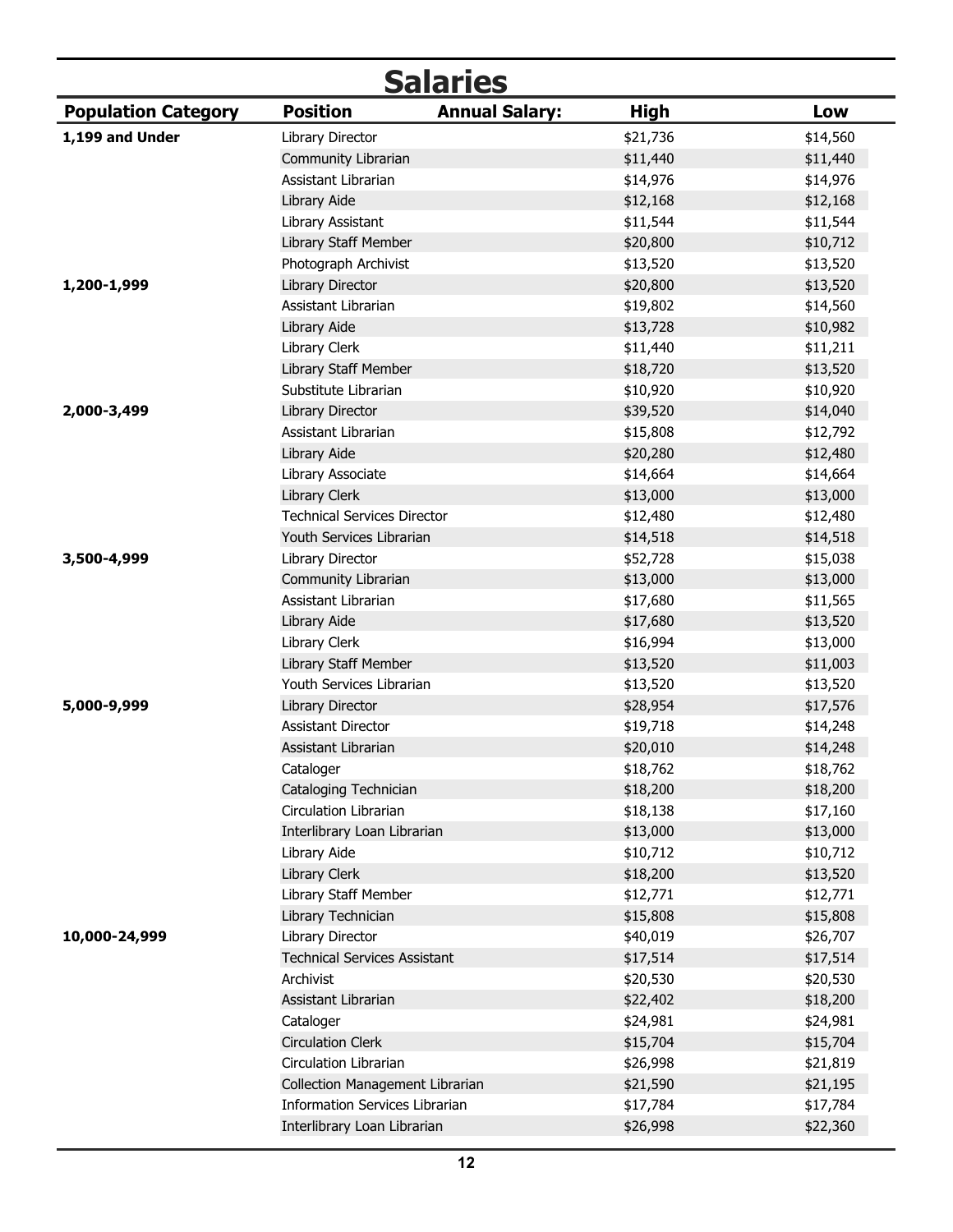# Salaries

| Population Category | Position | High | Low |
|---|---|---|---|
| **1,199 and Under** | Library Director | $21,736 | $14,560 |
| | Community Librarian | $11,440 | $11,440 |
| | Assistant Librarian | $14,976 | $14,976 |
| | Library Aide | $12,168 | $12,168 |
| | Library Assistant | $11,544 | $11,544 |
| | Library Staff Member | $20,800 | $10,712 |
| | Photograph Archivist | $13,520 | $13,520 |
| **1,200-1,999** | Library Director | $20,800 | $13,520 |
| | Assistant Librarian | $19,802 | $14,560 |
| | Library Aide | $13,728 | $10,982 |
| | Library Clerk | $11,440 | $11,211 |
| | Library Staff Member | $18,720 | $13,520 |
| | Substitute Librarian | $10,920 | $10,920 |
| **2,000-3,499** | Library Director | $39,520 | $14,040 |
| | Assistant Librarian | $15,808 | $12,792 |
| | Library Aide | $20,280 | $12,480 |
| | Library Associate | $14,664 | $14,664 |
| | Library Clerk | $13,000 | $13,000 |
| | Technical Services Director | $12,480 | $12,480 |
| | Youth Services Librarian | $14,518 | $14,518 |
| **3,500-4,999** | Library Director | $52,728 | $15,038 |
| | Community Librarian | $13,000 | $13,000 |
| | Assistant Librarian | $17,680 | $11,565 |
| | Library Aide | $17,680 | $13,520 |
| | Library Clerk | $16,994 | $13,000 |
| | Library Staff Member | $13,520 | $11,003 |
| | Youth Services Librarian | $13,520 | $13,520 |
| **5,000-9,999** | Library Director | $28,954 | $17,576 |
| | Assistant Director | $19,718 | $14,248 |
| | Assistant Librarian | $20,010 | $14,248 |
| | Cataloger | $18,762 | $18,762 |
| | Cataloging Technician | $18,200 | $18,200 |
| | Circulation Librarian | $18,138 | $17,160 |
| | Interlibrary Loan Librarian | $13,000 | $13,000 |
| | Library Aide | $10,712 | $10,712 |
| | Library Clerk | $18,200 | $13,520 |
| | Library Staff Member | $12,771 | $12,771 |
| | Library Technician | $15,808 | $15,808 |
| **10,000-24,999** | Library Director | $40,019 | $26,707 |
| | Technical Services Assistant | $17,514 | $17,514 |
| | Archivist | $20,530 | $20,530 |
| | Assistant Librarian | $22,402 | $18,200 |
| | Cataloger | $24,981 | $24,981 |
| | Circulation Clerk | $15,704 | $15,704 |
| | Circulation Librarian | $26,998 | $21,819 |
| | Collection Management Librarian | $21,590 | $21,195 |
| | Information Services Librarian | $17,784 | $17,784 |
| | Interlibrary Loan Librarian | $26,998 | $22,360 |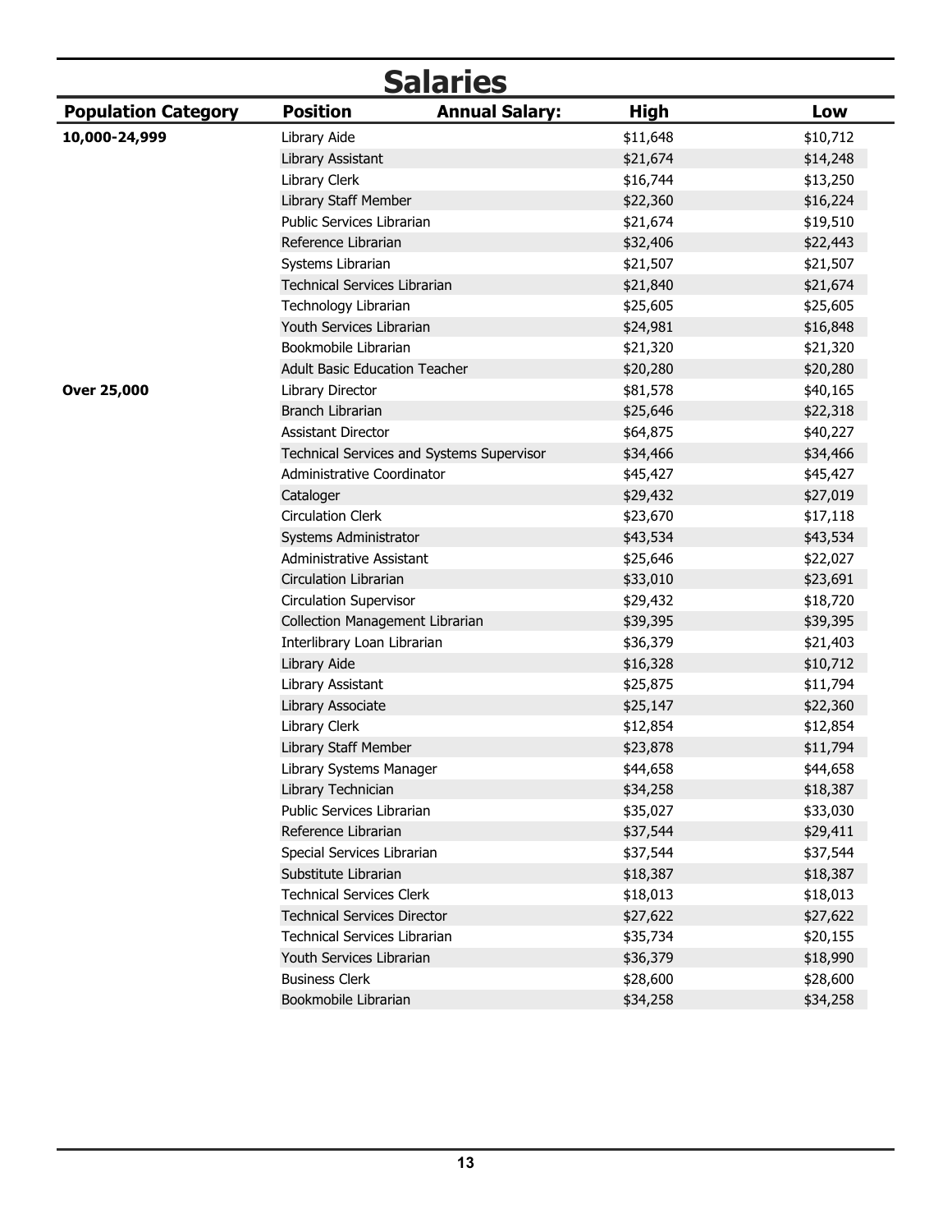# Salaries

| Population Category | Position | High | Low |
|---|---|---|---|
| **10,000-24,999** | Library Aide | $11,648 | $10,712 |
| | Library Assistant | $21,674 | $14,248 |
| | Library Clerk | $16,744 | $13,250 |
| | Library Staff Member | $22,360 | $16,224 |
| | Public Services Librarian | $21,674 | $19,510 |
| | Reference Librarian | $32,406 | $22,443 |
| | Systems Librarian | $21,507 | $21,507 |
| | Technical Services Librarian | $21,840 | $21,674 |
| | Technology Librarian | $25,605 | $25,605 |
| | Youth Services Librarian | $24,981 | $16,848 |
| | Bookmobile Librarian | $21,320 | $21,320 |
| | Adult Basic Education Teacher | $20,280 | $20,280 |
| **Over 25,000** | Library Director | $81,578 | $40,165 |
| | Branch Librarian | $25,646 | $22,318 |
| | Assistant Director | $64,875 | $40,227 |
| | Technical Services and Systems Supervisor | $34,466 | $34,466 |
| | Administrative Coordinator | $45,427 | $45,427 |
| | Cataloger | $29,432 | $27,019 |
| | Circulation Clerk | $23,670 | $17,118 |
| | Systems Administrator | $43,534 | $43,534 |
| | Administrative Assistant | $25,646 | $22,027 |
| | Circulation Librarian | $33,010 | $23,691 |
| | Circulation Supervisor | $29,432 | $18,720 |
| | Collection Management Librarian | $39,395 | $39,395 |
| | Interlibrary Loan Librarian | $36,379 | $21,403 |
| | Library Aide | $16,328 | $10,712 |
| | Library Assistant | $25,875 | $11,794 |
| | Library Associate | $25,147 | $22,360 |
| | Library Clerk | $12,854 | $12,854 |
| | Library Staff Member | $23,878 | $11,794 |
| | Library Systems Manager | $44,658 | $44,658 |
| | Library Technician | $34,258 | $18,387 |
| | Public Services Librarian | $35,027 | $33,030 |
| | Reference Librarian | $37,544 | $29,411 |
| | Special Services Librarian | $37,544 | $37,544 |
| | Substitute Librarian | $18,387 | $18,387 |
| | Technical Services Clerk | $18,013 | $18,013 |
| | Technical Services Director | $27,622 | $27,622 |
| | Technical Services Librarian | $35,734 | $20,155 |
| | Youth Services Librarian | $36,379 | $18,990 |
| | Business Clerk | $28,600 | $28,600 |
| | Bookmobile Librarian | $34,258 | $34,258 |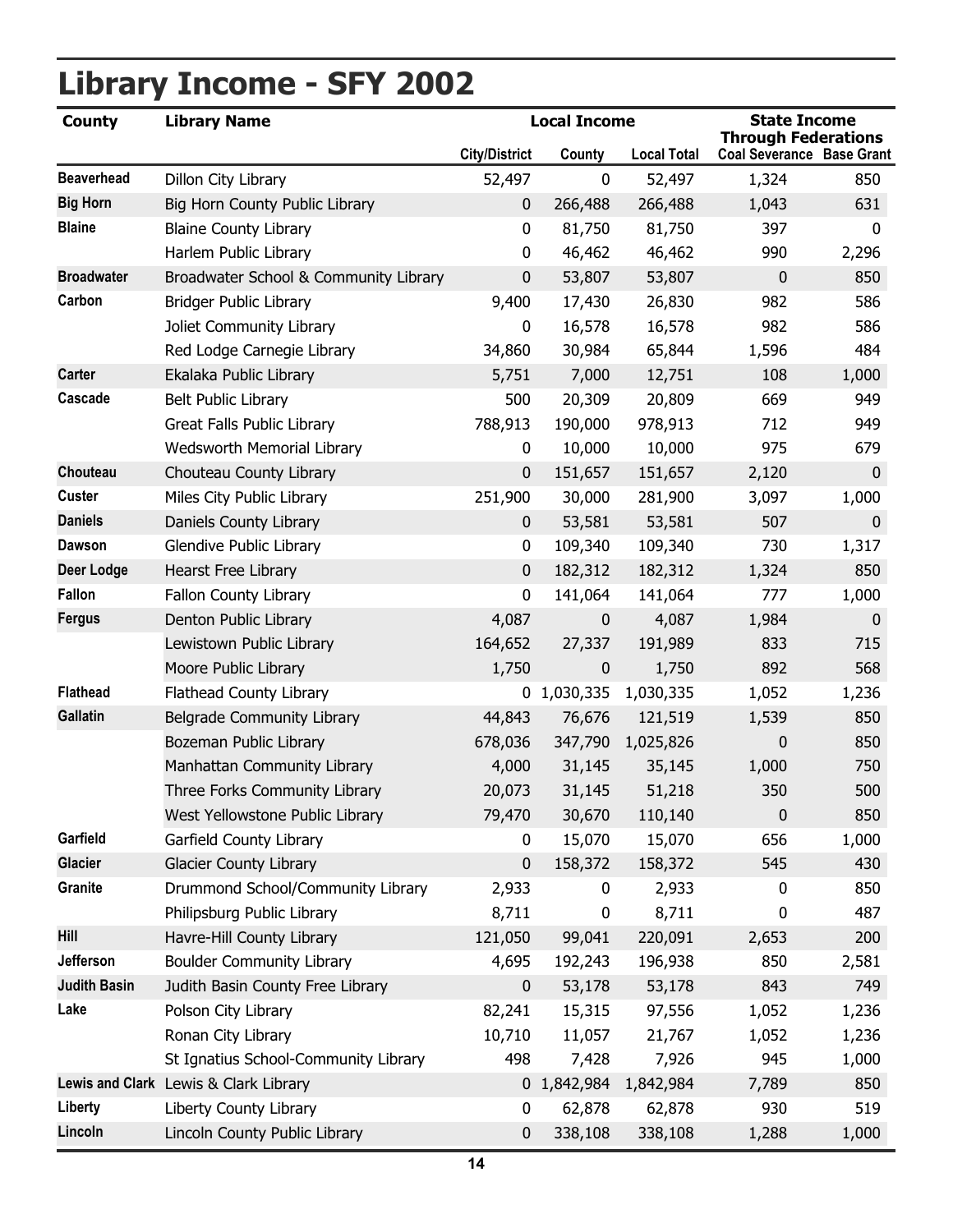# Library Income - SFY 2002

| County | Library Name | Local Income | | | State Income Through Federations | |
|---|---|---|---|---|---|---|
| | | City/District | County | Local Total | Coal Severance | Base Grant |
| Beaverhead | Dillon City Library | 52,497 | 0 | 52,497 | 1,324 | 850 |
| Big Horn | Big Horn County Public Library | 0 | 266,488 | 266,488 | 1,043 | 631 |
| Blaine | Blaine County Library | 0 | 81,750 | 81,750 | 397 | 0 |
| | Harlem Public Library | 0 | 46,462 | 46,462 | 990 | 2,296 |
| Broadwater | Broadwater School & Community Library | 0 | 53,807 | 53,807 | 0 | 850 |
| Carbon | Bridger Public Library | 9,400 | 17,430 | 26,830 | 982 | 586 |
| | Joliet Community Library | 0 | 16,578 | 16,578 | 982 | 586 |
| | Red Lodge Carnegie Library | 34,860 | 30,984 | 65,844 | 1,596 | 484 |
| Carter | Ekalaka Public Library | 5,751 | 7,000 | 12,751 | 108 | 1,000 |
| Cascade | Belt Public Library | 500 | 20,309 | 20,809 | 669 | 949 |
| | Great Falls Public Library | 788,913 | 190,000 | 978,913 | 712 | 949 |
| | Wedsworth Memorial Library | 0 | 10,000 | 10,000 | 975 | 679 |
| Chouteau | Chouteau County Library | 0 | 151,657 | 151,657 | 2,120 | 0 |
| Custer | Miles City Public Library | 251,900 | 30,000 | 281,900 | 3,097 | 1,000 |
| Daniels | Daniels County Library | 0 | 53,581 | 53,581 | 507 | 0 |
| Dawson | Glendive Public Library | 0 | 109,340 | 109,340 | 730 | 1,317 |
| Deer Lodge | Hearst Free Library | 0 | 182,312 | 182,312 | 1,324 | 850 |
| Fallon | Fallon County Library | 0 | 141,064 | 141,064 | 777 | 1,000 |
| Fergus | Denton Public Library | 4,087 | 0 | 4,087 | 1,984 | 0 |
| | Lewistown Public Library | 164,652 | 27,337 | 191,989 | 833 | 715 |
| | Moore Public Library | 1,750 | 0 | 1,750 | 892 | 568 |
| Flathead | Flathead County Library | 0 | 1,030,335 | 1,030,335 | 1,052 | 1,236 |
| Gallatin | Belgrade Community Library | 44,843 | 76,676 | 121,519 | 1,539 | 850 |
| | Bozeman Public Library | 678,036 | 347,790 | 1,025,826 | 0 | 850 |
| | Manhattan Community Library | 4,000 | 31,145 | 35,145 | 1,000 | 750 |
| | Three Forks Community Library | 20,073 | 31,145 | 51,218 | 350 | 500 |
| | West Yellowstone Public Library | 79,470 | 30,670 | 110,140 | 0 | 850 |
| Garfield | Garfield County Library | 0 | 15,070 | 15,070 | 656 | 1,000 |
| Glacier | Glacier County Library | 0 | 158,372 | 158,372 | 545 | 430 |
| Granite | Drummond School/Community Library | 2,933 | 0 | 2,933 | 0 | 850 |
| | Philipsburg Public Library | 8,711 | 0 | 8,711 | 0 | 487 |
| Hill | Havre-Hill County Library | 121,050 | 99,041 | 220,091 | 2,653 | 200 |
| Jefferson | Boulder Community Library | 4,695 | 192,243 | 196,938 | 850 | 2,581 |
| Judith Basin | Judith Basin County Free Library | 0 | 53,178 | 53,178 | 843 | 749 |
| Lake | Polson City Library | 82,241 | 15,315 | 97,556 | 1,052 | 1,236 |
| | Ronan City Library | 10,710 | 11,057 | 21,767 | 1,052 | 1,236 |
| | St Ignatius School-Community Library | 498 | 7,428 | 7,926 | 945 | 1,000 |
| Lewis and Clark | Lewis & Clark Library | 0 | 1,842,984 | 1,842,984 | 7,789 | 850 |
| Liberty | Liberty County Library | 0 | 62,878 | 62,878 | 930 | 519 |
| Lincoln | Lincoln County Public Library | 0 | 338,108 | 338,108 | 1,288 | 1,000 |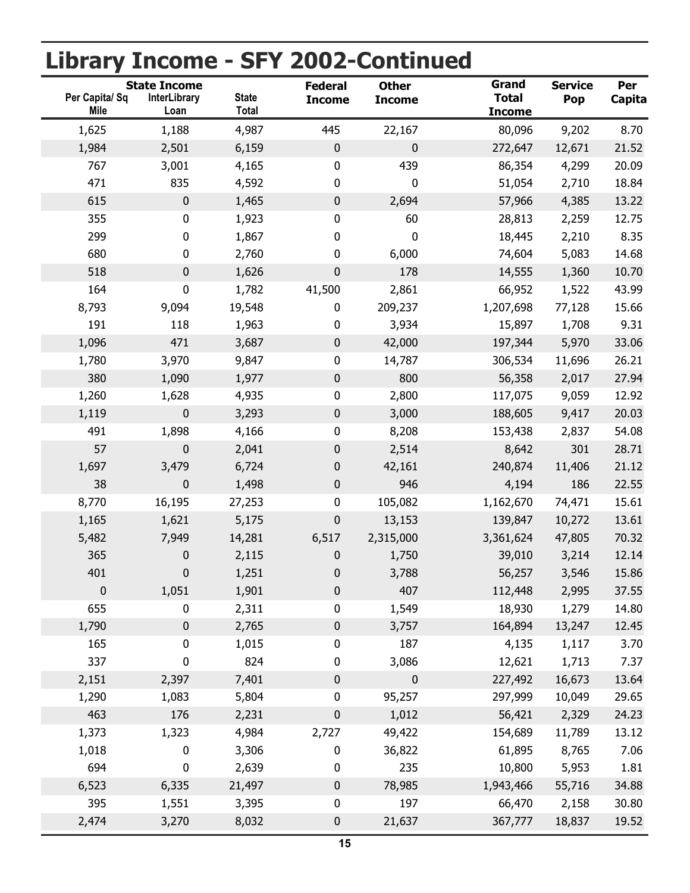# Library Income - SFY 2002-Continued

| State Income | | | Federal Income | Other Income | Grand Total Income | Service Pop | Per Capita |
|---|---|---|---|---|---|---|---|
| Per Capita/ Sq Mile | InterLibrary Loan | State Total | | | | | |
| 1,625 | 1,188 | 4,987 | 445 | 22,167 | 80,096 | 9,202 | 8.70 |
| 1,984 | 2,501 | 6,159 | 0 | 0 | 272,647 | 12,671 | 21.52 |
| 767 | 3,001 | 4,165 | 0 | 439 | 86,354 | 4,299 | 20.09 |
| 471 | 835 | 4,592 | 0 | 0 | 51,054 | 2,710 | 18.84 |
| 615 | 0 | 1,465 | 0 | 2,694 | 57,966 | 4,385 | 13.22 |
| 355 | 0 | 1,923 | 0 | 60 | 28,813 | 2,259 | 12.75 |
| 299 | 0 | 1,867 | 0 | 0 | 18,445 | 2,210 | 8.35 |
| 680 | 0 | 2,760 | 0 | 6,000 | 74,604 | 5,083 | 14.68 |
| 518 | 0 | 1,626 | 0 | 178 | 14,555 | 1,360 | 10.70 |
| 164 | 0 | 1,782 | 41,500 | 2,861 | 66,952 | 1,522 | 43.99 |
| 8,793 | 9,094 | 19,548 | 0 | 209,237 | 1,207,698 | 77,128 | 15.66 |
| 191 | 118 | 1,963 | 0 | 3,934 | 15,897 | 1,708 | 9.31 |
| 1,096 | 471 | 3,687 | 0 | 42,000 | 197,344 | 5,970 | 33.06 |
| 1,780 | 3,970 | 9,847 | 0 | 14,787 | 306,534 | 11,696 | 26.21 |
| 380 | 1,090 | 1,977 | 0 | 800 | 56,358 | 2,017 | 27.94 |
| 1,260 | 1,628 | 4,935 | 0 | 2,800 | 117,075 | 9,059 | 12.92 |
| 1,119 | 0 | 3,293 | 0 | 3,000 | 188,605 | 9,417 | 20.03 |
| 491 | 1,898 | 4,166 | 0 | 8,208 | 153,438 | 2,837 | 54.08 |
| 57 | 0 | 2,041 | 0 | 2,514 | 8,642 | 301 | 28.71 |
| 1,697 | 3,479 | 6,724 | 0 | 42,161 | 240,874 | 11,406 | 21.12 |
| 38 | 0 | 1,498 | 0 | 946 | 4,194 | 186 | 22.55 |
| 8,770 | 16,195 | 27,253 | 0 | 105,082 | 1,162,670 | 74,471 | 15.61 |
| 1,165 | 1,621 | 5,175 | 0 | 13,153 | 139,847 | 10,272 | 13.61 |
| 5,482 | 7,949 | 14,281 | 6,517 | 2,315,000 | 3,361,624 | 47,805 | 70.32 |
| 365 | 0 | 2,115 | 0 | 1,750 | 39,010 | 3,214 | 12.14 |
| 401 | 0 | 1,251 | 0 | 3,788 | 56,257 | 3,546 | 15.86 |
| 0 | 1,051 | 1,901 | 0 | 407 | 112,448 | 2,995 | 37.55 |
| 655 | 0 | 2,311 | 0 | 1,549 | 18,930 | 1,279 | 14.80 |
| 1,790 | 0 | 2,765 | 0 | 3,757 | 164,894 | 13,247 | 12.45 |
| 165 | 0 | 1,015 | 0 | 187 | 4,135 | 1,117 | 3.70 |
| 337 | 0 | 824 | 0 | 3,086 | 12,621 | 1,713 | 7.37 |
| 2,151 | 2,397 | 7,401 | 0 | 0 | 227,492 | 16,673 | 13.64 |
| 1,290 | 1,083 | 5,804 | 0 | 95,257 | 297,999 | 10,049 | 29.65 |
| 463 | 176 | 2,231 | 0 | 1,012 | 56,421 | 2,329 | 24.23 |
| 1,373 | 1,323 | 4,984 | 2,727 | 49,422 | 154,689 | 11,789 | 13.12 |
| 1,018 | 0 | 3,306 | 0 | 36,822 | 61,895 | 8,765 | 7.06 |
| 694 | 0 | 2,639 | 0 | 235 | 10,800 | 5,953 | 1.81 |
| 6,523 | 6,335 | 21,497 | 0 | 78,985 | 1,943,466 | 55,716 | 34.88 |
| 395 | 1,551 | 3,395 | 0 | 197 | 66,470 | 2,158 | 30.80 |
| 2,474 | 3,270 | 8,032 | 0 | 21,637 | 367,777 | 18,837 | 19.52 |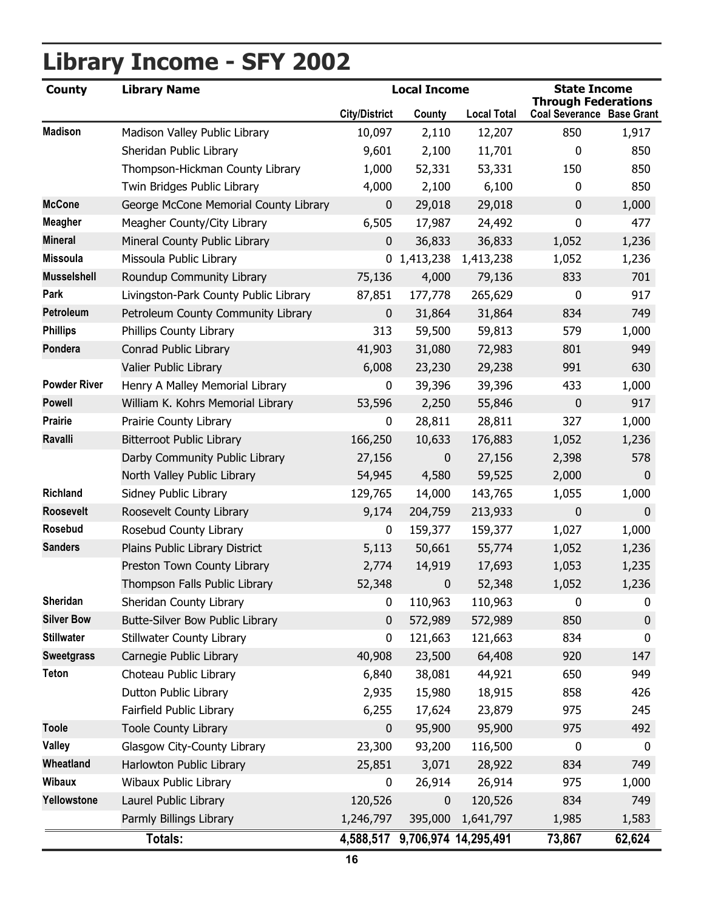# Library Income - SFY 2002

| County | Library Name | Local Income | | | State Income Through Federations | |
|---|---|---|---|---|---|---|
| | | City/District | County | Local Total | Coal Severance | Base Grant |
| Madison | Madison Valley Public Library | 10,097 | 2,110 | 12,207 | 850 | 1,917 |
| | Sheridan Public Library | 9,601 | 2,100 | 11,701 | 0 | 850 |
| | Thompson-Hickman County Library | 1,000 | 52,331 | 53,331 | 150 | 850 |
| | Twin Bridges Public Library | 4,000 | 2,100 | 6,100 | 0 | 850 |
| McCone | George McCone Memorial County Library | 0 | 29,018 | 29,018 | 0 | 1,000 |
| Meagher | Meagher County/City Library | 6,505 | 17,987 | 24,492 | 0 | 477 |
| Mineral | Mineral County Public Library | 0 | 36,833 | 36,833 | 1,052 | 1,236 |
| Missoula | Missoula Public Library | 0 | 1,413,238 | 1,413,238 | 1,052 | 1,236 |
| Musselshell | Roundup Community Library | 75,136 | 4,000 | 79,136 | 833 | 701 |
| Park | Livingston-Park County Public Library | 87,851 | 177,778 | 265,629 | 0 | 917 |
| Petroleum | Petroleum County Community Library | 0 | 31,864 | 31,864 | 834 | 749 |
| Phillips | Phillips County Library | 313 | 59,500 | 59,813 | 579 | 1,000 |
| Pondera | Conrad Public Library | 41,903 | 31,080 | 72,983 | 801 | 949 |
| | Valier Public Library | 6,008 | 23,230 | 29,238 | 991 | 630 |
| Powder River | Henry A Malley Memorial Library | 0 | 39,396 | 39,396 | 433 | 1,000 |
| Powell | William K. Kohrs Memorial Library | 53,596 | 2,250 | 55,846 | 0 | 917 |
| Prairie | Prairie County Library | 0 | 28,811 | 28,811 | 327 | 1,000 |
| Ravalli | Bitterroot Public Library | 166,250 | 10,633 | 176,883 | 1,052 | 1,236 |
| | Darby Community Public Library | 27,156 | 0 | 27,156 | 2,398 | 578 |
| | North Valley Public Library | 54,945 | 4,580 | 59,525 | 2,000 | 0 |
| Richland | Sidney Public Library | 129,765 | 14,000 | 143,765 | 1,055 | 1,000 |
| Roosevelt | Roosevelt County Library | 9,174 | 204,759 | 213,933 | 0 | 0 |
| Rosebud | Rosebud County Library | 0 | 159,377 | 159,377 | 1,027 | 1,000 |
| Sanders | Plains Public Library District | 5,113 | 50,661 | 55,774 | 1,052 | 1,236 |
| | Preston Town County Library | 2,774 | 14,919 | 17,693 | 1,053 | 1,235 |
| | Thompson Falls Public Library | 52,348 | 0 | 52,348 | 1,052 | 1,236 |
| Sheridan | Sheridan County Library | 0 | 110,963 | 110,963 | 0 | 0 |
| Silver Bow | Butte-Silver Bow Public Library | 0 | 572,989 | 572,989 | 850 | 0 |
| Stillwater | Stillwater County Library | 0 | 121,663 | 121,663 | 834 | 0 |
| Sweetgrass | Carnegie Public Library | 40,908 | 23,500 | 64,408 | 920 | 147 |
| Teton | Choteau Public Library | 6,840 | 38,081 | 44,921 | 650 | 949 |
| | Dutton Public Library | 2,935 | 15,980 | 18,915 | 858 | 426 |
| | Fairfield Public Library | 6,255 | 17,624 | 23,879 | 975 | 245 |
| Toole | Toole County Library | 0 | 95,900 | 95,900 | 975 | 492 |
| Valley | Glasgow City-County Library | 23,300 | 93,200 | 116,500 | 0 | 0 |
| Wheatland | Harlowton Public Library | 25,851 | 3,071 | 28,922 | 834 | 749 |
| Wibaux | Wibaux Public Library | 0 | 26,914 | 26,914 | 975 | 1,000 |
| Yellowstone | Laurel Public Library | 120,526 | 0 | 120,526 | 834 | 749 |
| | Parmly Billings Library | 1,246,797 | 395,000 | 1,641,797 | 1,985 | 1,583 |
| | **Totals:** | **4,588,517** | **9,706,974** | **14,295,491** | **73,867** | **62,624** |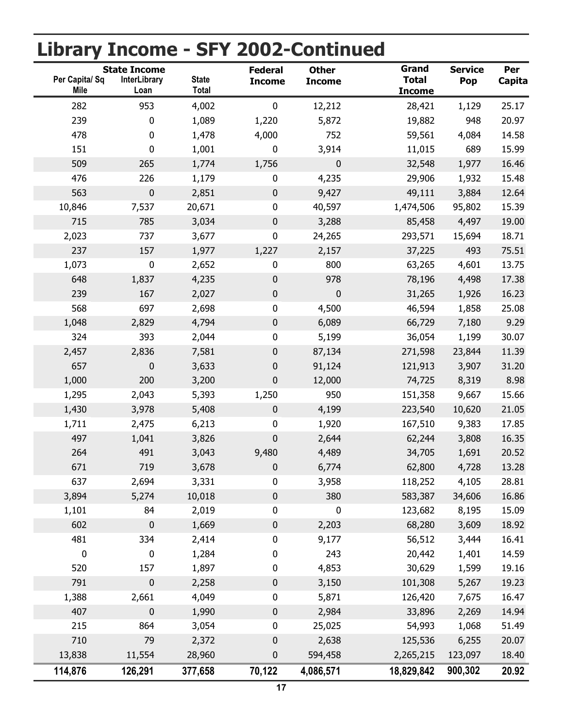# Library Income - SFY 2002-Continued

| Per Capita/ Sq Mile | State Income InterLibrary Loan | State Total | Federal Income | Other Income | Grand Total Income | Service Pop | Per Capita |
|---|---|---|---|---|---|---|---|
| 282 | 953 | 4,002 | 0 | 12,212 | 28,421 | 1,129 | 25.17 |
| 239 | 0 | 1,089 | 1,220 | 5,872 | 19,882 | 948 | 20.97 |
| 478 | 0 | 1,478 | 4,000 | 752 | 59,561 | 4,084 | 14.58 |
| 151 | 0 | 1,001 | 0 | 3,914 | 11,015 | 689 | 15.99 |
| 509 | 265 | 1,774 | 1,756 | 0 | 32,548 | 1,977 | 16.46 |
| 476 | 226 | 1,179 | 0 | 4,235 | 29,906 | 1,932 | 15.48 |
| 563 | 0 | 2,851 | 0 | 9,427 | 49,111 | 3,884 | 12.64 |
| 10,846 | 7,537 | 20,671 | 0 | 40,597 | 1,474,506 | 95,802 | 15.39 |
| 715 | 785 | 3,034 | 0 | 3,288 | 85,458 | 4,497 | 19.00 |
| 2,023 | 737 | 3,677 | 0 | 24,265 | 293,571 | 15,694 | 18.71 |
| 237 | 157 | 1,977 | 1,227 | 2,157 | 37,225 | 493 | 75.51 |
| 1,073 | 0 | 2,652 | 0 | 800 | 63,265 | 4,601 | 13.75 |
| 648 | 1,837 | 4,235 | 0 | 978 | 78,196 | 4,498 | 17.38 |
| 239 | 167 | 2,027 | 0 | 0 | 31,265 | 1,926 | 16.23 |
| 568 | 697 | 2,698 | 0 | 4,500 | 46,594 | 1,858 | 25.08 |
| 1,048 | 2,829 | 4,794 | 0 | 6,089 | 66,729 | 7,180 | 9.29 |
| 324 | 393 | 2,044 | 0 | 5,199 | 36,054 | 1,199 | 30.07 |
| 2,457 | 2,836 | 7,581 | 0 | 87,134 | 271,598 | 23,844 | 11.39 |
| 657 | 0 | 3,633 | 0 | 91,124 | 121,913 | 3,907 | 31.20 |
| 1,000 | 200 | 3,200 | 0 | 12,000 | 74,725 | 8,319 | 8.98 |
| 1,295 | 2,043 | 5,393 | 1,250 | 950 | 151,358 | 9,667 | 15.66 |
| 1,430 | 3,978 | 5,408 | 0 | 4,199 | 223,540 | 10,620 | 21.05 |
| 1,711 | 2,475 | 6,213 | 0 | 1,920 | 167,510 | 9,383 | 17.85 |
| 497 | 1,041 | 3,826 | 0 | 2,644 | 62,244 | 3,808 | 16.35 |
| 264 | 491 | 3,043 | 9,480 | 4,489 | 34,705 | 1,691 | 20.52 |
| 671 | 719 | 3,678 | 0 | 6,774 | 62,800 | 4,728 | 13.28 |
| 637 | 2,694 | 3,331 | 0 | 3,958 | 118,252 | 4,105 | 28.81 |
| 3,894 | 5,274 | 10,018 | 0 | 380 | 583,387 | 34,606 | 16.86 |
| 1,101 | 84 | 2,019 | 0 | 0 | 123,682 | 8,195 | 15.09 |
| 602 | 0 | 1,669 | 0 | 2,203 | 68,280 | 3,609 | 18.92 |
| 481 | 334 | 2,414 | 0 | 9,177 | 56,512 | 3,444 | 16.41 |
| 0 | 0 | 1,284 | 0 | 243 | 20,442 | 1,401 | 14.59 |
| 520 | 157 | 1,897 | 0 | 4,853 | 30,629 | 1,599 | 19.16 |
| 791 | 0 | 2,258 | 0 | 3,150 | 101,308 | 5,267 | 19.23 |
| 1,388 | 2,661 | 4,049 | 0 | 5,871 | 126,420 | 7,675 | 16.47 |
| 407 | 0 | 1,990 | 0 | 2,984 | 33,896 | 2,269 | 14.94 |
| 215 | 864 | 3,054 | 0 | 25,025 | 54,993 | 1,068 | 51.49 |
| 710 | 79 | 2,372 | 0 | 2,638 | 125,536 | 6,255 | 20.07 |
| 13,838 | 11,554 | 28,960 | 0 | 594,458 | 2,265,215 | 123,097 | 18.40 |
| **114,876** | **126,291** | **377,658** | **70,122** | **4,086,571** | **18,829,842** | **900,302** | **20.92** |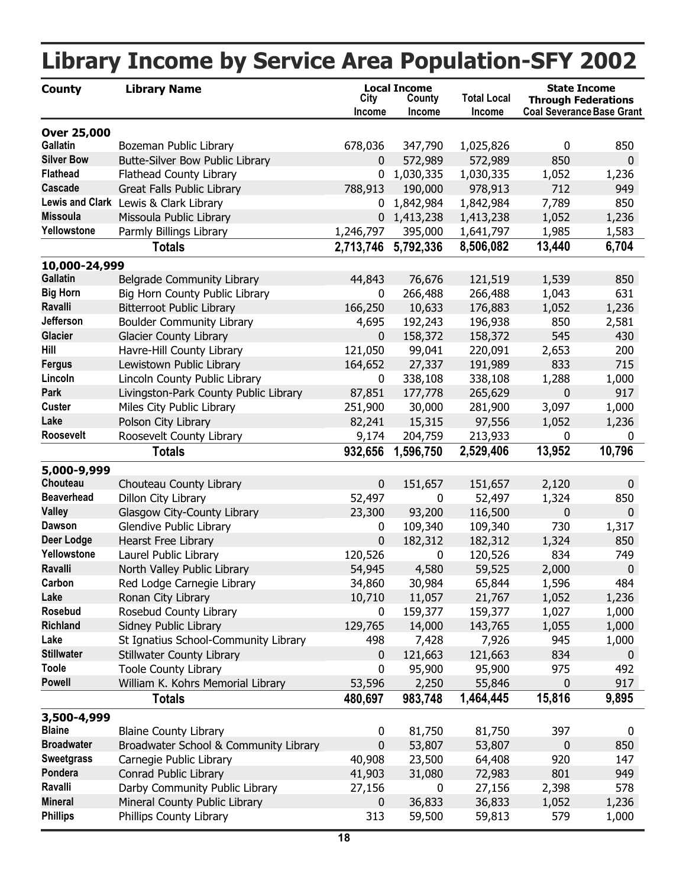# Library Income by Service Area Population-SFY 2002

| County | Library Name | Local Income | | | State Income Through Federations | |
|---|---|---|---|---|---|---|
| | | City Income | County Income | Total Local Income | Coal Severance | Base Grant |
| **Over 25,000** | | | | | | |
| Gallatin | Bozeman Public Library | 678,036 | 347,790 | 1,025,826 | 0 | 850 |
| Silver Bow | Butte-Silver Bow Public Library | 0 | 572,989 | 572,989 | 850 | 0 |
| Flathead | Flathead County Library | 0 | 1,030,335 | 1,030,335 | 1,052 | 1,236 |
| Cascade | Great Falls Public Library | 788,913 | 190,000 | 978,913 | 712 | 949 |
| Lewis and Clark | Lewis & Clark Library | 0 | 1,842,984 | 1,842,984 | 7,789 | 850 |
| Missoula | Missoula Public Library | 0 | 1,413,238 | 1,413,238 | 1,052 | 1,236 |
| Yellowstone | Parmly Billings Library | 1,246,797 | 395,000 | 1,641,797 | 1,985 | 1,583 |
| | **Totals** | **2,713,746** | **5,792,336** | **8,506,082** | **13,440** | **6,704** |
| **10,000-24,999** | | | | | | |
| Gallatin | Belgrade Community Library | 44,843 | 76,676 | 121,519 | 1,539 | 850 |
| Big Horn | Big Horn County Public Library | 0 | 266,488 | 266,488 | 1,043 | 631 |
| Ravalli | Bitterroot Public Library | 166,250 | 10,633 | 176,883 | 1,052 | 1,236 |
| Jefferson | Boulder Community Library | 4,695 | 192,243 | 196,938 | 850 | 2,581 |
| Glacier | Glacier County Library | 0 | 158,372 | 158,372 | 545 | 430 |
| Hill | Havre-Hill County Library | 121,050 | 99,041 | 220,091 | 2,653 | 200 |
| Fergus | Lewistown Public Library | 164,652 | 27,337 | 191,989 | 833 | 715 |
| Lincoln | Lincoln County Public Library | 0 | 338,108 | 338,108 | 1,288 | 1,000 |
| Park | Livingston-Park County Public Library | 87,851 | 177,778 | 265,629 | 0 | 917 |
| Custer | Miles City Public Library | 251,900 | 30,000 | 281,900 | 3,097 | 1,000 |
| Lake | Polson City Library | 82,241 | 15,315 | 97,556 | 1,052 | 1,236 |
| Roosevelt | Roosevelt County Library | 9,174 | 204,759 | 213,933 | 0 | 0 |
| | **Totals** | **932,656** | **1,596,750** | **2,529,406** | **13,952** | **10,796** |
| **5,000-9,999** | | | | | | |
| Chouteau | Chouteau County Library | 0 | 151,657 | 151,657 | 2,120 | 0 |
| Beaverhead | Dillon City Library | 52,497 | 0 | 52,497 | 1,324 | 850 |
| Valley | Glasgow City-County Library | 23,300 | 93,200 | 116,500 | 0 | 0 |
| Dawson | Glendive Public Library | 0 | 109,340 | 109,340 | 730 | 1,317 |
| Deer Lodge | Hearst Free Library | 0 | 182,312 | 182,312 | 1,324 | 850 |
| Yellowstone | Laurel Public Library | 120,526 | 0 | 120,526 | 834 | 749 |
| Ravalli | North Valley Public Library | 54,945 | 4,580 | 59,525 | 2,000 | 0 |
| Carbon | Red Lodge Carnegie Library | 34,860 | 30,984 | 65,844 | 1,596 | 484 |
| Lake | Ronan City Library | 10,710 | 11,057 | 21,767 | 1,052 | 1,236 |
| Rosebud | Rosebud County Library | 0 | 159,377 | 159,377 | 1,027 | 1,000 |
| Richland | Sidney Public Library | 129,765 | 14,000 | 143,765 | 1,055 | 1,000 |
| Lake | St Ignatius School-Community Library | 498 | 7,428 | 7,926 | 945 | 1,000 |
| Stillwater | Stillwater County Library | 0 | 121,663 | 121,663 | 834 | 0 |
| Toole | Toole County Library | 0 | 95,900 | 95,900 | 975 | 492 |
| Powell | William K. Kohrs Memorial Library | 53,596 | 2,250 | 55,846 | 0 | 917 |
| | **Totals** | **480,697** | **983,748** | **1,464,445** | **15,816** | **9,895** |
| **3,500-4,999** | | | | | | |
| Blaine | Blaine County Library | 0 | 81,750 | 81,750 | 397 | 0 |
| Broadwater | Broadwater School & Community Library | 0 | 53,807 | 53,807 | 0 | 850 |
| Sweetgrass | Carnegie Public Library | 40,908 | 23,500 | 64,408 | 920 | 147 |
| Pondera | Conrad Public Library | 41,903 | 31,080 | 72,983 | 801 | 949 |
| Ravalli | Darby Community Public Library | 27,156 | 0 | 27,156 | 2,398 | 578 |
| Mineral | Mineral County Public Library | 0 | 36,833 | 36,833 | 1,052 | 1,236 |
| Phillips | Phillips County Library | 313 | 59,500 | 59,813 | 579 | 1,000 |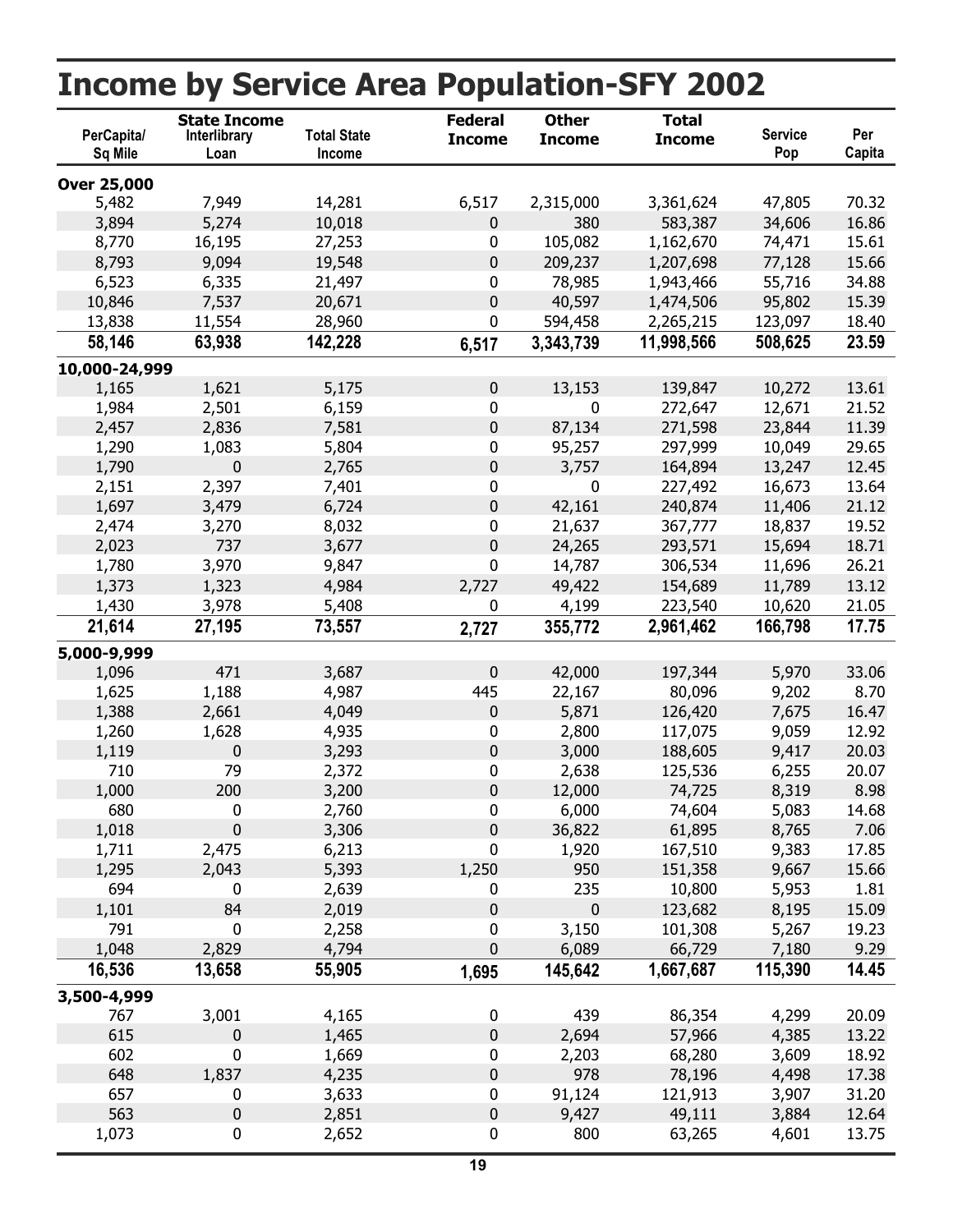# Income by Service Area Population-SFY 2002

| PerCapita/ Sq Mile | State Income Interlibrary Loan | Total State Income | Federal Income | Other Income | Total Income | Service Pop | Per Capita |
|---|---|---|---|---|---|---|---|
| **Over 25,000** | | | | | | | |
| 5,482 | 7,949 | 14,281 | 6,517 | 2,315,000 | 3,361,624 | 47,805 | 70.32 |
| 3,894 | 5,274 | 10,018 | 0 | 380 | 583,387 | 34,606 | 16.86 |
| 8,770 | 16,195 | 27,253 | 0 | 105,082 | 1,162,670 | 74,471 | 15.61 |
| 8,793 | 9,094 | 19,548 | 0 | 209,237 | 1,207,698 | 77,128 | 15.66 |
| 6,523 | 6,335 | 21,497 | 0 | 78,985 | 1,943,466 | 55,716 | 34.88 |
| 10,846 | 7,537 | 20,671 | 0 | 40,597 | 1,474,506 | 95,802 | 15.39 |
| 13,838 | 11,554 | 28,960 | 0 | 594,458 | 2,265,215 | 123,097 | 18.40 |
| **58,146** | **63,938** | **142,228** | **6,517** | **3,343,739** | **11,998,566** | **508,625** | **23.59** |
| **10,000-24,999** | | | | | | | |
| 1,165 | 1,621 | 5,175 | 0 | 13,153 | 139,847 | 10,272 | 13.61 |
| 1,984 | 2,501 | 6,159 | 0 | 0 | 272,647 | 12,671 | 21.52 |
| 2,457 | 2,836 | 7,581 | 0 | 87,134 | 271,598 | 23,844 | 11.39 |
| 1,290 | 1,083 | 5,804 | 0 | 95,257 | 297,999 | 10,049 | 29.65 |
| 1,790 | 0 | 2,765 | 0 | 3,757 | 164,894 | 13,247 | 12.45 |
| 2,151 | 2,397 | 7,401 | 0 | 0 | 227,492 | 16,673 | 13.64 |
| 1,697 | 3,479 | 6,724 | 0 | 42,161 | 240,874 | 11,406 | 21.12 |
| 2,474 | 3,270 | 8,032 | 0 | 21,637 | 367,777 | 18,837 | 19.52 |
| 2,023 | 737 | 3,677 | 0 | 24,265 | 293,571 | 15,694 | 18.71 |
| 1,780 | 3,970 | 9,847 | 0 | 14,787 | 306,534 | 11,696 | 26.21 |
| 1,373 | 1,323 | 4,984 | 2,727 | 49,422 | 154,689 | 11,789 | 13.12 |
| 1,430 | 3,978 | 5,408 | 0 | 4,199 | 223,540 | 10,620 | 21.05 |
| **21,614** | **27,195** | **73,557** | **2,727** | **355,772** | **2,961,462** | **166,798** | **17.75** |
| **5,000-9,999** | | | | | | | |
| 1,096 | 471 | 3,687 | 0 | 42,000 | 197,344 | 5,970 | 33.06 |
| 1,625 | 1,188 | 4,987 | 445 | 22,167 | 80,096 | 9,202 | 8.70 |
| 1,388 | 2,661 | 4,049 | 0 | 5,871 | 126,420 | 7,675 | 16.47 |
| 1,260 | 1,628 | 4,935 | 0 | 2,800 | 117,075 | 9,059 | 12.92 |
| 1,119 | 0 | 3,293 | 0 | 3,000 | 188,605 | 9,417 | 20.03 |
| 710 | 79 | 2,372 | 0 | 2,638 | 125,536 | 6,255 | 20.07 |
| 1,000 | 200 | 3,200 | 0 | 12,000 | 74,725 | 8,319 | 8.98 |
| 680 | 0 | 2,760 | 0 | 6,000 | 74,604 | 5,083 | 14.68 |
| 1,018 | 0 | 3,306 | 0 | 36,822 | 61,895 | 8,765 | 7.06 |
| 1,711 | 2,475 | 6,213 | 0 | 1,920 | 167,510 | 9,383 | 17.85 |
| 1,295 | 2,043 | 5,393 | 1,250 | 950 | 151,358 | 9,667 | 15.66 |
| 694 | 0 | 2,639 | 0 | 235 | 10,800 | 5,953 | 1.81 |
| 1,101 | 84 | 2,019 | 0 | 0 | 123,682 | 8,195 | 15.09 |
| 791 | 0 | 2,258 | 0 | 3,150 | 101,308 | 5,267 | 19.23 |
| 1,048 | 2,829 | 4,794 | 0 | 6,089 | 66,729 | 7,180 | 9.29 |
| **16,536** | **13,658** | **55,905** | **1,695** | **145,642** | **1,667,687** | **115,390** | **14.45** |
| **3,500-4,999** | | | | | | | |
| 767 | 3,001 | 4,165 | 0 | 439 | 86,354 | 4,299 | 20.09 |
| 615 | 0 | 1,465 | 0 | 2,694 | 57,966 | 4,385 | 13.22 |
| 602 | 0 | 1,669 | 0 | 2,203 | 68,280 | 3,609 | 18.92 |
| 648 | 1,837 | 4,235 | 0 | 978 | 78,196 | 4,498 | 17.38 |
| 657 | 0 | 3,633 | 0 | 91,124 | 121,913 | 3,907 | 31.20 |
| 563 | 0 | 2,851 | 0 | 9,427 | 49,111 | 3,884 | 12.64 |
| 1,073 | 0 | 2,652 | 0 | 800 | 63,265 | 4,601 | 13.75 |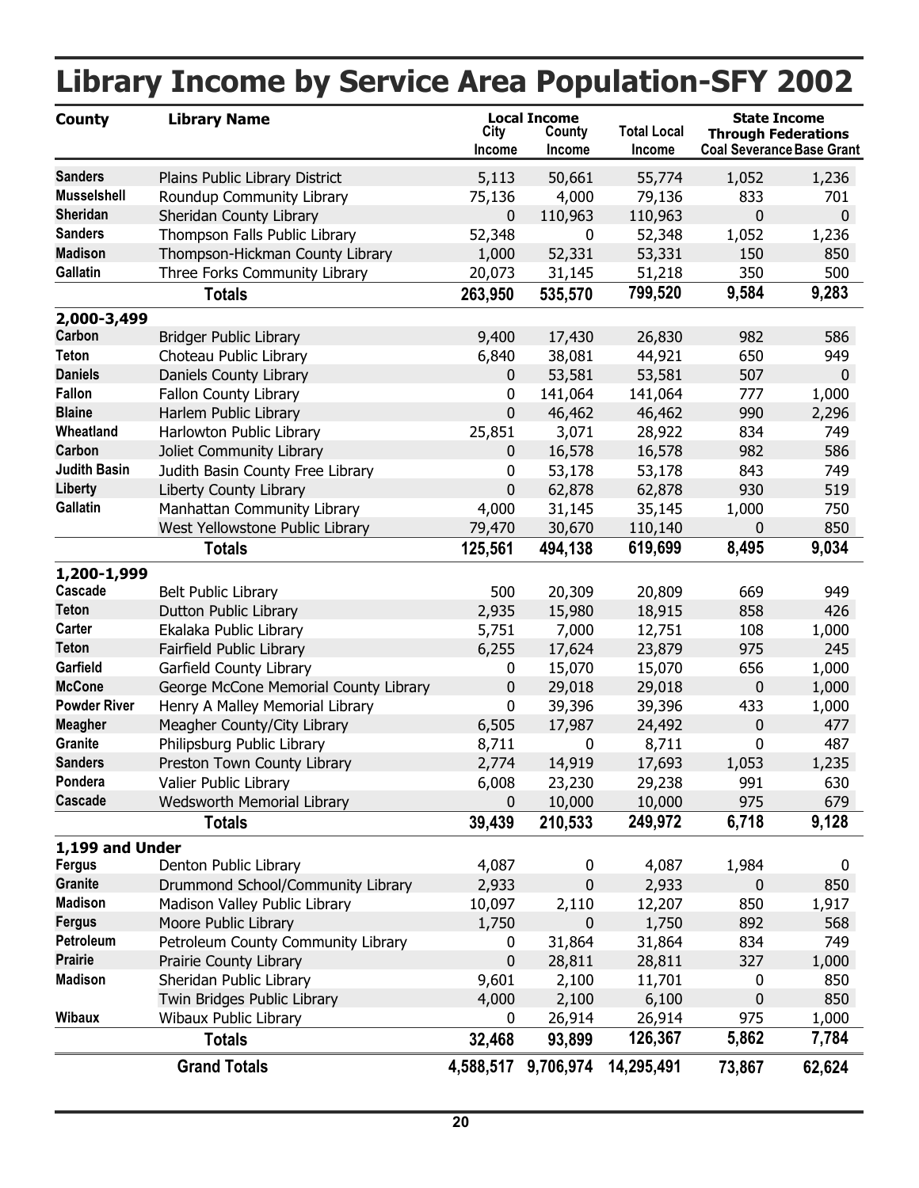# Library Income by Service Area Population-SFY 2002

| County | Library Name | Local Income City Income | Local Income County Income | Total Local Income | State Income Through Federations Coal Severance | State Income Through Federations Base Grant |
|---|---|---|---|---|---|---|
| Sanders | Plains Public Library District | 5,113 | 50,661 | 55,774 | 1,052 | 1,236 |
| Musselshell | Roundup Community Library | 75,136 | 4,000 | 79,136 | 833 | 701 |
| Sheridan | Sheridan County Library | 0 | 110,963 | 110,963 | 0 | 0 |
| Sanders | Thompson Falls Public Library | 52,348 | 0 | 52,348 | 1,052 | 1,236 |
| Madison | Thompson-Hickman County Library | 1,000 | 52,331 | 53,331 | 150 | 850 |
| Gallatin | Three Forks Community Library | 20,073 | 31,145 | 51,218 | 350 | 500 |
| | **Totals** | **263,950** | **535,570** | **799,520** | **9,584** | **9,283** |
| **2,000-3,499** | | | | | | |
| Carbon | Bridger Public Library | 9,400 | 17,430 | 26,830 | 982 | 586 |
| Teton | Choteau Public Library | 6,840 | 38,081 | 44,921 | 650 | 949 |
| Daniels | Daniels County Library | 0 | 53,581 | 53,581 | 507 | 0 |
| Fallon | Fallon County Library | 0 | 141,064 | 141,064 | 777 | 1,000 |
| Blaine | Harlem Public Library | 0 | 46,462 | 46,462 | 990 | 2,296 |
| Wheatland | Harlowton Public Library | 25,851 | 3,071 | 28,922 | 834 | 749 |
| Carbon | Joliet Community Library | 0 | 16,578 | 16,578 | 982 | 586 |
| Judith Basin | Judith Basin County Free Library | 0 | 53,178 | 53,178 | 843 | 749 |
| Liberty | Liberty County Library | 0 | 62,878 | 62,878 | 930 | 519 |
| Gallatin | Manhattan Community Library | 4,000 | 31,145 | 35,145 | 1,000 | 750 |
| | West Yellowstone Public Library | 79,470 | 30,670 | 110,140 | 0 | 850 |
| | **Totals** | **125,561** | **494,138** | **619,699** | **8,495** | **9,034** |
| **1,200-1,999** | | | | | | |
| Cascade | Belt Public Library | 500 | 20,309 | 20,809 | 669 | 949 |
| Teton | Dutton Public Library | 2,935 | 15,980 | 18,915 | 858 | 426 |
| Carter | Ekalaka Public Library | 5,751 | 7,000 | 12,751 | 108 | 1,000 |
| Teton | Fairfield Public Library | 6,255 | 17,624 | 23,879 | 975 | 245 |
| Garfield | Garfield County Library | 0 | 15,070 | 15,070 | 656 | 1,000 |
| McCone | George McCone Memorial County Library | 0 | 29,018 | 29,018 | 0 | 1,000 |
| Powder River | Henry A Malley Memorial Library | 0 | 39,396 | 39,396 | 433 | 1,000 |
| Meagher | Meagher County/City Library | 6,505 | 17,987 | 24,492 | 0 | 477 |
| Granite | Philipsburg Public Library | 8,711 | 0 | 8,711 | 0 | 487 |
| Sanders | Preston Town County Library | 2,774 | 14,919 | 17,693 | 1,053 | 1,235 |
| Pondera | Valier Public Library | 6,008 | 23,230 | 29,238 | 991 | 630 |
| Cascade | Wedsworth Memorial Library | 0 | 10,000 | 10,000 | 975 | 679 |
| | **Totals** | **39,439** | **210,533** | **249,972** | **6,718** | **9,128** |
| **1,199 and Under** | | | | | | |
| Fergus | Denton Public Library | 4,087 | 0 | 4,087 | 1,984 | 0 |
| Granite | Drummond School/Community Library | 2,933 | 0 | 2,933 | 0 | 850 |
| Madison | Madison Valley Public Library | 10,097 | 2,110 | 12,207 | 850 | 1,917 |
| Fergus | Moore Public Library | 1,750 | 0 | 1,750 | 892 | 568 |
| Petroleum | Petroleum County Community Library | 0 | 31,864 | 31,864 | 834 | 749 |
| Prairie | Prairie County Library | 0 | 28,811 | 28,811 | 327 | 1,000 |
| Madison | Sheridan Public Library | 9,601 | 2,100 | 11,701 | 0 | 850 |
| | Twin Bridges Public Library | 4,000 | 2,100 | 6,100 | 0 | 850 |
| Wibaux | Wibaux Public Library | 0 | 26,914 | 26,914 | 975 | 1,000 |
| | **Totals** | **32,468** | **93,899** | **126,367** | **5,862** | **7,784** |
| | **Grand Totals** | **4,588,517** | **9,706,974** | **14,295,491** | **73,867** | **62,624** |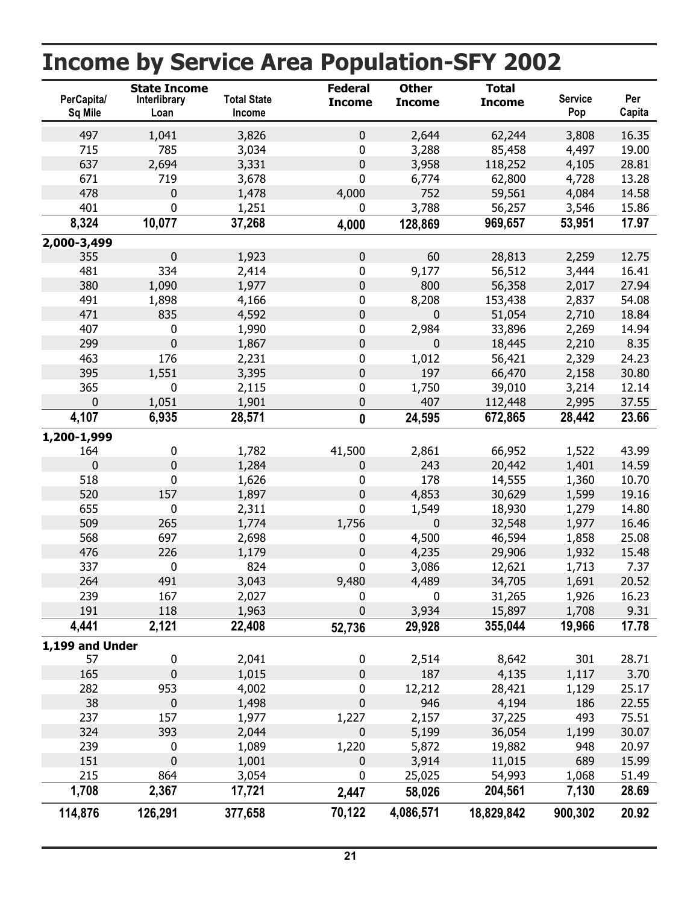# Income by Service Area Population-SFY 2002

| PerCapita/ Sq Mile | State Income Interlibrary Loan | Total State Income | Federal Income | Other Income | Total Income | Service Pop | Per Capita |
|---|---|---|---|---|---|---|---|
| 497 | 1,041 | 3,826 | 0 | 2,644 | 62,244 | 3,808 | 16.35 |
| 715 | 785 | 3,034 | 0 | 3,288 | 85,458 | 4,497 | 19.00 |
| 637 | 2,694 | 3,331 | 0 | 3,958 | 118,252 | 4,105 | 28.81 |
| 671 | 719 | 3,678 | 0 | 6,774 | 62,800 | 4,728 | 13.28 |
| 478 | 0 | 1,478 | 4,000 | 752 | 59,561 | 4,084 | 14.58 |
| 401 | 0 | 1,251 | 0 | 3,788 | 56,257 | 3,546 | 15.86 |
| **8,324** | **10,077** | **37,268** | **4,000** | **128,869** | **969,657** | **53,951** | **17.97** |
| **2,000-3,499** | | | | | | | |
| 355 | 0 | 1,923 | 0 | 60 | 28,813 | 2,259 | 12.75 |
| 481 | 334 | 2,414 | 0 | 9,177 | 56,512 | 3,444 | 16.41 |
| 380 | 1,090 | 1,977 | 0 | 800 | 56,358 | 2,017 | 27.94 |
| 491 | 1,898 | 4,166 | 0 | 8,208 | 153,438 | 2,837 | 54.08 |
| 471 | 835 | 4,592 | 0 | 0 | 51,054 | 2,710 | 18.84 |
| 407 | 0 | 1,990 | 0 | 2,984 | 33,896 | 2,269 | 14.94 |
| 299 | 0 | 1,867 | 0 | 0 | 18,445 | 2,210 | 8.35 |
| 463 | 176 | 2,231 | 0 | 1,012 | 56,421 | 2,329 | 24.23 |
| 395 | 1,551 | 3,395 | 0 | 197 | 66,470 | 2,158 | 30.80 |
| 365 | 0 | 2,115 | 0 | 1,750 | 39,010 | 3,214 | 12.14 |
| 0 | 1,051 | 1,901 | 0 | 407 | 112,448 | 2,995 | 37.55 |
| **4,107** | **6,935** | **28,571** | **0** | **24,595** | **672,865** | **28,442** | **23.66** |
| **1,200-1,999** | | | | | | | |
| 164 | 0 | 1,782 | 41,500 | 2,861 | 66,952 | 1,522 | 43.99 |
| 0 | 0 | 1,284 | 0 | 243 | 20,442 | 1,401 | 14.59 |
| 518 | 0 | 1,626 | 0 | 178 | 14,555 | 1,360 | 10.70 |
| 520 | 157 | 1,897 | 0 | 4,853 | 30,629 | 1,599 | 19.16 |
| 655 | 0 | 2,311 | 0 | 1,549 | 18,930 | 1,279 | 14.80 |
| 509 | 265 | 1,774 | 1,756 | 0 | 32,548 | 1,977 | 16.46 |
| 568 | 697 | 2,698 | 0 | 4,500 | 46,594 | 1,858 | 25.08 |
| 476 | 226 | 1,179 | 0 | 4,235 | 29,906 | 1,932 | 15.48 |
| 337 | 0 | 824 | 0 | 3,086 | 12,621 | 1,713 | 7.37 |
| 264 | 491 | 3,043 | 9,480 | 4,489 | 34,705 | 1,691 | 20.52 |
| 239 | 167 | 2,027 | 0 | 0 | 31,265 | 1,926 | 16.23 |
| 191 | 118 | 1,963 | 0 | 3,934 | 15,897 | 1,708 | 9.31 |
| **4,441** | **2,121** | **22,408** | **52,736** | **29,928** | **355,044** | **19,966** | **17.78** |
| **1,199 and Under** | | | | | | | |
| 57 | 0 | 2,041 | 0 | 2,514 | 8,642 | 301 | 28.71 |
| 165 | 0 | 1,015 | 0 | 187 | 4,135 | 1,117 | 3.70 |
| 282 | 953 | 4,002 | 0 | 12,212 | 28,421 | 1,129 | 25.17 |
| 38 | 0 | 1,498 | 0 | 946 | 4,194 | 186 | 22.55 |
| 237 | 157 | 1,977 | 1,227 | 2,157 | 37,225 | 493 | 75.51 |
| 324 | 393 | 2,044 | 0 | 5,199 | 36,054 | 1,199 | 30.07 |
| 239 | 0 | 1,089 | 1,220 | 5,872 | 19,882 | 948 | 20.97 |
| 151 | 0 | 1,001 | 0 | 3,914 | 11,015 | 689 | 15.99 |
| 215 | 864 | 3,054 | 0 | 25,025 | 54,993 | 1,068 | 51.49 |
| **1,708** | **2,367** | **17,721** | **2,447** | **58,026** | **204,561** | **7,130** | **28.69** |
| **114,876** | **126,291** | **377,658** | **70,122** | **4,086,571** | **18,829,842** | **900,302** | **20.92** |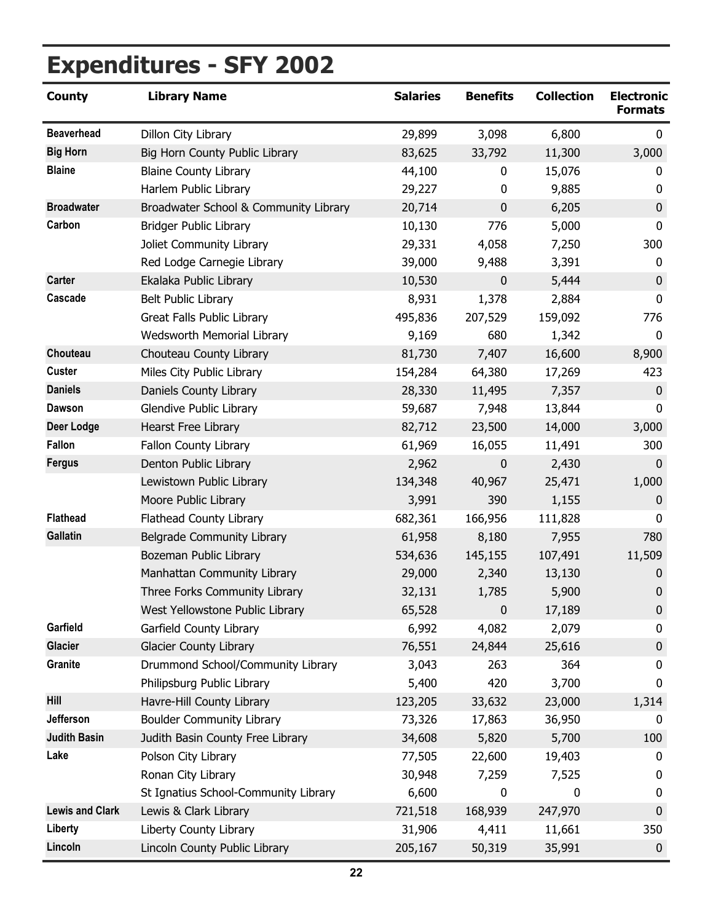# Expenditures - SFY 2002

| County | Library Name | Salaries | Benefits | Collection | Electronic Formats |
|---|---|---|---|---|---|
| Beaverhead | Dillon City Library | 29,899 | 3,098 | 6,800 | 0 |
| Big Horn | Big Horn County Public Library | 83,625 | 33,792 | 11,300 | 3,000 |
| Blaine | Blaine County Library | 44,100 | 0 | 15,076 | 0 |
| | Harlem Public Library | 29,227 | 0 | 9,885 | 0 |
| Broadwater | Broadwater School & Community Library | 20,714 | 0 | 6,205 | 0 |
| Carbon | Bridger Public Library | 10,130 | 776 | 5,000 | 0 |
| | Joliet Community Library | 29,331 | 4,058 | 7,250 | 300 |
| | Red Lodge Carnegie Library | 39,000 | 9,488 | 3,391 | 0 |
| Carter | Ekalaka Public Library | 10,530 | 0 | 5,444 | 0 |
| Cascade | Belt Public Library | 8,931 | 1,378 | 2,884 | 0 |
| | Great Falls Public Library | 495,836 | 207,529 | 159,092 | 776 |
| | Wedsworth Memorial Library | 9,169 | 680 | 1,342 | 0 |
| Chouteau | Chouteau County Library | 81,730 | 7,407 | 16,600 | 8,900 |
| Custer | Miles City Public Library | 154,284 | 64,380 | 17,269 | 423 |
| Daniels | Daniels County Library | 28,330 | 11,495 | 7,357 | 0 |
| Dawson | Glendive Public Library | 59,687 | 7,948 | 13,844 | 0 |
| Deer Lodge | Hearst Free Library | 82,712 | 23,500 | 14,000 | 3,000 |
| Fallon | Fallon County Library | 61,969 | 16,055 | 11,491 | 300 |
| Fergus | Denton Public Library | 2,962 | 0 | 2,430 | 0 |
| | Lewistown Public Library | 134,348 | 40,967 | 25,471 | 1,000 |
| | Moore Public Library | 3,991 | 390 | 1,155 | 0 |
| Flathead | Flathead County Library | 682,361 | 166,956 | 111,828 | 0 |
| Gallatin | Belgrade Community Library | 61,958 | 8,180 | 7,955 | 780 |
| | Bozeman Public Library | 534,636 | 145,155 | 107,491 | 11,509 |
| | Manhattan Community Library | 29,000 | 2,340 | 13,130 | 0 |
| | Three Forks Community Library | 32,131 | 1,785 | 5,900 | 0 |
| | West Yellowstone Public Library | 65,528 | 0 | 17,189 | 0 |
| Garfield | Garfield County Library | 6,992 | 4,082 | 2,079 | 0 |
| Glacier | Glacier County Library | 76,551 | 24,844 | 25,616 | 0 |
| Granite | Drummond School/Community Library | 3,043 | 263 | 364 | 0 |
| | Philipsburg Public Library | 5,400 | 420 | 3,700 | 0 |
| Hill | Havre-Hill County Library | 123,205 | 33,632 | 23,000 | 1,314 |
| Jefferson | Boulder Community Library | 73,326 | 17,863 | 36,950 | 0 |
| Judith Basin | Judith Basin County Free Library | 34,608 | 5,820 | 5,700 | 100 |
| Lake | Polson City Library | 77,505 | 22,600 | 19,403 | 0 |
| | Ronan City Library | 30,948 | 7,259 | 7,525 | 0 |
| | St Ignatius School-Community Library | 6,600 | 0 | 0 | 0 |
| Lewis and Clark | Lewis & Clark Library | 721,518 | 168,939 | 247,970 | 0 |
| Liberty | Liberty County Library | 31,906 | 4,411 | 11,661 | 350 |
| Lincoln | Lincoln County Public Library | 205,167 | 50,319 | 35,991 | 0 |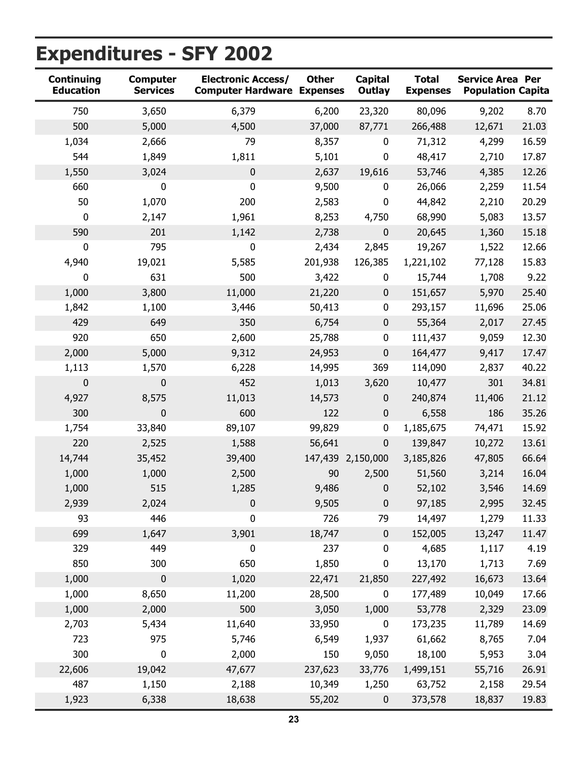# Expenditures - SFY 2002

| Continuing Education | Computer Services | Electronic Access/ Computer Hardware | Other Expenses | Capital Outlay | Total Expenses | Service Area Population | Per Capita |
|---|---|---|---|---|---|---|---|
| 750 | 3,650 | 6,379 | 6,200 | 23,320 | 80,096 | 9,202 | 8.70 |
| 500 | 5,000 | 4,500 | 37,000 | 87,771 | 266,488 | 12,671 | 21.03 |
| 1,034 | 2,666 | 79 | 8,357 | 0 | 71,312 | 4,299 | 16.59 |
| 544 | 1,849 | 1,811 | 5,101 | 0 | 48,417 | 2,710 | 17.87 |
| 1,550 | 3,024 | 0 | 2,637 | 19,616 | 53,746 | 4,385 | 12.26 |
| 660 | 0 | 0 | 9,500 | 0 | 26,066 | 2,259 | 11.54 |
| 50 | 1,070 | 200 | 2,583 | 0 | 44,842 | 2,210 | 20.29 |
| 0 | 2,147 | 1,961 | 8,253 | 4,750 | 68,990 | 5,083 | 13.57 |
| 590 | 201 | 1,142 | 2,738 | 0 | 20,645 | 1,360 | 15.18 |
| 0 | 795 | 0 | 2,434 | 2,845 | 19,267 | 1,522 | 12.66 |
| 4,940 | 19,021 | 5,585 | 201,938 | 126,385 | 1,221,102 | 77,128 | 15.83 |
| 0 | 631 | 500 | 3,422 | 0 | 15,744 | 1,708 | 9.22 |
| 1,000 | 3,800 | 11,000 | 21,220 | 0 | 151,657 | 5,970 | 25.40 |
| 1,842 | 1,100 | 3,446 | 50,413 | 0 | 293,157 | 11,696 | 25.06 |
| 429 | 649 | 350 | 6,754 | 0 | 55,364 | 2,017 | 27.45 |
| 920 | 650 | 2,600 | 25,788 | 0 | 111,437 | 9,059 | 12.30 |
| 2,000 | 5,000 | 9,312 | 24,953 | 0 | 164,477 | 9,417 | 17.47 |
| 1,113 | 1,570 | 6,228 | 14,995 | 369 | 114,090 | 2,837 | 40.22 |
| 0 | 0 | 452 | 1,013 | 3,620 | 10,477 | 301 | 34.81 |
| 4,927 | 8,575 | 11,013 | 14,573 | 0 | 240,874 | 11,406 | 21.12 |
| 300 | 0 | 600 | 122 | 0 | 6,558 | 186 | 35.26 |
| 1,754 | 33,840 | 89,107 | 99,829 | 0 | 1,185,675 | 74,471 | 15.92 |
| 220 | 2,525 | 1,588 | 56,641 | 0 | 139,847 | 10,272 | 13.61 |
| 14,744 | 35,452 | 39,400 | 147,439 | 2,150,000 | 3,185,826 | 47,805 | 66.64 |
| 1,000 | 1,000 | 2,500 | 90 | 2,500 | 51,560 | 3,214 | 16.04 |
| 1,000 | 515 | 1,285 | 9,486 | 0 | 52,102 | 3,546 | 14.69 |
| 2,939 | 2,024 | 0 | 9,505 | 0 | 97,185 | 2,995 | 32.45 |
| 93 | 446 | 0 | 726 | 79 | 14,497 | 1,279 | 11.33 |
| 699 | 1,647 | 3,901 | 18,747 | 0 | 152,005 | 13,247 | 11.47 |
| 329 | 449 | 0 | 237 | 0 | 4,685 | 1,117 | 4.19 |
| 850 | 300 | 650 | 1,850 | 0 | 13,170 | 1,713 | 7.69 |
| 1,000 | 0 | 1,020 | 22,471 | 21,850 | 227,492 | 16,673 | 13.64 |
| 1,000 | 8,650 | 11,200 | 28,500 | 0 | 177,489 | 10,049 | 17.66 |
| 1,000 | 2,000 | 500 | 3,050 | 1,000 | 53,778 | 2,329 | 23.09 |
| 2,703 | 5,434 | 11,640 | 33,950 | 0 | 173,235 | 11,789 | 14.69 |
| 723 | 975 | 5,746 | 6,549 | 1,937 | 61,662 | 8,765 | 7.04 |
| 300 | 0 | 2,000 | 150 | 9,050 | 18,100 | 5,953 | 3.04 |
| 22,606 | 19,042 | 47,677 | 237,623 | 33,776 | 1,499,151 | 55,716 | 26.91 |
| 487 | 1,150 | 2,188 | 10,349 | 1,250 | 63,752 | 2,158 | 29.54 |
| 1,923 | 6,338 | 18,638 | 55,202 | 0 | 373,578 | 18,837 | 19.83 |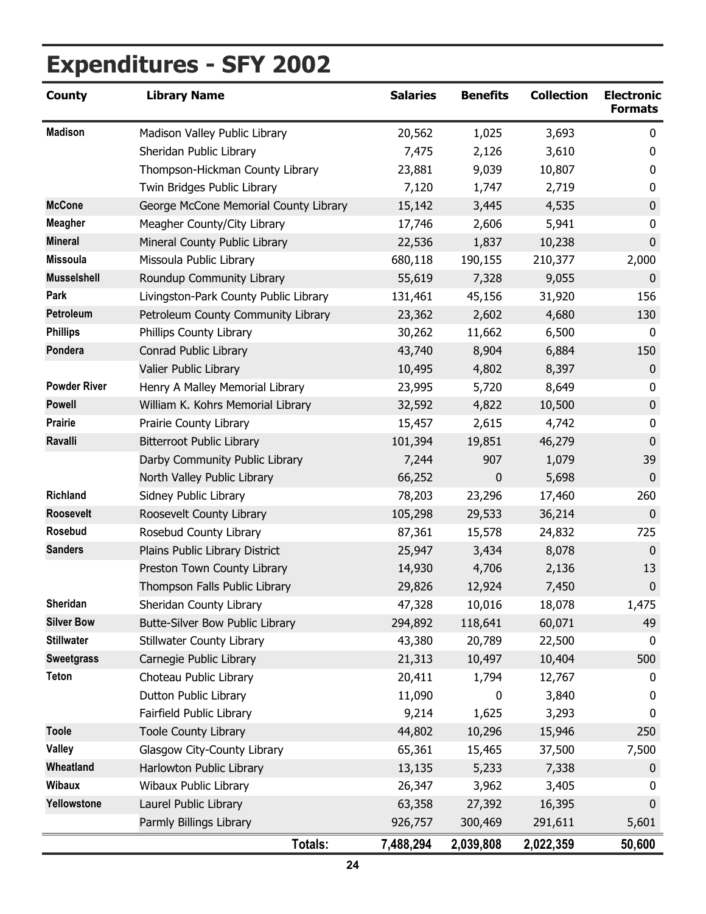# Expenditures - SFY 2002

| County | Library Name | Salaries | Benefits | Collection | Electronic Formats |
|---|---|---|---|---|---|
| **Madison** | Madison Valley Public Library | 20,562 | 1,025 | 3,693 | 0 |
| | Sheridan Public Library | 7,475 | 2,126 | 3,610 | 0 |
| | Thompson-Hickman County Library | 23,881 | 9,039 | 10,807 | 0 |
| | Twin Bridges Public Library | 7,120 | 1,747 | 2,719 | 0 |
| **McCone** | George McCone Memorial County Library | 15,142 | 3,445 | 4,535 | 0 |
| **Meagher** | Meagher County/City Library | 17,746 | 2,606 | 5,941 | 0 |
| **Mineral** | Mineral County Public Library | 22,536 | 1,837 | 10,238 | 0 |
| **Missoula** | Missoula Public Library | 680,118 | 190,155 | 210,377 | 2,000 |
| **Musselshell** | Roundup Community Library | 55,619 | 7,328 | 9,055 | 0 |
| **Park** | Livingston-Park County Public Library | 131,461 | 45,156 | 31,920 | 156 |
| **Petroleum** | Petroleum County Community Library | 23,362 | 2,602 | 4,680 | 130 |
| **Phillips** | Phillips County Library | 30,262 | 11,662 | 6,500 | 0 |
| **Pondera** | Conrad Public Library | 43,740 | 8,904 | 6,884 | 150 |
| | Valier Public Library | 10,495 | 4,802 | 8,397 | 0 |
| **Powder River** | Henry A Malley Memorial Library | 23,995 | 5,720 | 8,649 | 0 |
| **Powell** | William K. Kohrs Memorial Library | 32,592 | 4,822 | 10,500 | 0 |
| **Prairie** | Prairie County Library | 15,457 | 2,615 | 4,742 | 0 |
| **Ravalli** | Bitterroot Public Library | 101,394 | 19,851 | 46,279 | 0 |
| | Darby Community Public Library | 7,244 | 907 | 1,079 | 39 |
| | North Valley Public Library | 66,252 | 0 | 5,698 | 0 |
| **Richland** | Sidney Public Library | 78,203 | 23,296 | 17,460 | 260 |
| **Roosevelt** | Roosevelt County Library | 105,298 | 29,533 | 36,214 | 0 |
| **Rosebud** | Rosebud County Library | 87,361 | 15,578 | 24,832 | 725 |
| **Sanders** | Plains Public Library District | 25,947 | 3,434 | 8,078 | 0 |
| | Preston Town County Library | 14,930 | 4,706 | 2,136 | 13 |
| | Thompson Falls Public Library | 29,826 | 12,924 | 7,450 | 0 |
| **Sheridan** | Sheridan County Library | 47,328 | 10,016 | 18,078 | 1,475 |
| **Silver Bow** | Butte-Silver Bow Public Library | 294,892 | 118,641 | 60,071 | 49 |
| **Stillwater** | Stillwater County Library | 43,380 | 20,789 | 22,500 | 0 |
| **Sweetgrass** | Carnegie Public Library | 21,313 | 10,497 | 10,404 | 500 |
| **Teton** | Choteau Public Library | 20,411 | 1,794 | 12,767 | 0 |
| | Dutton Public Library | 11,090 | 0 | 3,840 | 0 |
| | Fairfield Public Library | 9,214 | 1,625 | 3,293 | 0 |
| **Toole** | Toole County Library | 44,802 | 10,296 | 15,946 | 250 |
| **Valley** | Glasgow City-County Library | 65,361 | 15,465 | 37,500 | 7,500 |
| **Wheatland** | Harlowton Public Library | 13,135 | 5,233 | 7,338 | 0 |
| **Wibaux** | Wibaux Public Library | 26,347 | 3,962 | 3,405 | 0 |
| **Yellowstone** | Laurel Public Library | 63,358 | 27,392 | 16,395 | 0 |
| | Parmly Billings Library | 926,757 | 300,469 | 291,611 | 5,601 |
| | **Totals:** | **7,488,294** | **2,039,808** | **2,022,359** | **50,600** |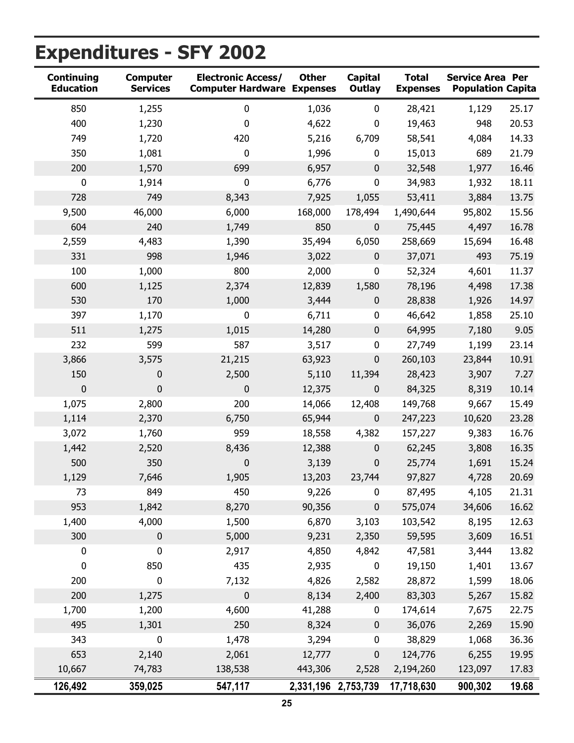# Expenditures - SFY 2002

| Continuing Education | Computer Services | Electronic Access/ Computer Hardware | Other Expenses | Capital Outlay | Total Expenses | Service Area Population | Per Capita |
|---|---|---|---|---|---|---|---|
| 850 | 1,255 | 0 | 1,036 | 0 | 28,421 | 1,129 | 25.17 |
| 400 | 1,230 | 0 | 4,622 | 0 | 19,463 | 948 | 20.53 |
| 749 | 1,720 | 420 | 5,216 | 6,709 | 58,541 | 4,084 | 14.33 |
| 350 | 1,081 | 0 | 1,996 | 0 | 15,013 | 689 | 21.79 |
| 200 | 1,570 | 699 | 6,957 | 0 | 32,548 | 1,977 | 16.46 |
| 0 | 1,914 | 0 | 6,776 | 0 | 34,983 | 1,932 | 18.11 |
| 728 | 749 | 8,343 | 7,925 | 1,055 | 53,411 | 3,884 | 13.75 |
| 9,500 | 46,000 | 6,000 | 168,000 | 178,494 | 1,490,644 | 95,802 | 15.56 |
| 604 | 240 | 1,749 | 850 | 0 | 75,445 | 4,497 | 16.78 |
| 2,559 | 4,483 | 1,390 | 35,494 | 6,050 | 258,669 | 15,694 | 16.48 |
| 331 | 998 | 1,946 | 3,022 | 0 | 37,071 | 493 | 75.19 |
| 100 | 1,000 | 800 | 2,000 | 0 | 52,324 | 4,601 | 11.37 |
| 600 | 1,125 | 2,374 | 12,839 | 1,580 | 78,196 | 4,498 | 17.38 |
| 530 | 170 | 1,000 | 3,444 | 0 | 28,838 | 1,926 | 14.97 |
| 397 | 1,170 | 0 | 6,711 | 0 | 46,642 | 1,858 | 25.10 |
| 511 | 1,275 | 1,015 | 14,280 | 0 | 64,995 | 7,180 | 9.05 |
| 232 | 599 | 587 | 3,517 | 0 | 27,749 | 1,199 | 23.14 |
| 3,866 | 3,575 | 21,215 | 63,923 | 0 | 260,103 | 23,844 | 10.91 |
| 150 | 0 | 2,500 | 5,110 | 11,394 | 28,423 | 3,907 | 7.27 |
| 0 | 0 | 0 | 12,375 | 0 | 84,325 | 8,319 | 10.14 |
| 1,075 | 2,800 | 200 | 14,066 | 12,408 | 149,768 | 9,667 | 15.49 |
| 1,114 | 2,370 | 6,750 | 65,944 | 0 | 247,223 | 10,620 | 23.28 |
| 3,072 | 1,760 | 959 | 18,558 | 4,382 | 157,227 | 9,383 | 16.76 |
| 1,442 | 2,520 | 8,436 | 12,388 | 0 | 62,245 | 3,808 | 16.35 |
| 500 | 350 | 0 | 3,139 | 0 | 25,774 | 1,691 | 15.24 |
| 1,129 | 7,646 | 1,905 | 13,203 | 23,744 | 97,827 | 4,728 | 20.69 |
| 73 | 849 | 450 | 9,226 | 0 | 87,495 | 4,105 | 21.31 |
| 953 | 1,842 | 8,270 | 90,356 | 0 | 575,074 | 34,606 | 16.62 |
| 1,400 | 4,000 | 1,500 | 6,870 | 3,103 | 103,542 | 8,195 | 12.63 |
| 300 | 0 | 5,000 | 9,231 | 2,350 | 59,595 | 3,609 | 16.51 |
| 0 | 0 | 2,917 | 4,850 | 4,842 | 47,581 | 3,444 | 13.82 |
| 0 | 850 | 435 | 2,935 | 0 | 19,150 | 1,401 | 13.67 |
| 200 | 0 | 7,132 | 4,826 | 2,582 | 28,872 | 1,599 | 18.06 |
| 200 | 1,275 | 0 | 8,134 | 2,400 | 83,303 | 5,267 | 15.82 |
| 1,700 | 1,200 | 4,600 | 41,288 | 0 | 174,614 | 7,675 | 22.75 |
| 495 | 1,301 | 250 | 8,324 | 0 | 36,076 | 2,269 | 15.90 |
| 343 | 0 | 1,478 | 3,294 | 0 | 38,829 | 1,068 | 36.36 |
| 653 | 2,140 | 2,061 | 12,777 | 0 | 124,776 | 6,255 | 19.95 |
| 10,667 | 74,783 | 138,538 | 443,306 | 2,528 | 2,194,260 | 123,097 | 17.83 |
| **126,492** | **359,025** | **547,117** | **2,331,196** | **2,753,739** | **17,718,630** | **900,302** | **19.68** |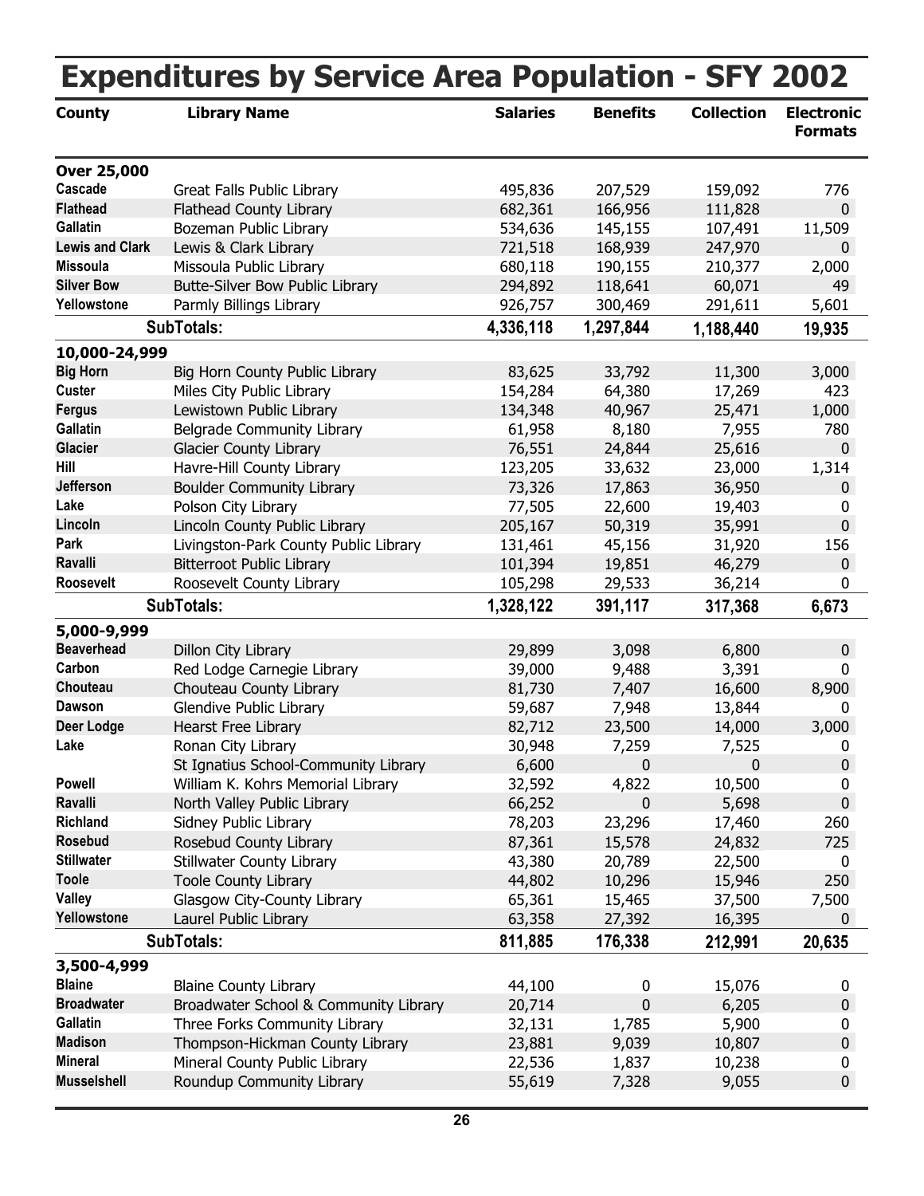# Expenditures by Service Area Population - SFY 2002

| County | Library Name | Salaries | Benefits | Collection | Electronic Formats |
|---|---|---|---|---|---|
| **Over 25,000** | | | | | |
| Cascade | Great Falls Public Library | 495,836 | 207,529 | 159,092 | 776 |
| Flathead | Flathead County Library | 682,361 | 166,956 | 111,828 | 0 |
| Gallatin | Bozeman Public Library | 534,636 | 145,155 | 107,491 | 11,509 |
| Lewis and Clark | Lewis & Clark Library | 721,518 | 168,939 | 247,970 | 0 |
| Missoula | Missoula Public Library | 680,118 | 190,155 | 210,377 | 2,000 |
| Silver Bow | Butte-Silver Bow Public Library | 294,892 | 118,641 | 60,071 | 49 |
| Yellowstone | Parmly Billings Library | 926,757 | 300,469 | 291,611 | 5,601 |
| | **SubTotals:** | **4,336,118** | **1,297,844** | **1,188,440** | **19,935** |
| **10,000-24,999** | | | | | |
| Big Horn | Big Horn County Public Library | 83,625 | 33,792 | 11,300 | 3,000 |
| Custer | Miles City Public Library | 154,284 | 64,380 | 17,269 | 423 |
| Fergus | Lewistown Public Library | 134,348 | 40,967 | 25,471 | 1,000 |
| Gallatin | Belgrade Community Library | 61,958 | 8,180 | 7,955 | 780 |
| Glacier | Glacier County Library | 76,551 | 24,844 | 25,616 | 0 |
| Hill | Havre-Hill County Library | 123,205 | 33,632 | 23,000 | 1,314 |
| Jefferson | Boulder Community Library | 73,326 | 17,863 | 36,950 | 0 |
| Lake | Polson City Library | 77,505 | 22,600 | 19,403 | 0 |
| Lincoln | Lincoln County Public Library | 205,167 | 50,319 | 35,991 | 0 |
| Park | Livingston-Park County Public Library | 131,461 | 45,156 | 31,920 | 156 |
| Ravalli | Bitterroot Public Library | 101,394 | 19,851 | 46,279 | 0 |
| Roosevelt | Roosevelt County Library | 105,298 | 29,533 | 36,214 | 0 |
| | **SubTotals:** | **1,328,122** | **391,117** | **317,368** | **6,673** |
| **5,000-9,999** | | | | | |
| Beaverhead | Dillon City Library | 29,899 | 3,098 | 6,800 | 0 |
| Carbon | Red Lodge Carnegie Library | 39,000 | 9,488 | 3,391 | 0 |
| Chouteau | Chouteau County Library | 81,730 | 7,407 | 16,600 | 8,900 |
| Dawson | Glendive Public Library | 59,687 | 7,948 | 13,844 | 0 |
| Deer Lodge | Hearst Free Library | 82,712 | 23,500 | 14,000 | 3,000 |
| Lake | Ronan City Library | 30,948 | 7,259 | 7,525 | 0 |
| | St Ignatius School-Community Library | 6,600 | 0 | 0 | 0 |
| Powell | William K. Kohrs Memorial Library | 32,592 | 4,822 | 10,500 | 0 |
| Ravalli | North Valley Public Library | 66,252 | 0 | 5,698 | 0 |
| Richland | Sidney Public Library | 78,203 | 23,296 | 17,460 | 260 |
| Rosebud | Rosebud County Library | 87,361 | 15,578 | 24,832 | 725 |
| Stillwater | Stillwater County Library | 43,380 | 20,789 | 22,500 | 0 |
| Toole | Toole County Library | 44,802 | 10,296 | 15,946 | 250 |
| Valley | Glasgow City-County Library | 65,361 | 15,465 | 37,500 | 7,500 |
| Yellowstone | Laurel Public Library | 63,358 | 27,392 | 16,395 | 0 |
| | **SubTotals:** | **811,885** | **176,338** | **212,991** | **20,635** |
| **3,500-4,999** | | | | | |
| Blaine | Blaine County Library | 44,100 | 0 | 15,076 | 0 |
| Broadwater | Broadwater School & Community Library | 20,714 | 0 | 6,205 | 0 |
| Gallatin | Three Forks Community Library | 32,131 | 1,785 | 5,900 | 0 |
| Madison | Thompson-Hickman County Library | 23,881 | 9,039 | 10,807 | 0 |
| Mineral | Mineral County Public Library | 22,536 | 1,837 | 10,238 | 0 |
| Musselshell | Roundup Community Library | 55,619 | 7,328 | 9,055 | 0 |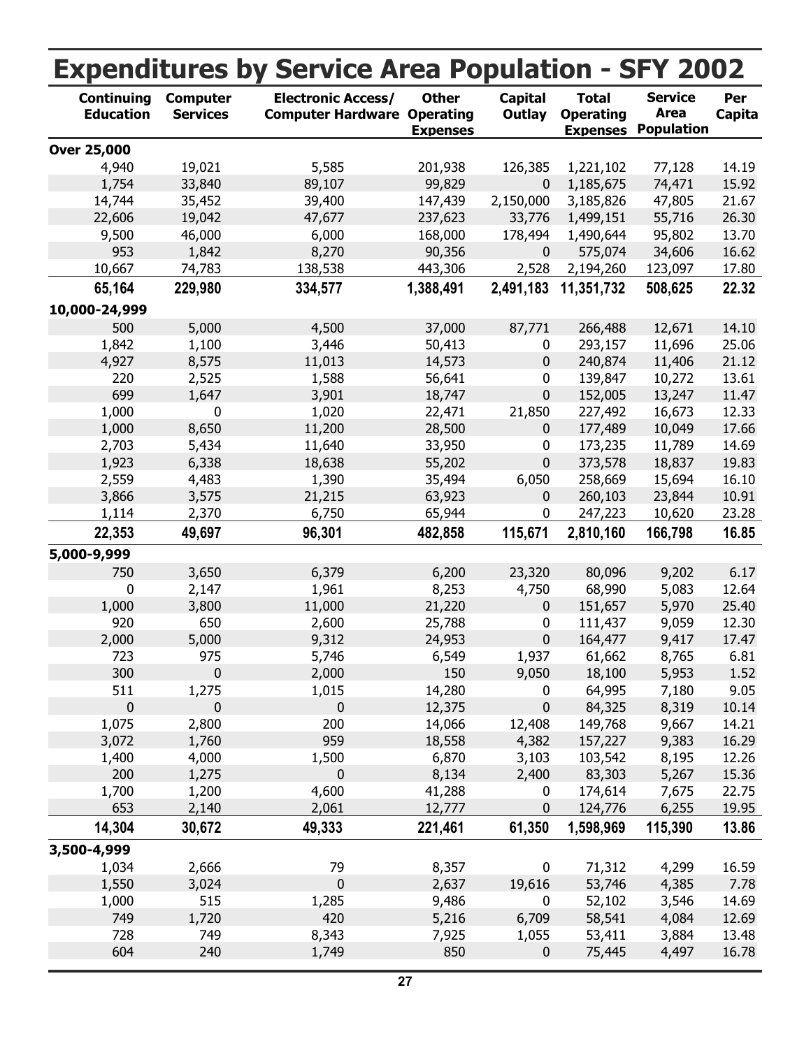# Expenditures by Service Area Population - SFY 2002

| Continuing Education | Computer Services | Electronic Access/ Computer Hardware | Other Operating Expenses | Capital Outlay | Total Operating Expenses | Service Area Population | Per Capita |
|---|---|---|---|---|---|---|---|
| **Over 25,000** | | | | | | | |
| 4,940 | 19,021 | 5,585 | 201,938 | 126,385 | 1,221,102 | 77,128 | 14.19 |
| 1,754 | 33,840 | 89,107 | 99,829 | 0 | 1,185,675 | 74,471 | 15.92 |
| 14,744 | 35,452 | 39,400 | 147,439 | 2,150,000 | 3,185,826 | 47,805 | 21.67 |
| 22,606 | 19,042 | 47,677 | 237,623 | 33,776 | 1,499,151 | 55,716 | 26.30 |
| 9,500 | 46,000 | 6,000 | 168,000 | 178,494 | 1,490,644 | 95,802 | 13.70 |
| 953 | 1,842 | 8,270 | 90,356 | 0 | 575,074 | 34,606 | 16.62 |
| 10,667 | 74,783 | 138,538 | 443,306 | 2,528 | 2,194,260 | 123,097 | 17.80 |
| **65,164** | **229,980** | **334,577** | **1,388,491** | **2,491,183** | **11,351,732** | **508,625** | **22.32** |
| **10,000-24,999** | | | | | | | |
| 500 | 5,000 | 4,500 | 37,000 | 87,771 | 266,488 | 12,671 | 14.10 |
| 1,842 | 1,100 | 3,446 | 50,413 | 0 | 293,157 | 11,696 | 25.06 |
| 4,927 | 8,575 | 11,013 | 14,573 | 0 | 240,874 | 11,406 | 21.12 |
| 220 | 2,525 | 1,588 | 56,641 | 0 | 139,847 | 10,272 | 13.61 |
| 699 | 1,647 | 3,901 | 18,747 | 0 | 152,005 | 13,247 | 11.47 |
| 1,000 | 0 | 1,020 | 22,471 | 21,850 | 227,492 | 16,673 | 12.33 |
| 1,000 | 8,650 | 11,200 | 28,500 | 0 | 177,489 | 10,049 | 17.66 |
| 2,703 | 5,434 | 11,640 | 33,950 | 0 | 173,235 | 11,789 | 14.69 |
| 1,923 | 6,338 | 18,638 | 55,202 | 0 | 373,578 | 18,837 | 19.83 |
| 2,559 | 4,483 | 1,390 | 35,494 | 6,050 | 258,669 | 15,694 | 16.10 |
| 3,866 | 3,575 | 21,215 | 63,923 | 0 | 260,103 | 23,844 | 10.91 |
| 1,114 | 2,370 | 6,750 | 65,944 | 0 | 247,223 | 10,620 | 23.28 |
| **22,353** | **49,697** | **96,301** | **482,858** | **115,671** | **2,810,160** | **166,798** | **16.85** |
| **5,000-9,999** | | | | | | | |
| 750 | 3,650 | 6,379 | 6,200 | 23,320 | 80,096 | 9,202 | 6.17 |
| 0 | 2,147 | 1,961 | 8,253 | 4,750 | 68,990 | 5,083 | 12.64 |
| 1,000 | 3,800 | 11,000 | 21,220 | 0 | 151,657 | 5,970 | 25.40 |
| 920 | 650 | 2,600 | 25,788 | 0 | 111,437 | 9,059 | 12.30 |
| 2,000 | 5,000 | 9,312 | 24,953 | 0 | 164,477 | 9,417 | 17.47 |
| 723 | 975 | 5,746 | 6,549 | 1,937 | 61,662 | 8,765 | 6.81 |
| 300 | 0 | 2,000 | 150 | 9,050 | 18,100 | 5,953 | 1.52 |
| 511 | 1,275 | 1,015 | 14,280 | 0 | 64,995 | 7,180 | 9.05 |
| 0 | 0 | 0 | 12,375 | 0 | 84,325 | 8,319 | 10.14 |
| 1,075 | 2,800 | 200 | 14,066 | 12,408 | 149,768 | 9,667 | 14.21 |
| 3,072 | 1,760 | 959 | 18,558 | 4,382 | 157,227 | 9,383 | 16.29 |
| 1,400 | 4,000 | 1,500 | 6,870 | 3,103 | 103,542 | 8,195 | 12.26 |
| 200 | 1,275 | 0 | 8,134 | 2,400 | 83,303 | 5,267 | 15.36 |
| 1,700 | 1,200 | 4,600 | 41,288 | 0 | 174,614 | 7,675 | 22.75 |
| 653 | 2,140 | 2,061 | 12,777 | 0 | 124,776 | 6,255 | 19.95 |
| **14,304** | **30,672** | **49,333** | **221,461** | **61,350** | **1,598,969** | **115,390** | **13.86** |
| **3,500-4,999** | | | | | | | |
| 1,034 | 2,666 | 79 | 8,357 | 0 | 71,312 | 4,299 | 16.59 |
| 1,550 | 3,024 | 0 | 2,637 | 19,616 | 53,746 | 4,385 | 7.78 |
| 1,000 | 515 | 1,285 | 9,486 | 0 | 52,102 | 3,546 | 14.69 |
| 749 | 1,720 | 420 | 5,216 | 6,709 | 58,541 | 4,084 | 12.69 |
| 728 | 749 | 8,343 | 7,925 | 1,055 | 53,411 | 3,884 | 13.48 |
| 604 | 240 | 1,749 | 850 | 0 | 75,445 | 4,497 | 16.78 |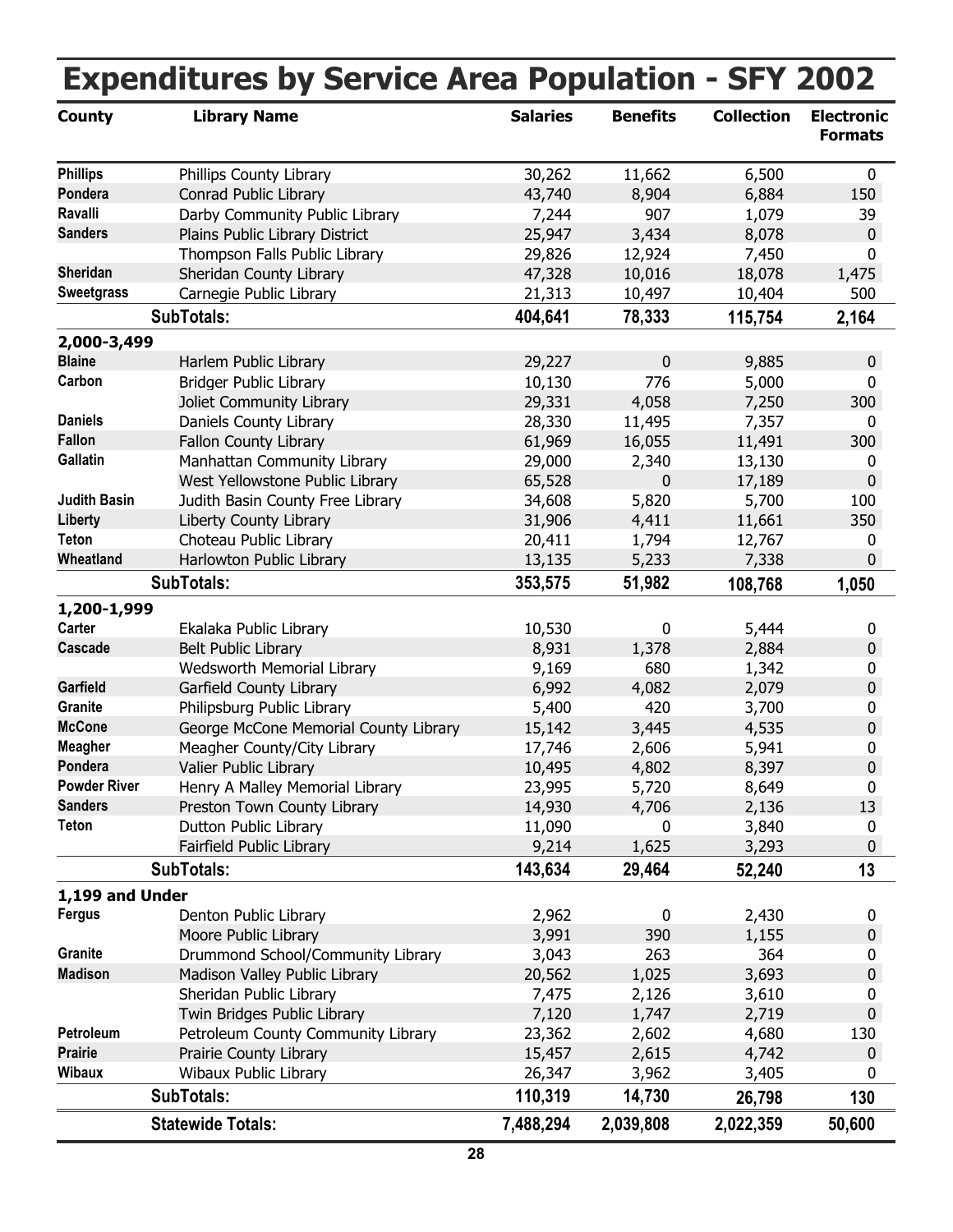# Expenditures by Service Area Population - SFY 2002

| County | Library Name | Salaries | Benefits | Collection | Electronic Formats |
|---|---|---|---|---|---|
| Phillips | Phillips County Library | 30,262 | 11,662 | 6,500 | 0 |
| Pondera | Conrad Public Library | 43,740 | 8,904 | 6,884 | 150 |
| Ravalli | Darby Community Public Library | 7,244 | 907 | 1,079 | 39 |
| Sanders | Plains Public Library District | 25,947 | 3,434 | 8,078 | 0 |
| | Thompson Falls Public Library | 29,826 | 12,924 | 7,450 | 0 |
| Sheridan | Sheridan County Library | 47,328 | 10,016 | 18,078 | 1,475 |
| Sweetgrass | Carnegie Public Library | 21,313 | 10,497 | 10,404 | 500 |
| | **SubTotals:** | **404,641** | **78,333** | **115,754** | **2,164** |
| **2,000-3,499** | | | | | |
| Blaine | Harlem Public Library | 29,227 | 0 | 9,885 | 0 |
| Carbon | Bridger Public Library | 10,130 | 776 | 5,000 | 0 |
| | Joliet Community Library | 29,331 | 4,058 | 7,250 | 300 |
| Daniels | Daniels County Library | 28,330 | 11,495 | 7,357 | 0 |
| Fallon | Fallon County Library | 61,969 | 16,055 | 11,491 | 300 |
| Gallatin | Manhattan Community Library | 29,000 | 2,340 | 13,130 | 0 |
| | West Yellowstone Public Library | 65,528 | 0 | 17,189 | 0 |
| Judith Basin | Judith Basin County Free Library | 34,608 | 5,820 | 5,700 | 100 |
| Liberty | Liberty County Library | 31,906 | 4,411 | 11,661 | 350 |
| Teton | Choteau Public Library | 20,411 | 1,794 | 12,767 | 0 |
| Wheatland | Harlowton Public Library | 13,135 | 5,233 | 7,338 | 0 |
| | **SubTotals:** | **353,575** | **51,982** | **108,768** | **1,050** |
| **1,200-1,999** | | | | | |
| Carter | Ekalaka Public Library | 10,530 | 0 | 5,444 | 0 |
| Cascade | Belt Public Library | 8,931 | 1,378 | 2,884 | 0 |
| | Wedsworth Memorial Library | 9,169 | 680 | 1,342 | 0 |
| Garfield | Garfield County Library | 6,992 | 4,082 | 2,079 | 0 |
| Granite | Philipsburg Public Library | 5,400 | 420 | 3,700 | 0 |
| McCone | George McCone Memorial County Library | 15,142 | 3,445 | 4,535 | 0 |
| Meagher | Meagher County/City Library | 17,746 | 2,606 | 5,941 | 0 |
| Pondera | Valier Public Library | 10,495 | 4,802 | 8,397 | 0 |
| Powder River | Henry A Malley Memorial Library | 23,995 | 5,720 | 8,649 | 0 |
| Sanders | Preston Town County Library | 14,930 | 4,706 | 2,136 | 13 |
| Teton | Dutton Public Library | 11,090 | 0 | 3,840 | 0 |
| | Fairfield Public Library | 9,214 | 1,625 | 3,293 | 0 |
| | **SubTotals:** | **143,634** | **29,464** | **52,240** | **13** |
| **1,199 and Under** | | | | | |
| Fergus | Denton Public Library | 2,962 | 0 | 2,430 | 0 |
| | Moore Public Library | 3,991 | 390 | 1,155 | 0 |
| Granite | Drummond School/Community Library | 3,043 | 263 | 364 | 0 |
| Madison | Madison Valley Public Library | 20,562 | 1,025 | 3,693 | 0 |
| | Sheridan Public Library | 7,475 | 2,126 | 3,610 | 0 |
| | Twin Bridges Public Library | 7,120 | 1,747 | 2,719 | 0 |
| Petroleum | Petroleum County Community Library | 23,362 | 2,602 | 4,680 | 130 |
| Prairie | Prairie County Library | 15,457 | 2,615 | 4,742 | 0 |
| Wibaux | Wibaux Public Library | 26,347 | 3,962 | 3,405 | 0 |
| | **SubTotals:** | **110,319** | **14,730** | **26,798** | **130** |
| | **Statewide Totals:** | **7,488,294** | **2,039,808** | **2,022,359** | **50,600** |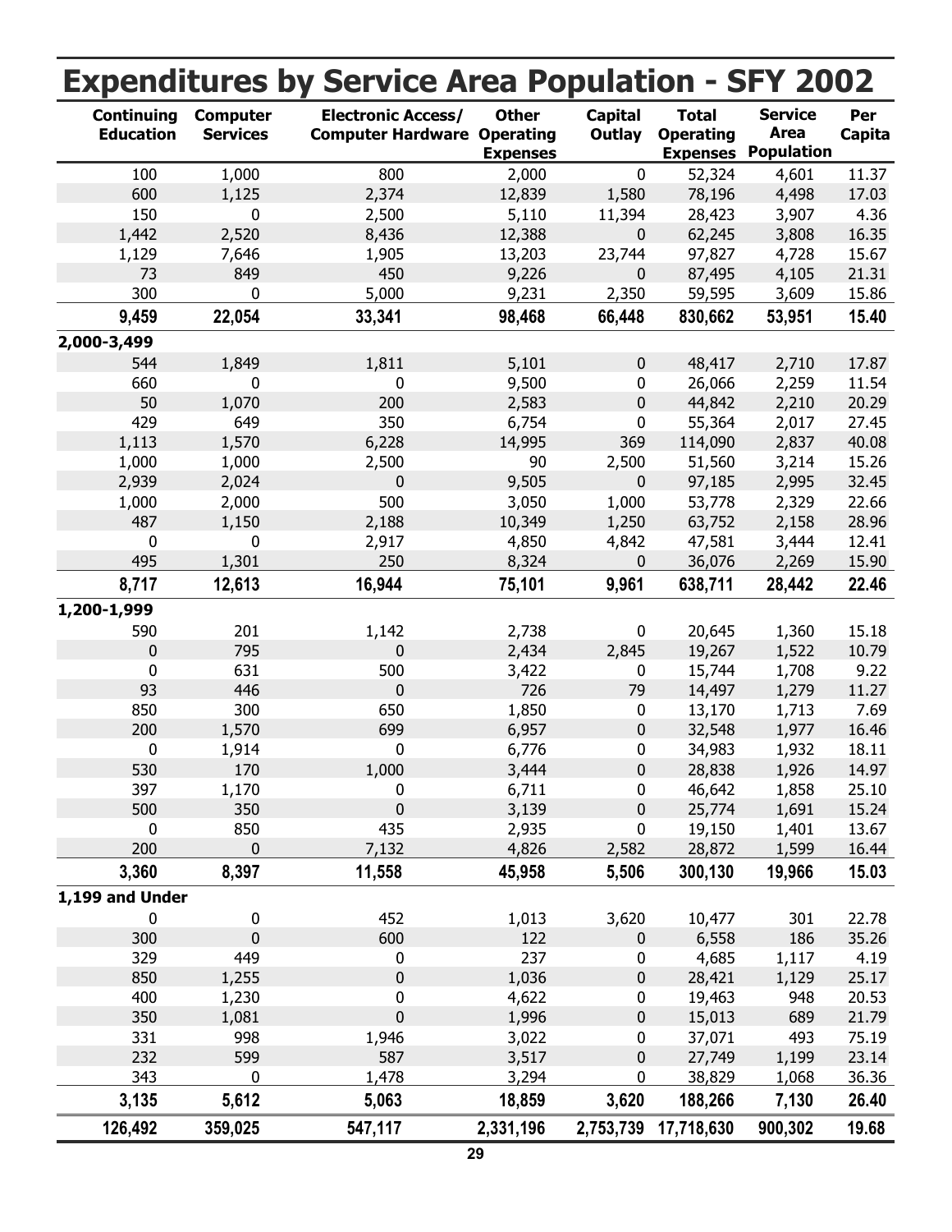# Expenditures by Service Area Population - SFY 2002

| Continuing Education | Computer Services | Electronic Access/ Computer Hardware | Other Operating Expenses | Capital Outlay | Total Operating Expenses | Service Area Population | Per Capita |
|---|---|---|---|---|---|---|---|
| 100 | 1,000 | 800 | 2,000 | 0 | 52,324 | 4,601 | 11.37 |
| 600 | 1,125 | 2,374 | 12,839 | 1,580 | 78,196 | 4,498 | 17.03 |
| 150 | 0 | 2,500 | 5,110 | 11,394 | 28,423 | 3,907 | 4.36 |
| 1,442 | 2,520 | 8,436 | 12,388 | 0 | 62,245 | 3,808 | 16.35 |
| 1,129 | 7,646 | 1,905 | 13,203 | 23,744 | 97,827 | 4,728 | 15.67 |
| 73 | 849 | 450 | 9,226 | 0 | 87,495 | 4,105 | 21.31 |
| 300 | 0 | 5,000 | 9,231 | 2,350 | 59,595 | 3,609 | 15.86 |
| **9,459** | **22,054** | **33,341** | **98,468** | **66,448** | **830,662** | **53,951** | **15.40** |
| **2,000-3,499** | | | | | | | |
| 544 | 1,849 | 1,811 | 5,101 | 0 | 48,417 | 2,710 | 17.87 |
| 660 | 0 | 0 | 9,500 | 0 | 26,066 | 2,259 | 11.54 |
| 50 | 1,070 | 200 | 2,583 | 0 | 44,842 | 2,210 | 20.29 |
| 429 | 649 | 350 | 6,754 | 0 | 55,364 | 2,017 | 27.45 |
| 1,113 | 1,570 | 6,228 | 14,995 | 369 | 114,090 | 2,837 | 40.08 |
| 1,000 | 1,000 | 2,500 | 90 | 2,500 | 51,560 | 3,214 | 15.26 |
| 2,939 | 2,024 | 0 | 9,505 | 0 | 97,185 | 2,995 | 32.45 |
| 1,000 | 2,000 | 500 | 3,050 | 1,000 | 53,778 | 2,329 | 22.66 |
| 487 | 1,150 | 2,188 | 10,349 | 1,250 | 63,752 | 2,158 | 28.96 |
| 0 | 0 | 2,917 | 4,850 | 4,842 | 47,581 | 3,444 | 12.41 |
| 495 | 1,301 | 250 | 8,324 | 0 | 36,076 | 2,269 | 15.90 |
| **8,717** | **12,613** | **16,944** | **75,101** | **9,961** | **638,711** | **28,442** | **22.46** |
| **1,200-1,999** | | | | | | | |
| 590 | 201 | 1,142 | 2,738 | 0 | 20,645 | 1,360 | 15.18 |
| 0 | 795 | 0 | 2,434 | 2,845 | 19,267 | 1,522 | 10.79 |
| 0 | 631 | 500 | 3,422 | 0 | 15,744 | 1,708 | 9.22 |
| 93 | 446 | 0 | 726 | 79 | 14,497 | 1,279 | 11.27 |
| 850 | 300 | 650 | 1,850 | 0 | 13,170 | 1,713 | 7.69 |
| 200 | 1,570 | 699 | 6,957 | 0 | 32,548 | 1,977 | 16.46 |
| 0 | 1,914 | 0 | 6,776 | 0 | 34,983 | 1,932 | 18.11 |
| 530 | 170 | 1,000 | 3,444 | 0 | 28,838 | 1,926 | 14.97 |
| 397 | 1,170 | 0 | 6,711 | 0 | 46,642 | 1,858 | 25.10 |
| 500 | 350 | 0 | 3,139 | 0 | 25,774 | 1,691 | 15.24 |
| 0 | 850 | 435 | 2,935 | 0 | 19,150 | 1,401 | 13.67 |
| 200 | 0 | 7,132 | 4,826 | 2,582 | 28,872 | 1,599 | 16.44 |
| **3,360** | **8,397** | **11,558** | **45,958** | **5,506** | **300,130** | **19,966** | **15.03** |
| **1,199 and Under** | | | | | | | |
| 0 | 0 | 452 | 1,013 | 3,620 | 10,477 | 301 | 22.78 |
| 300 | 0 | 600 | 122 | 0 | 6,558 | 186 | 35.26 |
| 329 | 449 | 0 | 237 | 0 | 4,685 | 1,117 | 4.19 |
| 850 | 1,255 | 0 | 1,036 | 0 | 28,421 | 1,129 | 25.17 |
| 400 | 1,230 | 0 | 4,622 | 0 | 19,463 | 948 | 20.53 |
| 350 | 1,081 | 0 | 1,996 | 0 | 15,013 | 689 | 21.79 |
| 331 | 998 | 1,946 | 3,022 | 0 | 37,071 | 493 | 75.19 |
| 232 | 599 | 587 | 3,517 | 0 | 27,749 | 1,199 | 23.14 |
| 343 | 0 | 1,478 | 3,294 | 0 | 38,829 | 1,068 | 36.36 |
| **3,135** | **5,612** | **5,063** | **18,859** | **3,620** | **188,266** | **7,130** | **26.40** |
| **126,492** | **359,025** | **547,117** | **2,331,196** | **2,753,739** | **17,718,630** | **900,302** | **19.68** |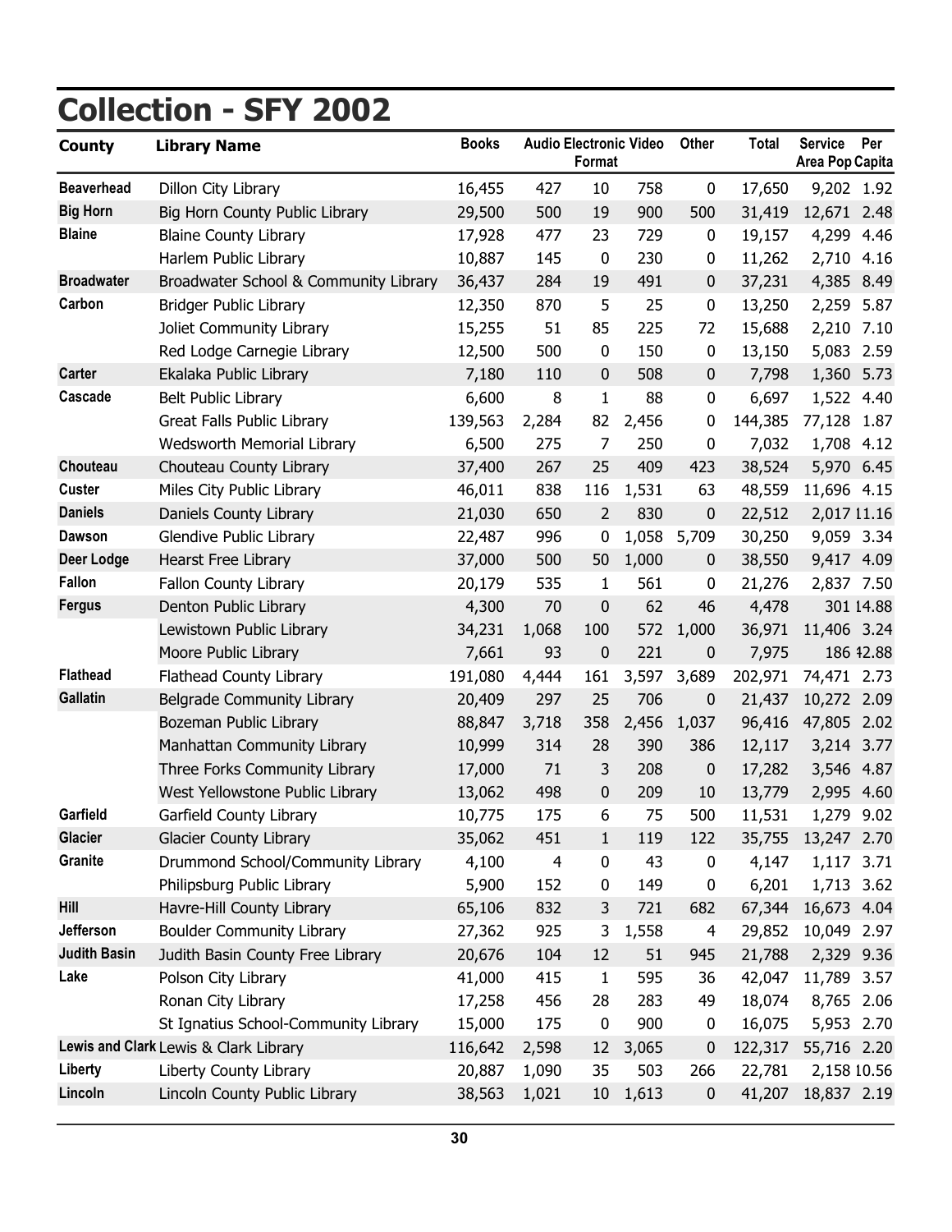# Collection - SFY 2002

| County | Library Name | Books | Audio | Electronic Format | Video | Other | Total | Service Area Pop | Per Capita |
|---|---|---|---|---|---|---|---|---|---|
| Beaverhead | Dillon City Library | 16,455 | 427 | 10 | 758 | 0 | 17,650 | 9,202 | 1.92 |
| Big Horn | Big Horn County Public Library | 29,500 | 500 | 19 | 900 | 500 | 31,419 | 12,671 | 2.48 |
| Blaine | Blaine County Library | 17,928 | 477 | 23 | 729 | 0 | 19,157 | 4,299 | 4.46 |
| | Harlem Public Library | 10,887 | 145 | 0 | 230 | 0 | 11,262 | 2,710 | 4.16 |
| Broadwater | Broadwater School & Community Library | 36,437 | 284 | 19 | 491 | 0 | 37,231 | 4,385 | 8.49 |
| Carbon | Bridger Public Library | 12,350 | 870 | 5 | 25 | 0 | 13,250 | 2,259 | 5.87 |
| | Joliet Community Library | 15,255 | 51 | 85 | 225 | 72 | 15,688 | 2,210 | 7.10 |
| | Red Lodge Carnegie Library | 12,500 | 500 | 0 | 150 | 0 | 13,150 | 5,083 | 2.59 |
| Carter | Ekalaka Public Library | 7,180 | 110 | 0 | 508 | 0 | 7,798 | 1,360 | 5.73 |
| Cascade | Belt Public Library | 6,600 | 8 | 1 | 88 | 0 | 6,697 | 1,522 | 4.40 |
| | Great Falls Public Library | 139,563 | 2,284 | 82 | 2,456 | 0 | 144,385 | 77,128 | 1.87 |
| | Wedsworth Memorial Library | 6,500 | 275 | 7 | 250 | 0 | 7,032 | 1,708 | 4.12 |
| Chouteau | Chouteau County Library | 37,400 | 267 | 25 | 409 | 423 | 38,524 | 5,970 | 6.45 |
| Custer | Miles City Public Library | 46,011 | 838 | 116 | 1,531 | 63 | 48,559 | 11,696 | 4.15 |
| Daniels | Daniels County Library | 21,030 | 650 | 2 | 830 | 0 | 22,512 | 2,017 | 11.16 |
| Dawson | Glendive Public Library | 22,487 | 996 | 0 | 1,058 | 5,709 | 30,250 | 9,059 | 3.34 |
| Deer Lodge | Hearst Free Library | 37,000 | 500 | 50 | 1,000 | 0 | 38,550 | 9,417 | 4.09 |
| Fallon | Fallon County Library | 20,179 | 535 | 1 | 561 | 0 | 21,276 | 2,837 | 7.50 |
| Fergus | Denton Public Library | 4,300 | 70 | 0 | 62 | 46 | 4,478 | 301 | 14.88 |
| | Lewistown Public Library | 34,231 | 1,068 | 100 | 572 | 1,000 | 36,971 | 11,406 | 3.24 |
| | Moore Public Library | 7,661 | 93 | 0 | 221 | 0 | 7,975 | 186 | 42.88 |
| Flathead | Flathead County Library | 191,080 | 4,444 | 161 | 3,597 | 3,689 | 202,971 | 74,471 | 2.73 |
| Gallatin | Belgrade Community Library | 20,409 | 297 | 25 | 706 | 0 | 21,437 | 10,272 | 2.09 |
| | Bozeman Public Library | 88,847 | 3,718 | 358 | 2,456 | 1,037 | 96,416 | 47,805 | 2.02 |
| | Manhattan Community Library | 10,999 | 314 | 28 | 390 | 386 | 12,117 | 3,214 | 3.77 |
| | Three Forks Community Library | 17,000 | 71 | 3 | 208 | 0 | 17,282 | 3,546 | 4.87 |
| | West Yellowstone Public Library | 13,062 | 498 | 0 | 209 | 10 | 13,779 | 2,995 | 4.60 |
| Garfield | Garfield County Library | 10,775 | 175 | 6 | 75 | 500 | 11,531 | 1,279 | 9.02 |
| Glacier | Glacier County Library | 35,062 | 451 | 1 | 119 | 122 | 35,755 | 13,247 | 2.70 |
| Granite | Drummond School/Community Library | 4,100 | 4 | 0 | 43 | 0 | 4,147 | 1,117 | 3.71 |
| | Philipsburg Public Library | 5,900 | 152 | 0 | 149 | 0 | 6,201 | 1,713 | 3.62 |
| Hill | Havre-Hill County Library | 65,106 | 832 | 3 | 721 | 682 | 67,344 | 16,673 | 4.04 |
| Jefferson | Boulder Community Library | 27,362 | 925 | 3 | 1,558 | 4 | 29,852 | 10,049 | 2.97 |
| Judith Basin | Judith Basin County Free Library | 20,676 | 104 | 12 | 51 | 945 | 21,788 | 2,329 | 9.36 |
| Lake | Polson City Library | 41,000 | 415 | 1 | 595 | 36 | 42,047 | 11,789 | 3.57 |
| | Ronan City Library | 17,258 | 456 | 28 | 283 | 49 | 18,074 | 8,765 | 2.06 |
| | St Ignatius School-Community Library | 15,000 | 175 | 0 | 900 | 0 | 16,075 | 5,953 | 2.70 |
| Lewis and Clark | Lewis & Clark Library | 116,642 | 2,598 | 12 | 3,065 | 0 | 122,317 | 55,716 | 2.20 |
| Liberty | Liberty County Library | 20,887 | 1,090 | 35 | 503 | 266 | 22,781 | 2,158 | 10.56 |
| Lincoln | Lincoln County Public Library | 38,563 | 1,021 | 10 | 1,613 | 0 | 41,207 | 18,837 | 2.19 |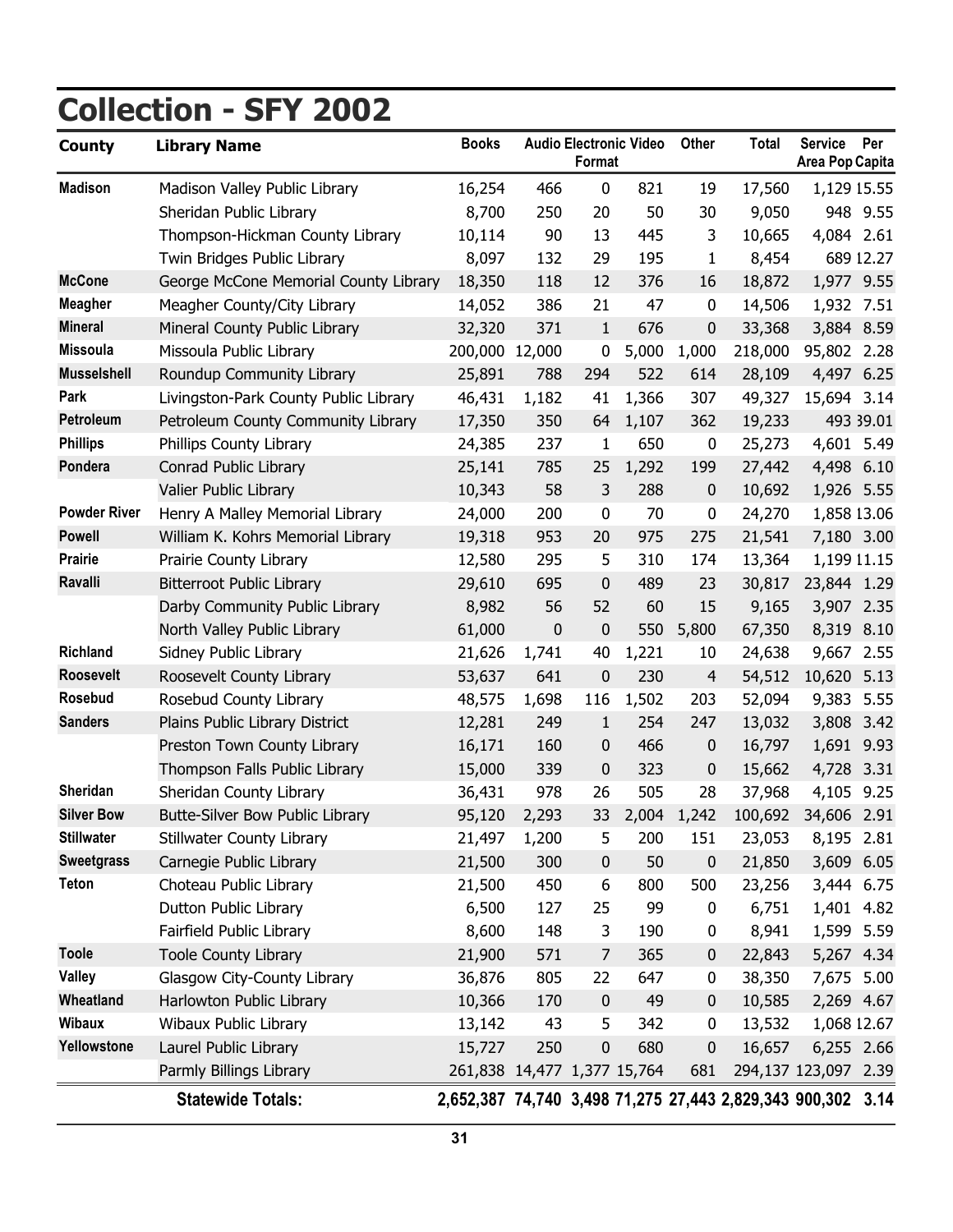# Collection - SFY 2002

| County | Library Name | Books | Audio | Electronic Format | Video | Other | Total | Service Area Pop | Per Capita |
|---|---|---|---|---|---|---|---|---|---|
| Madison | Madison Valley Public Library | 16,254 | 466 | 0 | 821 | 19 | 17,560 | 1,129 | 15.55 |
| | Sheridan Public Library | 8,700 | 250 | 20 | 50 | 30 | 9,050 | 948 | 9.55 |
| | Thompson-Hickman County Library | 10,114 | 90 | 13 | 445 | 3 | 10,665 | 4,084 | 2.61 |
| | Twin Bridges Public Library | 8,097 | 132 | 29 | 195 | 1 | 8,454 | 689 | 12.27 |
| McCone | George McCone Memorial County Library | 18,350 | 118 | 12 | 376 | 16 | 18,872 | 1,977 | 9.55 |
| Meagher | Meagher County/City Library | 14,052 | 386 | 21 | 47 | 0 | 14,506 | 1,932 | 7.51 |
| Mineral | Mineral County Public Library | 32,320 | 371 | 1 | 676 | 0 | 33,368 | 3,884 | 8.59 |
| Missoula | Missoula Public Library | 200,000 | 12,000 | 0 | 5,000 | 1,000 | 218,000 | 95,802 | 2.28 |
| Musselshell | Roundup Community Library | 25,891 | 788 | 294 | 522 | 614 | 28,109 | 4,497 | 6.25 |
| Park | Livingston-Park County Public Library | 46,431 | 1,182 | 41 | 1,366 | 307 | 49,327 | 15,694 | 3.14 |
| Petroleum | Petroleum County Community Library | 17,350 | 350 | 64 | 1,107 | 362 | 19,233 | 493 | 39.01 |
| Phillips | Phillips County Library | 24,385 | 237 | 1 | 650 | 0 | 25,273 | 4,601 | 5.49 |
| Pondera | Conrad Public Library | 25,141 | 785 | 25 | 1,292 | 199 | 27,442 | 4,498 | 6.10 |
| | Valier Public Library | 10,343 | 58 | 3 | 288 | 0 | 10,692 | 1,926 | 5.55 |
| Powder River | Henry A Malley Memorial Library | 24,000 | 200 | 0 | 70 | 0 | 24,270 | 1,858 | 13.06 |
| Powell | William K. Kohrs Memorial Library | 19,318 | 953 | 20 | 975 | 275 | 21,541 | 7,180 | 3.00 |
| Prairie | Prairie County Library | 12,580 | 295 | 5 | 310 | 174 | 13,364 | 1,199 | 11.15 |
| Ravalli | Bitterroot Public Library | 29,610 | 695 | 0 | 489 | 23 | 30,817 | 23,844 | 1.29 |
| | Darby Community Public Library | 8,982 | 56 | 52 | 60 | 15 | 9,165 | 3,907 | 2.35 |
| | North Valley Public Library | 61,000 | 0 | 0 | 550 | 5,800 | 67,350 | 8,319 | 8.10 |
| Richland | Sidney Public Library | 21,626 | 1,741 | 40 | 1,221 | 10 | 24,638 | 9,667 | 2.55 |
| Roosevelt | Roosevelt County Library | 53,637 | 641 | 0 | 230 | 4 | 54,512 | 10,620 | 5.13 |
| Rosebud | Rosebud County Library | 48,575 | 1,698 | 116 | 1,502 | 203 | 52,094 | 9,383 | 5.55 |
| Sanders | Plains Public Library District | 12,281 | 249 | 1 | 254 | 247 | 13,032 | 3,808 | 3.42 |
| | Preston Town County Library | 16,171 | 160 | 0 | 466 | 0 | 16,797 | 1,691 | 9.93 |
| | Thompson Falls Public Library | 15,000 | 339 | 0 | 323 | 0 | 15,662 | 4,728 | 3.31 |
| Sheridan | Sheridan County Library | 36,431 | 978 | 26 | 505 | 28 | 37,968 | 4,105 | 9.25 |
| Silver Bow | Butte-Silver Bow Public Library | 95,120 | 2,293 | 33 | 2,004 | 1,242 | 100,692 | 34,606 | 2.91 |
| Stillwater | Stillwater County Library | 21,497 | 1,200 | 5 | 200 | 151 | 23,053 | 8,195 | 2.81 |
| Sweetgrass | Carnegie Public Library | 21,500 | 300 | 0 | 50 | 0 | 21,850 | 3,609 | 6.05 |
| Teton | Choteau Public Library | 21,500 | 450 | 6 | 800 | 500 | 23,256 | 3,444 | 6.75 |
| | Dutton Public Library | 6,500 | 127 | 25 | 99 | 0 | 6,751 | 1,401 | 4.82 |
| | Fairfield Public Library | 8,600 | 148 | 3 | 190 | 0 | 8,941 | 1,599 | 5.59 |
| Toole | Toole County Library | 21,900 | 571 | 7 | 365 | 0 | 22,843 | 5,267 | 4.34 |
| Valley | Glasgow City-County Library | 36,876 | 805 | 22 | 647 | 0 | 38,350 | 7,675 | 5.00 |
| Wheatland | Harlowton Public Library | 10,366 | 170 | 0 | 49 | 0 | 10,585 | 2,269 | 4.67 |
| Wibaux | Wibaux Public Library | 13,142 | 43 | 5 | 342 | 0 | 13,532 | 1,068 | 12.67 |
| Yellowstone | Laurel Public Library | 15,727 | 250 | 0 | 680 | 0 | 16,657 | 6,255 | 2.66 |
| | Parmly Billings Library | 261,838 | 14,477 | 1,377 | 15,764 | 681 | 294,137 | 123,097 | 2.39 |
| | **Statewide Totals:** | **2,652,387** | **74,740** | **3,498** | **71,275** | **27,443** | **2,829,343** | **900,302** | **3.14** |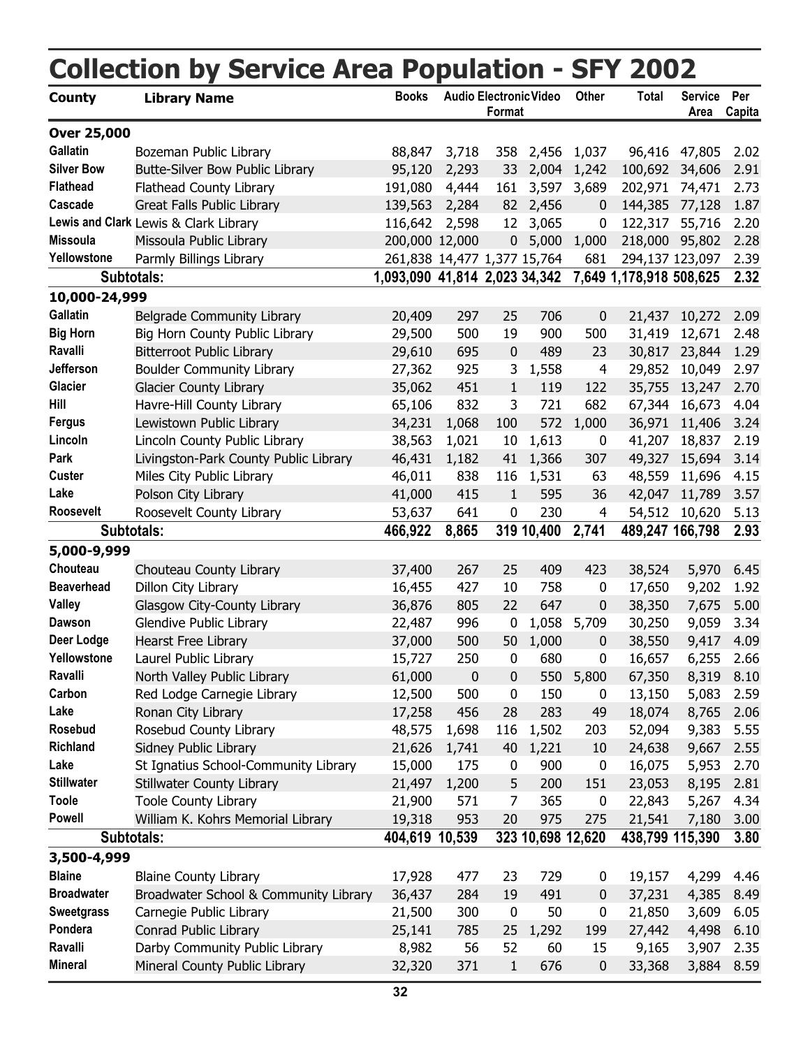# Collection by Service Area Population - SFY 2002

| County | Library Name | Books | Audio | Electronic Format | Video | Other | Total | Service Area | Per Capita |
|---|---|---|---|---|---|---|---|---|---|
| **Over 25,000** | | | | | | | | | |
| Gallatin | Bozeman Public Library | 88,847 | 3,718 | 358 | 2,456 | 1,037 | 96,416 | 47,805 | 2.02 |
| Silver Bow | Butte-Silver Bow Public Library | 95,120 | 2,293 | 33 | 2,004 | 1,242 | 100,692 | 34,606 | 2.91 |
| Flathead | Flathead County Library | 191,080 | 4,444 | 161 | 3,597 | 3,689 | 202,971 | 74,471 | 2.73 |
| Cascade | Great Falls Public Library | 139,563 | 2,284 | 82 | 2,456 | 0 | 144,385 | 77,128 | 1.87 |
| Lewis and Clark | Lewis & Clark Library | 116,642 | 2,598 | 12 | 3,065 | 0 | 122,317 | 55,716 | 2.20 |
| Missoula | Missoula Public Library | 200,000 | 12,000 | 0 | 5,000 | 1,000 | 218,000 | 95,802 | 2.28 |
| Yellowstone | Parmly Billings Library | 261,838 | 14,477 | 1,377 | 15,764 | 681 | 294,137 | 123,097 | 2.39 |
| **Subtotals:** | | **1,093,090** | **41,814** | **2,023** | **34,342** | **7,649** | **1,178,918** | **508,625** | **2.32** |
| **10,000-24,999** | | | | | | | | | |
| Gallatin | Belgrade Community Library | 20,409 | 297 | 25 | 706 | 0 | 21,437 | 10,272 | 2.09 |
| Big Horn | Big Horn County Public Library | 29,500 | 500 | 19 | 900 | 500 | 31,419 | 12,671 | 2.48 |
| Ravalli | Bitterroot Public Library | 29,610 | 695 | 0 | 489 | 23 | 30,817 | 23,844 | 1.29 |
| Jefferson | Boulder Community Library | 27,362 | 925 | 3 | 1,558 | 4 | 29,852 | 10,049 | 2.97 |
| Glacier | Glacier County Library | 35,062 | 451 | 1 | 119 | 122 | 35,755 | 13,247 | 2.70 |
| Hill | Havre-Hill County Library | 65,106 | 832 | 3 | 721 | 682 | 67,344 | 16,673 | 4.04 |
| Fergus | Lewistown Public Library | 34,231 | 1,068 | 100 | 572 | 1,000 | 36,971 | 11,406 | 3.24 |
| Lincoln | Lincoln County Public Library | 38,563 | 1,021 | 10 | 1,613 | 0 | 41,207 | 18,837 | 2.19 |
| Park | Livingston-Park County Public Library | 46,431 | 1,182 | 41 | 1,366 | 307 | 49,327 | 15,694 | 3.14 |
| Custer | Miles City Public Library | 46,011 | 838 | 116 | 1,531 | 63 | 48,559 | 11,696 | 4.15 |
| Lake | Polson City Library | 41,000 | 415 | 1 | 595 | 36 | 42,047 | 11,789 | 3.57 |
| Roosevelt | Roosevelt County Library | 53,637 | 641 | 0 | 230 | 4 | 54,512 | 10,620 | 5.13 |
| **Subtotals:** | | **466,922** | **8,865** | **319** | **10,400** | **2,741** | **489,247** | **166,798** | **2.93** |
| **5,000-9,999** | | | | | | | | | |
| Chouteau | Chouteau County Library | 37,400 | 267 | 25 | 409 | 423 | 38,524 | 5,970 | 6.45 |
| Beaverhead | Dillon City Library | 16,455 | 427 | 10 | 758 | 0 | 17,650 | 9,202 | 1.92 |
| Valley | Glasgow City-County Library | 36,876 | 805 | 22 | 647 | 0 | 38,350 | 7,675 | 5.00 |
| Dawson | Glendive Public Library | 22,487 | 996 | 0 | 1,058 | 5,709 | 30,250 | 9,059 | 3.34 |
| Deer Lodge | Hearst Free Library | 37,000 | 500 | 50 | 1,000 | 0 | 38,550 | 9,417 | 4.09 |
| Yellowstone | Laurel Public Library | 15,727 | 250 | 0 | 680 | 0 | 16,657 | 6,255 | 2.66 |
| Ravalli | North Valley Public Library | 61,000 | 0 | 0 | 550 | 5,800 | 67,350 | 8,319 | 8.10 |
| Carbon | Red Lodge Carnegie Library | 12,500 | 500 | 0 | 150 | 0 | 13,150 | 5,083 | 2.59 |
| Lake | Ronan City Library | 17,258 | 456 | 28 | 283 | 49 | 18,074 | 8,765 | 2.06 |
| Rosebud | Rosebud County Library | 48,575 | 1,698 | 116 | 1,502 | 203 | 52,094 | 9,383 | 5.55 |
| Richland | Sidney Public Library | 21,626 | 1,741 | 40 | 1,221 | 10 | 24,638 | 9,667 | 2.55 |
| Lake | St Ignatius School-Community Library | 15,000 | 175 | 0 | 900 | 0 | 16,075 | 5,953 | 2.70 |
| Stillwater | Stillwater County Library | 21,497 | 1,200 | 5 | 200 | 151 | 23,053 | 8,195 | 2.81 |
| Toole | Toole County Library | 21,900 | 571 | 7 | 365 | 0 | 22,843 | 5,267 | 4.34 |
| Powell | William K. Kohrs Memorial Library | 19,318 | 953 | 20 | 975 | 275 | 21,541 | 7,180 | 3.00 |
| **Subtotals:** | | **404,619** | **10,539** | **323** | **10,698** | **12,620** | **438,799** | **115,390** | **3.80** |
| **3,500-4,999** | | | | | | | | | |
| Blaine | Blaine County Library | 17,928 | 477 | 23 | 729 | 0 | 19,157 | 4,299 | 4.46 |
| Broadwater | Broadwater School & Community Library | 36,437 | 284 | 19 | 491 | 0 | 37,231 | 4,385 | 8.49 |
| Sweetgrass | Carnegie Public Library | 21,500 | 300 | 0 | 50 | 0 | 21,850 | 3,609 | 6.05 |
| Pondera | Conrad Public Library | 25,141 | 785 | 25 | 1,292 | 199 | 27,442 | 4,498 | 6.10 |
| Ravalli | Darby Community Public Library | 8,982 | 56 | 52 | 60 | 15 | 9,165 | 3,907 | 2.35 |
| Mineral | Mineral County Public Library | 32,320 | 371 | 1 | 676 | 0 | 33,368 | 3,884 | 8.59 |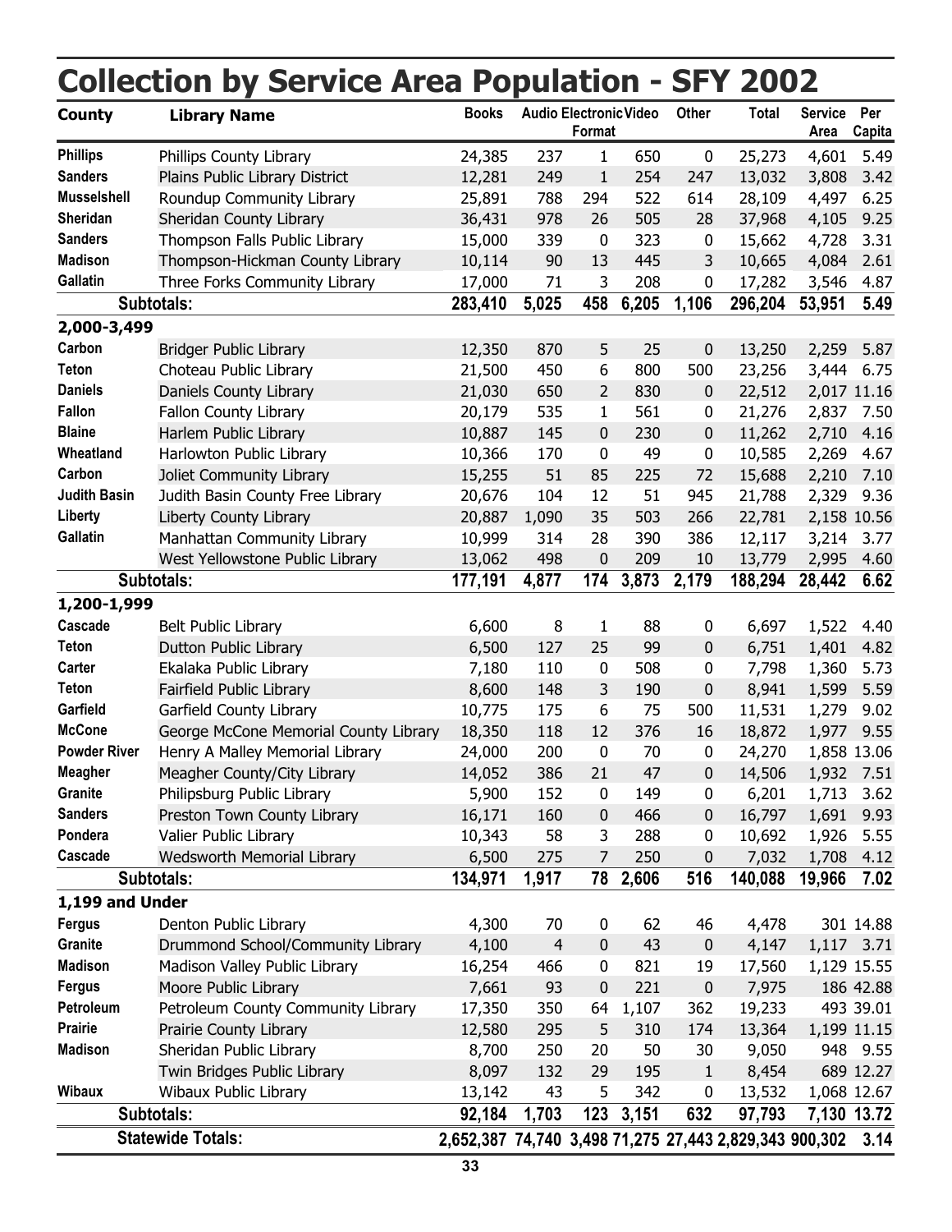# Collection by Service Area Population - SFY 2002

| County | Library Name | Books | Audio | Electronic Format | Video | Other | Total | Service Area | Per Capita |
|---|---|---|---|---|---|---|---|---|---|
| Phillips | Phillips County Library | 24,385 | 237 | 1 | 650 | 0 | 25,273 | 4,601 | 5.49 |
| Sanders | Plains Public Library District | 12,281 | 249 | 1 | 254 | 247 | 13,032 | 3,808 | 3.42 |
| Musselshell | Roundup Community Library | 25,891 | 788 | 294 | 522 | 614 | 28,109 | 4,497 | 6.25 |
| Sheridan | Sheridan County Library | 36,431 | 978 | 26 | 505 | 28 | 37,968 | 4,105 | 9.25 |
| Sanders | Thompson Falls Public Library | 15,000 | 339 | 0 | 323 | 0 | 15,662 | 4,728 | 3.31 |
| Madison | Thompson-Hickman County Library | 10,114 | 90 | 13 | 445 | 3 | 10,665 | 4,084 | 2.61 |
| Gallatin | Three Forks Community Library | 17,000 | 71 | 3 | 208 | 0 | 17,282 | 3,546 | 4.87 |
| **Subtotals:** | | **283,410** | **5,025** | **458** | **6,205** | **1,106** | **296,204** | **53,951** | **5.49** |
| **2,000-3,499** | | | | | | | | | |
| Carbon | Bridger Public Library | 12,350 | 870 | 5 | 25 | 0 | 13,250 | 2,259 | 5.87 |
| Teton | Choteau Public Library | 21,500 | 450 | 6 | 800 | 500 | 23,256 | 3,444 | 6.75 |
| Daniels | Daniels County Library | 21,030 | 650 | 2 | 830 | 0 | 22,512 | 2,017 | 11.16 |
| Fallon | Fallon County Library | 20,179 | 535 | 1 | 561 | 0 | 21,276 | 2,837 | 7.50 |
| Blaine | Harlem Public Library | 10,887 | 145 | 0 | 230 | 0 | 11,262 | 2,710 | 4.16 |
| Wheatland | Harlowton Public Library | 10,366 | 170 | 0 | 49 | 0 | 10,585 | 2,269 | 4.67 |
| Carbon | Joliet Community Library | 15,255 | 51 | 85 | 225 | 72 | 15,688 | 2,210 | 7.10 |
| Judith Basin | Judith Basin County Free Library | 20,676 | 104 | 12 | 51 | 945 | 21,788 | 2,329 | 9.36 |
| Liberty | Liberty County Library | 20,887 | 1,090 | 35 | 503 | 266 | 22,781 | 2,158 | 10.56 |
| Gallatin | Manhattan Community Library | 10,999 | 314 | 28 | 390 | 386 | 12,117 | 3,214 | 3.77 |
| | West Yellowstone Public Library | 13,062 | 498 | 0 | 209 | 10 | 13,779 | 2,995 | 4.60 |
| **Subtotals:** | | **177,191** | **4,877** | **174** | **3,873** | **2,179** | **188,294** | **28,442** | **6.62** |
| **1,200-1,999** | | | | | | | | | |
| Cascade | Belt Public Library | 6,600 | 8 | 1 | 88 | 0 | 6,697 | 1,522 | 4.40 |
| Teton | Dutton Public Library | 6,500 | 127 | 25 | 99 | 0 | 6,751 | 1,401 | 4.82 |
| Carter | Ekalaka Public Library | 7,180 | 110 | 0 | 508 | 0 | 7,798 | 1,360 | 5.73 |
| Teton | Fairfield Public Library | 8,600 | 148 | 3 | 190 | 0 | 8,941 | 1,599 | 5.59 |
| Garfield | Garfield County Library | 10,775 | 175 | 6 | 75 | 500 | 11,531 | 1,279 | 9.02 |
| McCone | George McCone Memorial County Library | 18,350 | 118 | 12 | 376 | 16 | 18,872 | 1,977 | 9.55 |
| Powder River | Henry A Malley Memorial Library | 24,000 | 200 | 0 | 70 | 0 | 24,270 | 1,858 | 13.06 |
| Meagher | Meagher County/City Library | 14,052 | 386 | 21 | 47 | 0 | 14,506 | 1,932 | 7.51 |
| Granite | Philipsburg Public Library | 5,900 | 152 | 0 | 149 | 0 | 6,201 | 1,713 | 3.62 |
| Sanders | Preston Town County Library | 16,171 | 160 | 0 | 466 | 0 | 16,797 | 1,691 | 9.93 |
| Pondera | Valier Public Library | 10,343 | 58 | 3 | 288 | 0 | 10,692 | 1,926 | 5.55 |
| Cascade | Wedsworth Memorial Library | 6,500 | 275 | 7 | 250 | 0 | 7,032 | 1,708 | 4.12 |
| **Subtotals:** | | **134,971** | **1,917** | **78** | **2,606** | **516** | **140,088** | **19,966** | **7.02** |
| **1,199 and Under** | | | | | | | | | |
| Fergus | Denton Public Library | 4,300 | 70 | 0 | 62 | 46 | 4,478 | 301 | 14.88 |
| Granite | Drummond School/Community Library | 4,100 | 4 | 0 | 43 | 0 | 4,147 | 1,117 | 3.71 |
| Madison | Madison Valley Public Library | 16,254 | 466 | 0 | 821 | 19 | 17,560 | 1,129 | 15.55 |
| Fergus | Moore Public Library | 7,661 | 93 | 0 | 221 | 0 | 7,975 | 186 | 42.88 |
| Petroleum | Petroleum County Community Library | 17,350 | 350 | 64 | 1,107 | 362 | 19,233 | 493 | 39.01 |
| Prairie | Prairie County Library | 12,580 | 295 | 5 | 310 | 174 | 13,364 | 1,199 | 11.15 |
| Madison | Sheridan Public Library | 8,700 | 250 | 20 | 50 | 30 | 9,050 | 948 | 9.55 |
| | Twin Bridges Public Library | 8,097 | 132 | 29 | 195 | 1 | 8,454 | 689 | 12.27 |
| Wibaux | Wibaux Public Library | 13,142 | 43 | 5 | 342 | 0 | 13,532 | 1,068 | 12.67 |
| **Subtotals:** | | **92,184** | **1,703** | **123** | **3,151** | **632** | **97,793** | **7,130** | **13.72** |
| **Statewide Totals:** | | **2,652,387** | **74,740** | **3,498** | **71,275** | **27,443** | **2,829,343** | **900,302** | **3.14** |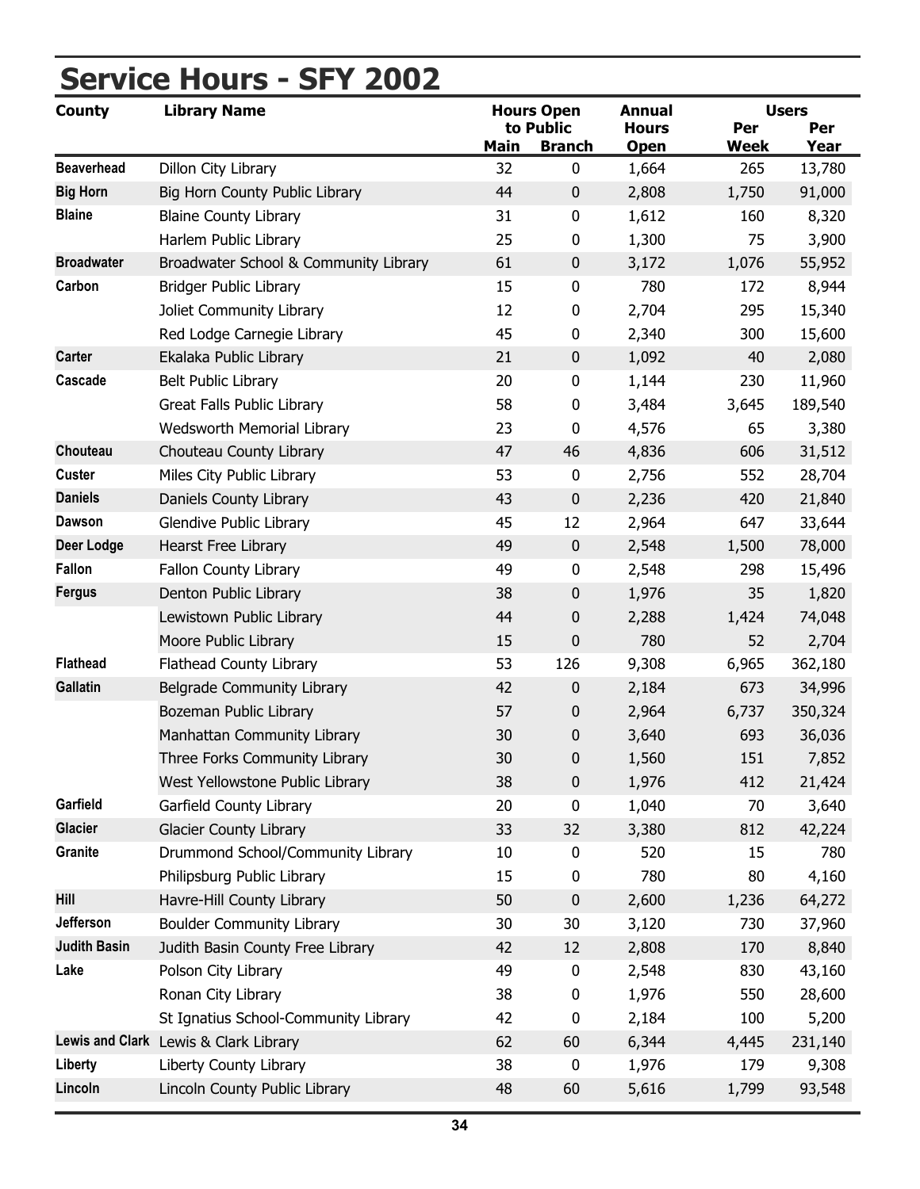# Service Hours - SFY 2002

| County | Library Name | Hours Open to Public | | Annual Hours Open | Users | |
|---|---|---|---|---|---|---|
| | | Main | Branch | | Per Week | Per Year |
| Beaverhead | Dillon City Library | 32 | 0 | 1,664 | 265 | 13,780 |
| Big Horn | Big Horn County Public Library | 44 | 0 | 2,808 | 1,750 | 91,000 |
| Blaine | Blaine County Library | 31 | 0 | 1,612 | 160 | 8,320 |
| | Harlem Public Library | 25 | 0 | 1,300 | 75 | 3,900 |
| Broadwater | Broadwater School & Community Library | 61 | 0 | 3,172 | 1,076 | 55,952 |
| Carbon | Bridger Public Library | 15 | 0 | 780 | 172 | 8,944 |
| | Joliet Community Library | 12 | 0 | 2,704 | 295 | 15,340 |
| | Red Lodge Carnegie Library | 45 | 0 | 2,340 | 300 | 15,600 |
| Carter | Ekalaka Public Library | 21 | 0 | 1,092 | 40 | 2,080 |
| Cascade | Belt Public Library | 20 | 0 | 1,144 | 230 | 11,960 |
| | Great Falls Public Library | 58 | 0 | 3,484 | 3,645 | 189,540 |
| | Wedsworth Memorial Library | 23 | 0 | 4,576 | 65 | 3,380 |
| Chouteau | Chouteau County Library | 47 | 46 | 4,836 | 606 | 31,512 |
| Custer | Miles City Public Library | 53 | 0 | 2,756 | 552 | 28,704 |
| Daniels | Daniels County Library | 43 | 0 | 2,236 | 420 | 21,840 |
| Dawson | Glendive Public Library | 45 | 12 | 2,964 | 647 | 33,644 |
| Deer Lodge | Hearst Free Library | 49 | 0 | 2,548 | 1,500 | 78,000 |
| Fallon | Fallon County Library | 49 | 0 | 2,548 | 298 | 15,496 |
| Fergus | Denton Public Library | 38 | 0 | 1,976 | 35 | 1,820 |
| | Lewistown Public Library | 44 | 0 | 2,288 | 1,424 | 74,048 |
| | Moore Public Library | 15 | 0 | 780 | 52 | 2,704 |
| Flathead | Flathead County Library | 53 | 126 | 9,308 | 6,965 | 362,180 |
| Gallatin | Belgrade Community Library | 42 | 0 | 2,184 | 673 | 34,996 |
| | Bozeman Public Library | 57 | 0 | 2,964 | 6,737 | 350,324 |
| | Manhattan Community Library | 30 | 0 | 3,640 | 693 | 36,036 |
| | Three Forks Community Library | 30 | 0 | 1,560 | 151 | 7,852 |
| | West Yellowstone Public Library | 38 | 0 | 1,976 | 412 | 21,424 |
| Garfield | Garfield County Library | 20 | 0 | 1,040 | 70 | 3,640 |
| Glacier | Glacier County Library | 33 | 32 | 3,380 | 812 | 42,224 |
| Granite | Drummond School/Community Library | 10 | 0 | 520 | 15 | 780 |
| | Philipsburg Public Library | 15 | 0 | 780 | 80 | 4,160 |
| Hill | Havre-Hill County Library | 50 | 0 | 2,600 | 1,236 | 64,272 |
| Jefferson | Boulder Community Library | 30 | 30 | 3,120 | 730 | 37,960 |
| Judith Basin | Judith Basin County Free Library | 42 | 12 | 2,808 | 170 | 8,840 |
| Lake | Polson City Library | 49 | 0 | 2,548 | 830 | 43,160 |
| | Ronan City Library | 38 | 0 | 1,976 | 550 | 28,600 |
| | St Ignatius School-Community Library | 42 | 0 | 2,184 | 100 | 5,200 |
| Lewis and Clark | Lewis & Clark Library | 62 | 60 | 6,344 | 4,445 | 231,140 |
| Liberty | Liberty County Library | 38 | 0 | 1,976 | 179 | 9,308 |
| Lincoln | Lincoln County Public Library | 48 | 60 | 5,616 | 1,799 | 93,548 |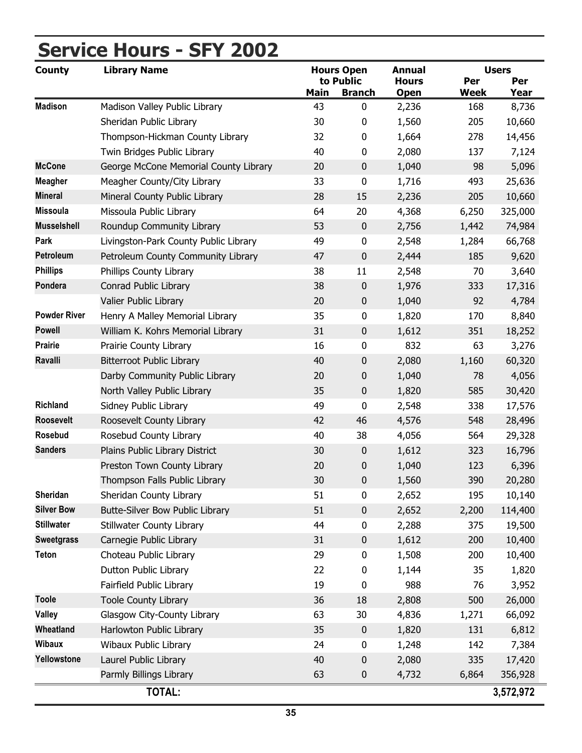# Service Hours - SFY 2002

| County | Library Name | Hours Open to Public | | Annual Hours Open | Users | |
|---|---|---|---|---|---|---|
| | | Main | Branch | | Per Week | Per Year |
| Madison | Madison Valley Public Library | 43 | 0 | 2,236 | 168 | 8,736 |
| | Sheridan Public Library | 30 | 0 | 1,560 | 205 | 10,660 |
| | Thompson-Hickman County Library | 32 | 0 | 1,664 | 278 | 14,456 |
| | Twin Bridges Public Library | 40 | 0 | 2,080 | 137 | 7,124 |
| McCone | George McCone Memorial County Library | 20 | 0 | 1,040 | 98 | 5,096 |
| Meagher | Meagher County/City Library | 33 | 0 | 1,716 | 493 | 25,636 |
| Mineral | Mineral County Public Library | 28 | 15 | 2,236 | 205 | 10,660 |
| Missoula | Missoula Public Library | 64 | 20 | 4,368 | 6,250 | 325,000 |
| Musselshell | Roundup Community Library | 53 | 0 | 2,756 | 1,442 | 74,984 |
| Park | Livingston-Park County Public Library | 49 | 0 | 2,548 | 1,284 | 66,768 |
| Petroleum | Petroleum County Community Library | 47 | 0 | 2,444 | 185 | 9,620 |
| Phillips | Phillips County Library | 38 | 11 | 2,548 | 70 | 3,640 |
| Pondera | Conrad Public Library | 38 | 0 | 1,976 | 333 | 17,316 |
| | Valier Public Library | 20 | 0 | 1,040 | 92 | 4,784 |
| Powder River | Henry A Malley Memorial Library | 35 | 0 | 1,820 | 170 | 8,840 |
| Powell | William K. Kohrs Memorial Library | 31 | 0 | 1,612 | 351 | 18,252 |
| Prairie | Prairie County Library | 16 | 0 | 832 | 63 | 3,276 |
| Ravalli | Bitterroot Public Library | 40 | 0 | 2,080 | 1,160 | 60,320 |
| | Darby Community Public Library | 20 | 0 | 1,040 | 78 | 4,056 |
| | North Valley Public Library | 35 | 0 | 1,820 | 585 | 30,420 |
| Richland | Sidney Public Library | 49 | 0 | 2,548 | 338 | 17,576 |
| Roosevelt | Roosevelt County Library | 42 | 46 | 4,576 | 548 | 28,496 |
| Rosebud | Rosebud County Library | 40 | 38 | 4,056 | 564 | 29,328 |
| Sanders | Plains Public Library District | 30 | 0 | 1,612 | 323 | 16,796 |
| | Preston Town County Library | 20 | 0 | 1,040 | 123 | 6,396 |
| | Thompson Falls Public Library | 30 | 0 | 1,560 | 390 | 20,280 |
| Sheridan | Sheridan County Library | 51 | 0 | 2,652 | 195 | 10,140 |
| Silver Bow | Butte-Silver Bow Public Library | 51 | 0 | 2,652 | 2,200 | 114,400 |
| Stillwater | Stillwater County Library | 44 | 0 | 2,288 | 375 | 19,500 |
| Sweetgrass | Carnegie Public Library | 31 | 0 | 1,612 | 200 | 10,400 |
| Teton | Choteau Public Library | 29 | 0 | 1,508 | 200 | 10,400 |
| | Dutton Public Library | 22 | 0 | 1,144 | 35 | 1,820 |
| | Fairfield Public Library | 19 | 0 | 988 | 76 | 3,952 |
| Toole | Toole County Library | 36 | 18 | 2,808 | 500 | 26,000 |
| Valley | Glasgow City-County Library | 63 | 30 | 4,836 | 1,271 | 66,092 |
| Wheatland | Harlowton Public Library | 35 | 0 | 1,820 | 131 | 6,812 |
| Wibaux | Wibaux Public Library | 24 | 0 | 1,248 | 142 | 7,384 |
| Yellowstone | Laurel Public Library | 40 | 0 | 2,080 | 335 | 17,420 |
| | Parmly Billings Library | 63 | 0 | 4,732 | 6,864 | 356,928 |
| | **TOTAL:** | | | | | **3,572,972** |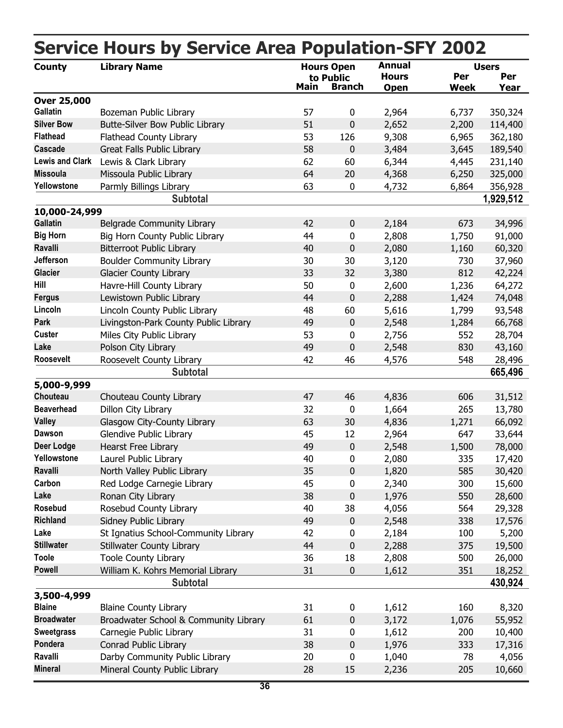# Service Hours by Service Area Population-SFY 2002

| County | Library Name | Hours Open to Public | | Annual Hours Open | Users | |
|---|---|---|---|---|---|---|
| | | Main | Branch | | Per Week | Per Year |
| **Over 25,000** | | | | | | |
| Gallatin | Bozeman Public Library | 57 | 0 | 2,964 | 6,737 | 350,324 |
| Silver Bow | Butte-Silver Bow Public Library | 51 | 0 | 2,652 | 2,200 | 114,400 |
| Flathead | Flathead County Library | 53 | 126 | 9,308 | 6,965 | 362,180 |
| Cascade | Great Falls Public Library | 58 | 0 | 3,484 | 3,645 | 189,540 |
| Lewis and Clark | Lewis & Clark Library | 62 | 60 | 6,344 | 4,445 | 231,140 |
| Missoula | Missoula Public Library | 64 | 20 | 4,368 | 6,250 | 325,000 |
| Yellowstone | Parmly Billings Library | 63 | 0 | 4,732 | 6,864 | 356,928 |
| | **Subtotal** | | | | | **1,929,512** |
| **10,000-24,999** | | | | | | |
| Gallatin | Belgrade Community Library | 42 | 0 | 2,184 | 673 | 34,996 |
| Big Horn | Big Horn County Public Library | 44 | 0 | 2,808 | 1,750 | 91,000 |
| Ravalli | Bitterroot Public Library | 40 | 0 | 2,080 | 1,160 | 60,320 |
| Jefferson | Boulder Community Library | 30 | 30 | 3,120 | 730 | 37,960 |
| Glacier | Glacier County Library | 33 | 32 | 3,380 | 812 | 42,224 |
| Hill | Havre-Hill County Library | 50 | 0 | 2,600 | 1,236 | 64,272 |
| Fergus | Lewistown Public Library | 44 | 0 | 2,288 | 1,424 | 74,048 |
| Lincoln | Lincoln County Public Library | 48 | 60 | 5,616 | 1,799 | 93,548 |
| Park | Livingston-Park County Public Library | 49 | 0 | 2,548 | 1,284 | 66,768 |
| Custer | Miles City Public Library | 53 | 0 | 2,756 | 552 | 28,704 |
| Lake | Polson City Library | 49 | 0 | 2,548 | 830 | 43,160 |
| Roosevelt | Roosevelt County Library | 42 | 46 | 4,576 | 548 | 28,496 |
| | **Subtotal** | | | | | **665,496** |
| **5,000-9,999** | | | | | | |
| Chouteau | Chouteau County Library | 47 | 46 | 4,836 | 606 | 31,512 |
| Beaverhead | Dillon City Library | 32 | 0 | 1,664 | 265 | 13,780 |
| Valley | Glasgow City-County Library | 63 | 30 | 4,836 | 1,271 | 66,092 |
| Dawson | Glendive Public Library | 45 | 12 | 2,964 | 647 | 33,644 |
| Deer Lodge | Hearst Free Library | 49 | 0 | 2,548 | 1,500 | 78,000 |
| Yellowstone | Laurel Public Library | 40 | 0 | 2,080 | 335 | 17,420 |
| Ravalli | North Valley Public Library | 35 | 0 | 1,820 | 585 | 30,420 |
| Carbon | Red Lodge Carnegie Library | 45 | 0 | 2,340 | 300 | 15,600 |
| Lake | Ronan City Library | 38 | 0 | 1,976 | 550 | 28,600 |
| Rosebud | Rosebud County Library | 40 | 38 | 4,056 | 564 | 29,328 |
| Richland | Sidney Public Library | 49 | 0 | 2,548 | 338 | 17,576 |
| Lake | St Ignatius School-Community Library | 42 | 0 | 2,184 | 100 | 5,200 |
| Stillwater | Stillwater County Library | 44 | 0 | 2,288 | 375 | 19,500 |
| Toole | Toole County Library | 36 | 18 | 2,808 | 500 | 26,000 |
| Powell | William K. Kohrs Memorial Library | 31 | 0 | 1,612 | 351 | 18,252 |
| | **Subtotal** | | | | | **430,924** |
| **3,500-4,999** | | | | | | |
| Blaine | Blaine County Library | 31 | 0 | 1,612 | 160 | 8,320 |
| Broadwater | Broadwater School & Community Library | 61 | 0 | 3,172 | 1,076 | 55,952 |
| Sweetgrass | Carnegie Public Library | 31 | 0 | 1,612 | 200 | 10,400 |
| Pondera | Conrad Public Library | 38 | 0 | 1,976 | 333 | 17,316 |
| Ravalli | Darby Community Public Library | 20 | 0 | 1,040 | 78 | 4,056 |
| Mineral | Mineral County Public Library | 28 | 15 | 2,236 | 205 | 10,660 |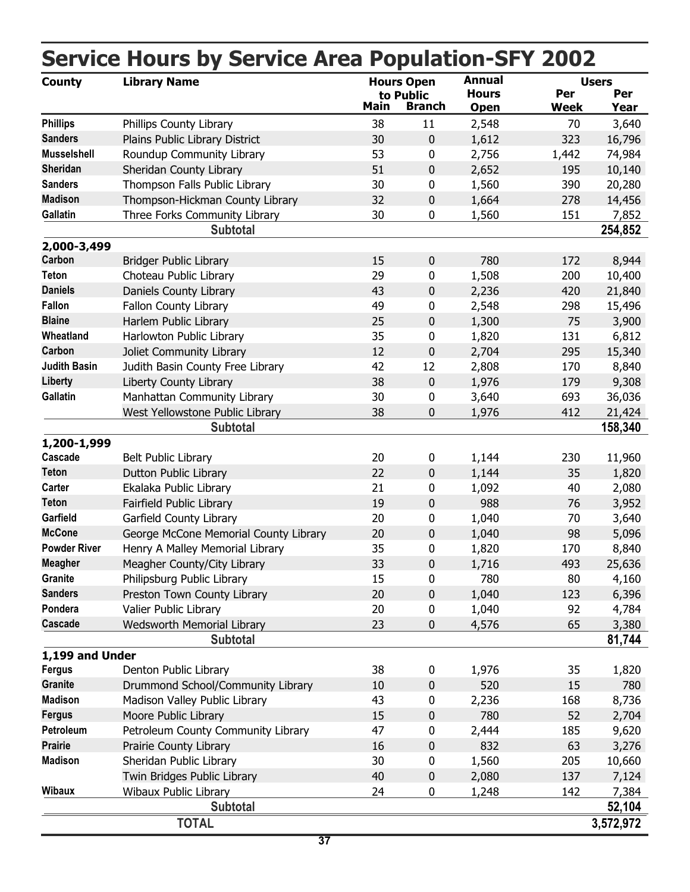# Service Hours by Service Area Population-SFY 2002

| County | Library Name | Hours Open to Public | | Annual Hours Open | Users | |
|---|---|---|---|---|---|---|
| | | Main | Branch | | Per Week | Per Year |
| Phillips | Phillips County Library | 38 | 11 | 2,548 | 70 | 3,640 |
| Sanders | Plains Public Library District | 30 | 0 | 1,612 | 323 | 16,796 |
| Musselshell | Roundup Community Library | 53 | 0 | 2,756 | 1,442 | 74,984 |
| Sheridan | Sheridan County Library | 51 | 0 | 2,652 | 195 | 10,140 |
| Sanders | Thompson Falls Public Library | 30 | 0 | 1,560 | 390 | 20,280 |
| Madison | Thompson-Hickman County Library | 32 | 0 | 1,664 | 278 | 14,456 |
| Gallatin | Three Forks Community Library | 30 | 0 | 1,560 | 151 | 7,852 |
| | **Subtotal** | | | | | **254,852** |
| **2,000-3,499** | | | | | | |
| Carbon | Bridger Public Library | 15 | 0 | 780 | 172 | 8,944 |
| Teton | Choteau Public Library | 29 | 0 | 1,508 | 200 | 10,400 |
| Daniels | Daniels County Library | 43 | 0 | 2,236 | 420 | 21,840 |
| Fallon | Fallon County Library | 49 | 0 | 2,548 | 298 | 15,496 |
| Blaine | Harlem Public Library | 25 | 0 | 1,300 | 75 | 3,900 |
| Wheatland | Harlowton Public Library | 35 | 0 | 1,820 | 131 | 6,812 |
| Carbon | Joliet Community Library | 12 | 0 | 2,704 | 295 | 15,340 |
| Judith Basin | Judith Basin County Free Library | 42 | 12 | 2,808 | 170 | 8,840 |
| Liberty | Liberty County Library | 38 | 0 | 1,976 | 179 | 9,308 |
| Gallatin | Manhattan Community Library | 30 | 0 | 3,640 | 693 | 36,036 |
| | West Yellowstone Public Library | 38 | 0 | 1,976 | 412 | 21,424 |
| | **Subtotal** | | | | | **158,340** |
| **1,200-1,999** | | | | | | |
| Cascade | Belt Public Library | 20 | 0 | 1,144 | 230 | 11,960 |
| Teton | Dutton Public Library | 22 | 0 | 1,144 | 35 | 1,820 |
| Carter | Ekalaka Public Library | 21 | 0 | 1,092 | 40 | 2,080 |
| Teton | Fairfield Public Library | 19 | 0 | 988 | 76 | 3,952 |
| Garfield | Garfield County Library | 20 | 0 | 1,040 | 70 | 3,640 |
| McCone | George McCone Memorial County Library | 20 | 0 | 1,040 | 98 | 5,096 |
| Powder River | Henry A Malley Memorial Library | 35 | 0 | 1,820 | 170 | 8,840 |
| Meagher | Meagher County/City Library | 33 | 0 | 1,716 | 493 | 25,636 |
| Granite | Philipsburg Public Library | 15 | 0 | 780 | 80 | 4,160 |
| Sanders | Preston Town County Library | 20 | 0 | 1,040 | 123 | 6,396 |
| Pondera | Valier Public Library | 20 | 0 | 1,040 | 92 | 4,784 |
| Cascade | Wedsworth Memorial Library | 23 | 0 | 4,576 | 65 | 3,380 |
| | **Subtotal** | | | | | **81,744** |
| **1,199 and Under** | | | | | | |
| Fergus | Denton Public Library | 38 | 0 | 1,976 | 35 | 1,820 |
| Granite | Drummond School/Community Library | 10 | 0 | 520 | 15 | 780 |
| Madison | Madison Valley Public Library | 43 | 0 | 2,236 | 168 | 8,736 |
| Fergus | Moore Public Library | 15 | 0 | 780 | 52 | 2,704 |
| Petroleum | Petroleum County Community Library | 47 | 0 | 2,444 | 185 | 9,620 |
| Prairie | Prairie County Library | 16 | 0 | 832 | 63 | 3,276 |
| Madison | Sheridan Public Library | 30 | 0 | 1,560 | 205 | 10,660 |
| | Twin Bridges Public Library | 40 | 0 | 2,080 | 137 | 7,124 |
| Wibaux | Wibaux Public Library | 24 | 0 | 1,248 | 142 | 7,384 |
| | **Subtotal** | | | | | **52,104** |
| | **TOTAL** | | | | | **3,572,972** |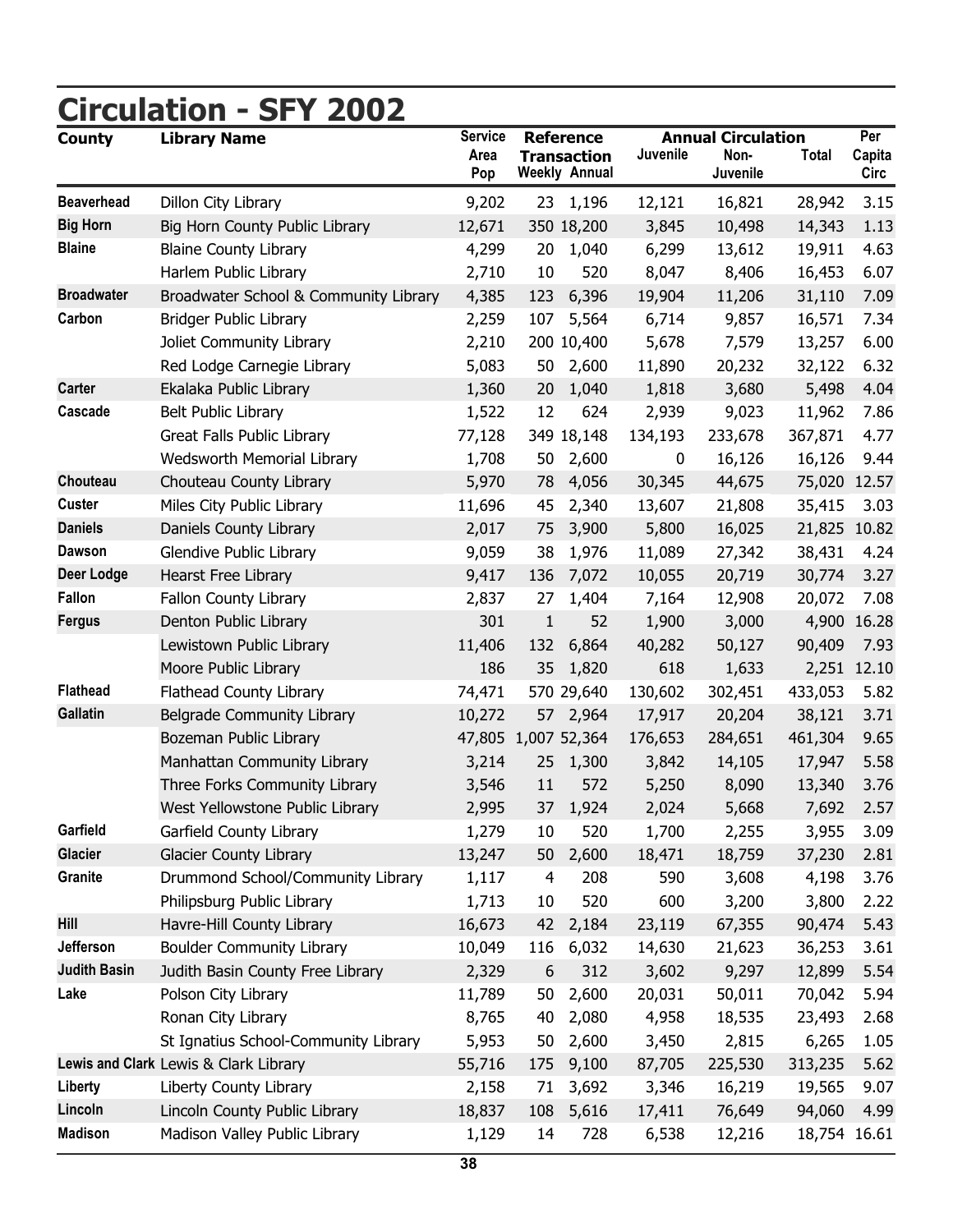# Circulation - SFY 2002

| County | Library Name | Service Area Pop | Reference Transaction | | Annual Circulation | | | Per Capita Circ |
|---|---|---|---|---|---|---|---|---|
| | | | Weekly | Annual | Juvenile | Non-Juvenile | Total | |
| Beaverhead | Dillon City Library | 9,202 | 23 | 1,196 | 12,121 | 16,821 | 28,942 | 3.15 |
| Big Horn | Big Horn County Public Library | 12,671 | 350 | 18,200 | 3,845 | 10,498 | 14,343 | 1.13 |
| Blaine | Blaine County Library | 4,299 | 20 | 1,040 | 6,299 | 13,612 | 19,911 | 4.63 |
| | Harlem Public Library | 2,710 | 10 | 520 | 8,047 | 8,406 | 16,453 | 6.07 |
| Broadwater | Broadwater School & Community Library | 4,385 | 123 | 6,396 | 19,904 | 11,206 | 31,110 | 7.09 |
| Carbon | Bridger Public Library | 2,259 | 107 | 5,564 | 6,714 | 9,857 | 16,571 | 7.34 |
| | Joliet Community Library | 2,210 | 200 | 10,400 | 5,678 | 7,579 | 13,257 | 6.00 |
| | Red Lodge Carnegie Library | 5,083 | 50 | 2,600 | 11,890 | 20,232 | 32,122 | 6.32 |
| Carter | Ekalaka Public Library | 1,360 | 20 | 1,040 | 1,818 | 3,680 | 5,498 | 4.04 |
| Cascade | Belt Public Library | 1,522 | 12 | 624 | 2,939 | 9,023 | 11,962 | 7.86 |
| | Great Falls Public Library | 77,128 | 349 | 18,148 | 134,193 | 233,678 | 367,871 | 4.77 |
| | Wedsworth Memorial Library | 1,708 | 50 | 2,600 | 0 | 16,126 | 16,126 | 9.44 |
| Chouteau | Chouteau County Library | 5,970 | 78 | 4,056 | 30,345 | 44,675 | 75,020 | 12.57 |
| Custer | Miles City Public Library | 11,696 | 45 | 2,340 | 13,607 | 21,808 | 35,415 | 3.03 |
| Daniels | Daniels County Library | 2,017 | 75 | 3,900 | 5,800 | 16,025 | 21,825 | 10.82 |
| Dawson | Glendive Public Library | 9,059 | 38 | 1,976 | 11,089 | 27,342 | 38,431 | 4.24 |
| Deer Lodge | Hearst Free Library | 9,417 | 136 | 7,072 | 10,055 | 20,719 | 30,774 | 3.27 |
| Fallon | Fallon County Library | 2,837 | 27 | 1,404 | 7,164 | 12,908 | 20,072 | 7.08 |
| Fergus | Denton Public Library | 301 | 1 | 52 | 1,900 | 3,000 | 4,900 | 16.28 |
| | Lewistown Public Library | 11,406 | 132 | 6,864 | 40,282 | 50,127 | 90,409 | 7.93 |
| | Moore Public Library | 186 | 35 | 1,820 | 618 | 1,633 | 2,251 | 12.10 |
| Flathead | Flathead County Library | 74,471 | 570 | 29,640 | 130,602 | 302,451 | 433,053 | 5.82 |
| Gallatin | Belgrade Community Library | 10,272 | 57 | 2,964 | 17,917 | 20,204 | 38,121 | 3.71 |
| | Bozeman Public Library | 47,805 | 1,007 | 52,364 | 176,653 | 284,651 | 461,304 | 9.65 |
| | Manhattan Community Library | 3,214 | 25 | 1,300 | 3,842 | 14,105 | 17,947 | 5.58 |
| | Three Forks Community Library | 3,546 | 11 | 572 | 5,250 | 8,090 | 13,340 | 3.76 |
| | West Yellowstone Public Library | 2,995 | 37 | 1,924 | 2,024 | 5,668 | 7,692 | 2.57 |
| Garfield | Garfield County Library | 1,279 | 10 | 520 | 1,700 | 2,255 | 3,955 | 3.09 |
| Glacier | Glacier County Library | 13,247 | 50 | 2,600 | 18,471 | 18,759 | 37,230 | 2.81 |
| Granite | Drummond School/Community Library | 1,117 | 4 | 208 | 590 | 3,608 | 4,198 | 3.76 |
| | Philipsburg Public Library | 1,713 | 10 | 520 | 600 | 3,200 | 3,800 | 2.22 |
| Hill | Havre-Hill County Library | 16,673 | 42 | 2,184 | 23,119 | 67,355 | 90,474 | 5.43 |
| Jefferson | Boulder Community Library | 10,049 | 116 | 6,032 | 14,630 | 21,623 | 36,253 | 3.61 |
| Judith Basin | Judith Basin County Free Library | 2,329 | 6 | 312 | 3,602 | 9,297 | 12,899 | 5.54 |
| Lake | Polson City Library | 11,789 | 50 | 2,600 | 20,031 | 50,011 | 70,042 | 5.94 |
| | Ronan City Library | 8,765 | 40 | 2,080 | 4,958 | 18,535 | 23,493 | 2.68 |
| | St Ignatius School-Community Library | 5,953 | 50 | 2,600 | 3,450 | 2,815 | 6,265 | 1.05 |
| Lewis and Clark | Lewis & Clark Library | 55,716 | 175 | 9,100 | 87,705 | 225,530 | 313,235 | 5.62 |
| Liberty | Liberty County Library | 2,158 | 71 | 3,692 | 3,346 | 16,219 | 19,565 | 9.07 |
| Lincoln | Lincoln County Public Library | 18,837 | 108 | 5,616 | 17,411 | 76,649 | 94,060 | 4.99 |
| Madison | Madison Valley Public Library | 1,129 | 14 | 728 | 6,538 | 12,216 | 18,754 | 16.61 |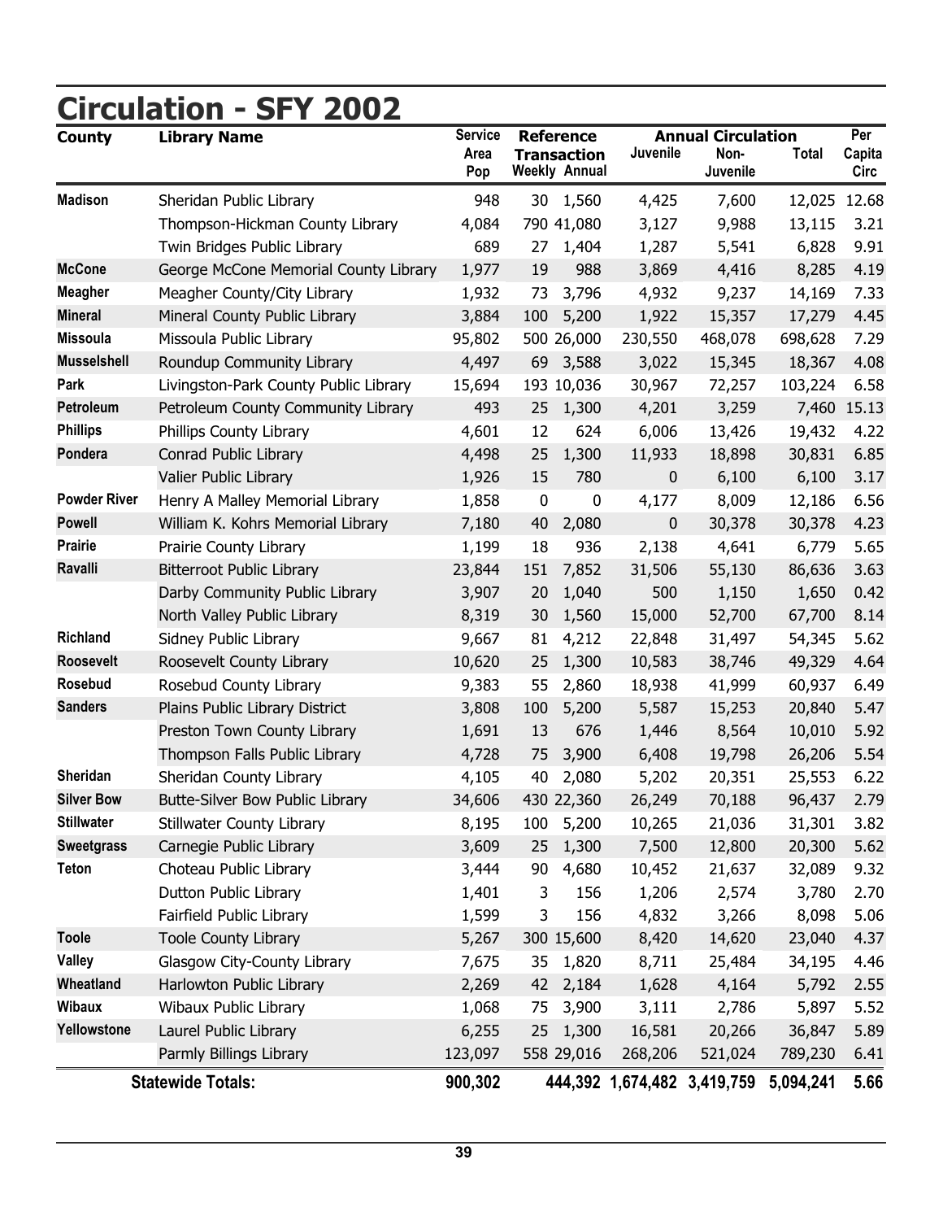# Circulation - SFY 2002

| County | Library Name | Service Area Pop | Reference Transaction | | Annual Circulation | | | Per Capita Circ |
|---|---|---|---|---|---|---|---|---|
| | | | Weekly | Annual | Juvenile | Non-Juvenile | Total | |
| Madison | Sheridan Public Library | 948 | 30 | 1,560 | 4,425 | 7,600 | 12,025 | 12.68 |
| | Thompson-Hickman County Library | 4,084 | 790 | 41,080 | 3,127 | 9,988 | 13,115 | 3.21 |
| | Twin Bridges Public Library | 689 | 27 | 1,404 | 1,287 | 5,541 | 6,828 | 9.91 |
| McCone | George McCone Memorial County Library | 1,977 | 19 | 988 | 3,869 | 4,416 | 8,285 | 4.19 |
| Meagher | Meagher County/City Library | 1,932 | 73 | 3,796 | 4,932 | 9,237 | 14,169 | 7.33 |
| Mineral | Mineral County Public Library | 3,884 | 100 | 5,200 | 1,922 | 15,357 | 17,279 | 4.45 |
| Missoula | Missoula Public Library | 95,802 | 500 | 26,000 | 230,550 | 468,078 | 698,628 | 7.29 |
| Musselshell | Roundup Community Library | 4,497 | 69 | 3,588 | 3,022 | 15,345 | 18,367 | 4.08 |
| Park | Livingston-Park County Public Library | 15,694 | 193 | 10,036 | 30,967 | 72,257 | 103,224 | 6.58 |
| Petroleum | Petroleum County Community Library | 493 | 25 | 1,300 | 4,201 | 3,259 | 7,460 | 15.13 |
| Phillips | Phillips County Library | 4,601 | 12 | 624 | 6,006 | 13,426 | 19,432 | 4.22 |
| Pondera | Conrad Public Library | 4,498 | 25 | 1,300 | 11,933 | 18,898 | 30,831 | 6.85 |
| | Valier Public Library | 1,926 | 15 | 780 | 0 | 6,100 | 6,100 | 3.17 |
| Powder River | Henry A Malley Memorial Library | 1,858 | 0 | 0 | 4,177 | 8,009 | 12,186 | 6.56 |
| Powell | William K. Kohrs Memorial Library | 7,180 | 40 | 2,080 | 0 | 30,378 | 30,378 | 4.23 |
| Prairie | Prairie County Library | 1,199 | 18 | 936 | 2,138 | 4,641 | 6,779 | 5.65 |
| Ravalli | Bitterroot Public Library | 23,844 | 151 | 7,852 | 31,506 | 55,130 | 86,636 | 3.63 |
| | Darby Community Public Library | 3,907 | 20 | 1,040 | 500 | 1,150 | 1,650 | 0.42 |
| | North Valley Public Library | 8,319 | 30 | 1,560 | 15,000 | 52,700 | 67,700 | 8.14 |
| Richland | Sidney Public Library | 9,667 | 81 | 4,212 | 22,848 | 31,497 | 54,345 | 5.62 |
| Roosevelt | Roosevelt County Library | 10,620 | 25 | 1,300 | 10,583 | 38,746 | 49,329 | 4.64 |
| Rosebud | Rosebud County Library | 9,383 | 55 | 2,860 | 18,938 | 41,999 | 60,937 | 6.49 |
| Sanders | Plains Public Library District | 3,808 | 100 | 5,200 | 5,587 | 15,253 | 20,840 | 5.47 |
| | Preston Town County Library | 1,691 | 13 | 676 | 1,446 | 8,564 | 10,010 | 5.92 |
| | Thompson Falls Public Library | 4,728 | 75 | 3,900 | 6,408 | 19,798 | 26,206 | 5.54 |
| Sheridan | Sheridan County Library | 4,105 | 40 | 2,080 | 5,202 | 20,351 | 25,553 | 6.22 |
| Silver Bow | Butte-Silver Bow Public Library | 34,606 | 430 | 22,360 | 26,249 | 70,188 | 96,437 | 2.79 |
| Stillwater | Stillwater County Library | 8,195 | 100 | 5,200 | 10,265 | 21,036 | 31,301 | 3.82 |
| Sweetgrass | Carnegie Public Library | 3,609 | 25 | 1,300 | 7,500 | 12,800 | 20,300 | 5.62 |
| Teton | Choteau Public Library | 3,444 | 90 | 4,680 | 10,452 | 21,637 | 32,089 | 9.32 |
| | Dutton Public Library | 1,401 | 3 | 156 | 1,206 | 2,574 | 3,780 | 2.70 |
| | Fairfield Public Library | 1,599 | 3 | 156 | 4,832 | 3,266 | 8,098 | 5.06 |
| Toole | Toole County Library | 5,267 | 300 | 15,600 | 8,420 | 14,620 | 23,040 | 4.37 |
| Valley | Glasgow City-County Library | 7,675 | 35 | 1,820 | 8,711 | 25,484 | 34,195 | 4.46 |
| Wheatland | Harlowton Public Library | 2,269 | 42 | 2,184 | 1,628 | 4,164 | 5,792 | 2.55 |
| Wibaux | Wibaux Public Library | 1,068 | 75 | 3,900 | 3,111 | 2,786 | 5,897 | 5.52 |
| Yellowstone | Laurel Public Library | 6,255 | 25 | 1,300 | 16,581 | 20,266 | 36,847 | 5.89 |
| | Parmly Billings Library | 123,097 | 558 | 29,016 | 268,206 | 521,024 | 789,230 | 6.41 |
| **Statewide Totals:** | | **900,302** | | **444,392** | **1,674,482** | **3,419,759** | **5,094,241** | **5.66** |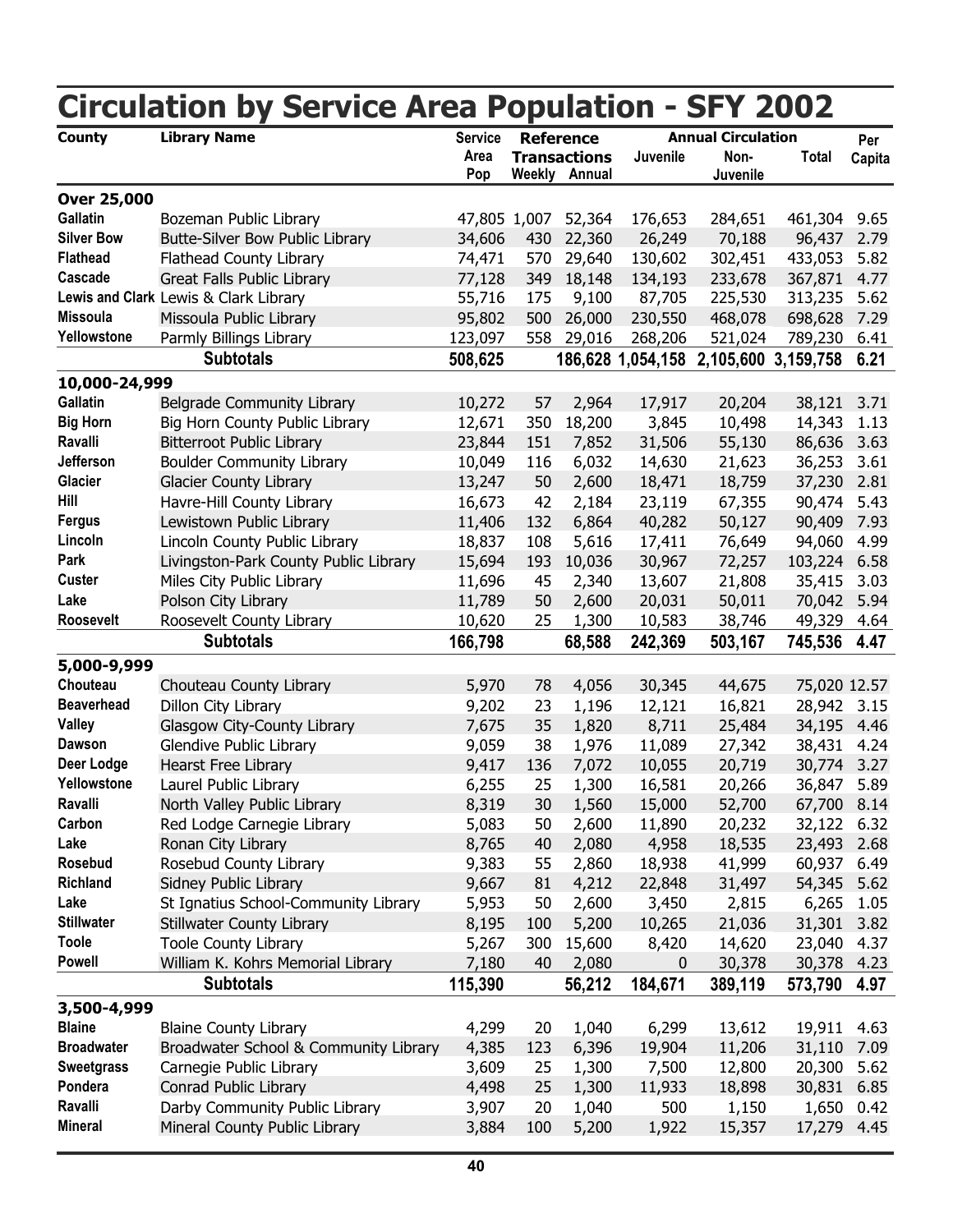# Circulation by Service Area Population - SFY 2002

| County | Library Name | Service Area Pop | Reference Transactions | | Annual Circulation | | | Per Capita |
|---|---|---|---|---|---|---|---|---|
| | | | Weekly | Annual | Juvenile | Non-Juvenile | Total | |
| **Over 25,000** | | | | | | | | |
| Gallatin | Bozeman Public Library | 47,805 | 1,007 | 52,364 | 176,653 | 284,651 | 461,304 | 9.65 |
| Silver Bow | Butte-Silver Bow Public Library | 34,606 | 430 | 22,360 | 26,249 | 70,188 | 96,437 | 2.79 |
| Flathead | Flathead County Library | 74,471 | 570 | 29,640 | 130,602 | 302,451 | 433,053 | 5.82 |
| Cascade | Great Falls Public Library | 77,128 | 349 | 18,148 | 134,193 | 233,678 | 367,871 | 4.77 |
| Lewis and Clark | Lewis & Clark Library | 55,716 | 175 | 9,100 | 87,705 | 225,530 | 313,235 | 5.62 |
| Missoula | Missoula Public Library | 95,802 | 500 | 26,000 | 230,550 | 468,078 | 698,628 | 7.29 |
| Yellowstone | Parmly Billings Library | 123,097 | 558 | 29,016 | 268,206 | 521,024 | 789,230 | 6.41 |
| | **Subtotals** | **508,625** | | **186,628** | **1,054,158** | **2,105,600** | **3,159,758** | **6.21** |
| **10,000-24,999** | | | | | | | | |
| Gallatin | Belgrade Community Library | 10,272 | 57 | 2,964 | 17,917 | 20,204 | 38,121 | 3.71 |
| Big Horn | Big Horn County Public Library | 12,671 | 350 | 18,200 | 3,845 | 10,498 | 14,343 | 1.13 |
| Ravalli | Bitterroot Public Library | 23,844 | 151 | 7,852 | 31,506 | 55,130 | 86,636 | 3.63 |
| Jefferson | Boulder Community Library | 10,049 | 116 | 6,032 | 14,630 | 21,623 | 36,253 | 3.61 |
| Glacier | Glacier County Library | 13,247 | 50 | 2,600 | 18,471 | 18,759 | 37,230 | 2.81 |
| Hill | Havre-Hill County Library | 16,673 | 42 | 2,184 | 23,119 | 67,355 | 90,474 | 5.43 |
| Fergus | Lewistown Public Library | 11,406 | 132 | 6,864 | 40,282 | 50,127 | 90,409 | 7.93 |
| Lincoln | Lincoln County Public Library | 18,837 | 108 | 5,616 | 17,411 | 76,649 | 94,060 | 4.99 |
| Park | Livingston-Park County Public Library | 15,694 | 193 | 10,036 | 30,967 | 72,257 | 103,224 | 6.58 |
| Custer | Miles City Public Library | 11,696 | 45 | 2,340 | 13,607 | 21,808 | 35,415 | 3.03 |
| Lake | Polson City Library | 11,789 | 50 | 2,600 | 20,031 | 50,011 | 70,042 | 5.94 |
| Roosevelt | Roosevelt County Library | 10,620 | 25 | 1,300 | 10,583 | 38,746 | 49,329 | 4.64 |
| | **Subtotals** | **166,798** | | **68,588** | **242,369** | **503,167** | **745,536** | **4.47** |
| **5,000-9,999** | | | | | | | | |
| Chouteau | Chouteau County Library | 5,970 | 78 | 4,056 | 30,345 | 44,675 | 75,020 | 12.57 |
| Beaverhead | Dillon City Library | 9,202 | 23 | 1,196 | 12,121 | 16,821 | 28,942 | 3.15 |
| Valley | Glasgow City-County Library | 7,675 | 35 | 1,820 | 8,711 | 25,484 | 34,195 | 4.46 |
| Dawson | Glendive Public Library | 9,059 | 38 | 1,976 | 11,089 | 27,342 | 38,431 | 4.24 |
| Deer Lodge | Hearst Free Library | 9,417 | 136 | 7,072 | 10,055 | 20,719 | 30,774 | 3.27 |
| Yellowstone | Laurel Public Library | 6,255 | 25 | 1,300 | 16,581 | 20,266 | 36,847 | 5.89 |
| Ravalli | North Valley Public Library | 8,319 | 30 | 1,560 | 15,000 | 52,700 | 67,700 | 8.14 |
| Carbon | Red Lodge Carnegie Library | 5,083 | 50 | 2,600 | 11,890 | 20,232 | 32,122 | 6.32 |
| Lake | Ronan City Library | 8,765 | 40 | 2,080 | 4,958 | 18,535 | 23,493 | 2.68 |
| Rosebud | Rosebud County Library | 9,383 | 55 | 2,860 | 18,938 | 41,999 | 60,937 | 6.49 |
| Richland | Sidney Public Library | 9,667 | 81 | 4,212 | 22,848 | 31,497 | 54,345 | 5.62 |
| Lake | St Ignatius School-Community Library | 5,953 | 50 | 2,600 | 3,450 | 2,815 | 6,265 | 1.05 |
| Stillwater | Stillwater County Library | 8,195 | 100 | 5,200 | 10,265 | 21,036 | 31,301 | 3.82 |
| Toole | Toole County Library | 5,267 | 300 | 15,600 | 8,420 | 14,620 | 23,040 | 4.37 |
| Powell | William K. Kohrs Memorial Library | 7,180 | 40 | 2,080 | 0 | 30,378 | 30,378 | 4.23 |
| | **Subtotals** | **115,390** | | **56,212** | **184,671** | **389,119** | **573,790** | **4.97** |
| **3,500-4,999** | | | | | | | | |
| Blaine | Blaine County Library | 4,299 | 20 | 1,040 | 6,299 | 13,612 | 19,911 | 4.63 |
| Broadwater | Broadwater School & Community Library | 4,385 | 123 | 6,396 | 19,904 | 11,206 | 31,110 | 7.09 |
| Sweetgrass | Carnegie Public Library | 3,609 | 25 | 1,300 | 7,500 | 12,800 | 20,300 | 5.62 |
| Pondera | Conrad Public Library | 4,498 | 25 | 1,300 | 11,933 | 18,898 | 30,831 | 6.85 |
| Ravalli | Darby Community Public Library | 3,907 | 20 | 1,040 | 500 | 1,150 | 1,650 | 0.42 |
| Mineral | Mineral County Public Library | 3,884 | 100 | 5,200 | 1,922 | 15,357 | 17,279 | 4.45 |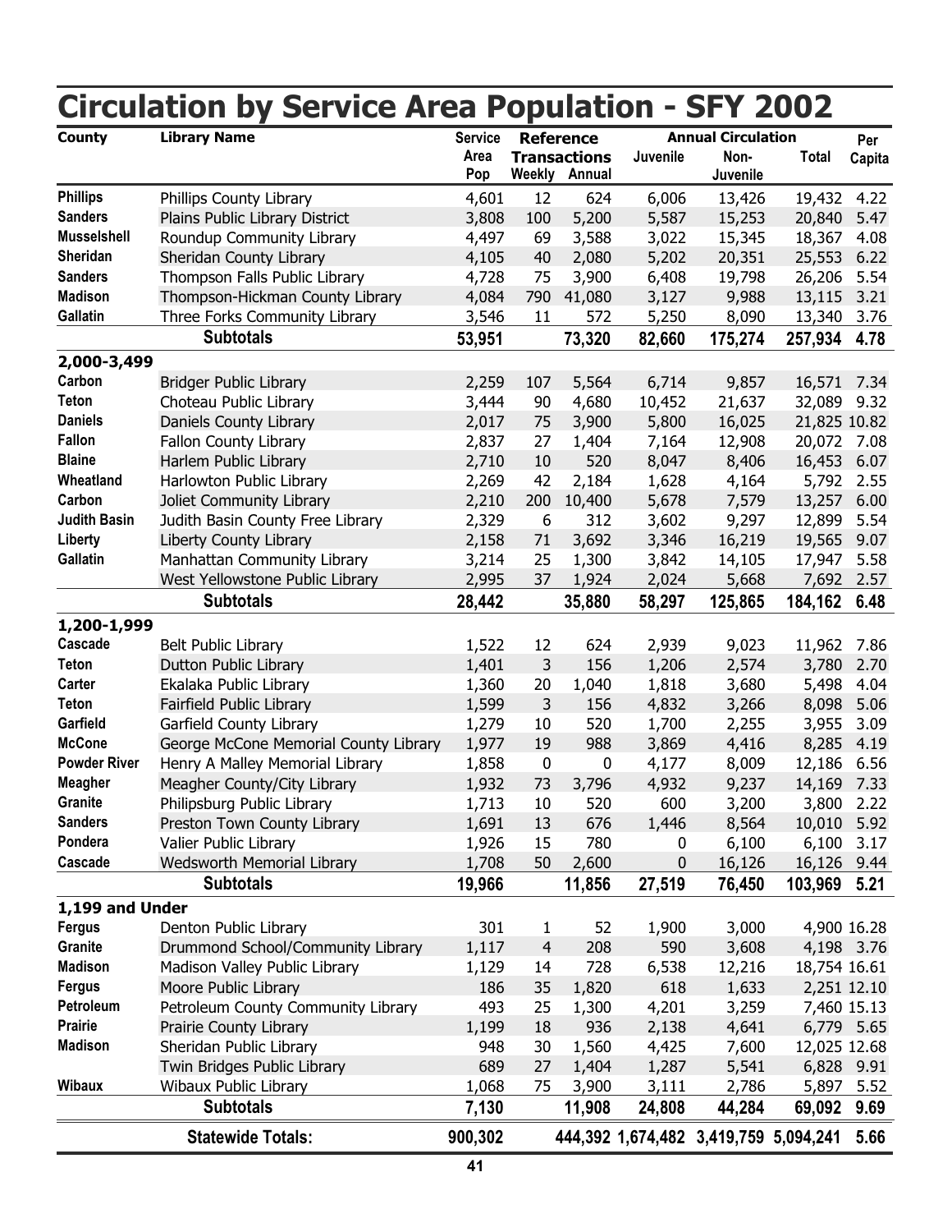# Circulation by Service Area Population - SFY 2002

| County | Library Name | Service Area Pop | Reference Transactions | | Annual Circulation | | | Per Capita |
|---|---|---|---|---|---|---|---|---|
| | | | Weekly | Annual | Juvenile | Non-Juvenile | Total | |
| **Phillips** | Phillips County Library | 4,601 | 12 | 624 | 6,006 | 13,426 | 19,432 | 4.22 |
| **Sanders** | Plains Public Library District | 3,808 | 100 | 5,200 | 5,587 | 15,253 | 20,840 | 5.47 |
| **Musselshell** | Roundup Community Library | 4,497 | 69 | 3,588 | 3,022 | 15,345 | 18,367 | 4.08 |
| **Sheridan** | Sheridan County Library | 4,105 | 40 | 2,080 | 5,202 | 20,351 | 25,553 | 6.22 |
| **Sanders** | Thompson Falls Public Library | 4,728 | 75 | 3,900 | 6,408 | 19,798 | 26,206 | 5.54 |
| **Madison** | Thompson-Hickman County Library | 4,084 | 790 | 41,080 | 3,127 | 9,988 | 13,115 | 3.21 |
| **Gallatin** | Three Forks Community Library | 3,546 | 11 | 572 | 5,250 | 8,090 | 13,340 | 3.76 |
| | **Subtotals** | **53,951** | | **73,320** | **82,660** | **175,274** | **257,934** | **4.78** |
| **2,000-3,499** | | | | | | | | |
| **Carbon** | Bridger Public Library | 2,259 | 107 | 5,564 | 6,714 | 9,857 | 16,571 | 7.34 |
| **Teton** | Choteau Public Library | 3,444 | 90 | 4,680 | 10,452 | 21,637 | 32,089 | 9.32 |
| **Daniels** | Daniels County Library | 2,017 | 75 | 3,900 | 5,800 | 16,025 | 21,825 | 10.82 |
| **Fallon** | Fallon County Library | 2,837 | 27 | 1,404 | 7,164 | 12,908 | 20,072 | 7.08 |
| **Blaine** | Harlem Public Library | 2,710 | 10 | 520 | 8,047 | 8,406 | 16,453 | 6.07 |
| **Wheatland** | Harlowton Public Library | 2,269 | 42 | 2,184 | 1,628 | 4,164 | 5,792 | 2.55 |
| **Carbon** | Joliet Community Library | 2,210 | 200 | 10,400 | 5,678 | 7,579 | 13,257 | 6.00 |
| **Judith Basin** | Judith Basin County Free Library | 2,329 | 6 | 312 | 3,602 | 9,297 | 12,899 | 5.54 |
| **Liberty** | Liberty County Library | 2,158 | 71 | 3,692 | 3,346 | 16,219 | 19,565 | 9.07 |
| **Gallatin** | Manhattan Community Library | 3,214 | 25 | 1,300 | 3,842 | 14,105 | 17,947 | 5.58 |
| | West Yellowstone Public Library | 2,995 | 37 | 1,924 | 2,024 | 5,668 | 7,692 | 2.57 |
| | **Subtotals** | **28,442** | | **35,880** | **58,297** | **125,865** | **184,162** | **6.48** |
| **1,200-1,999** | | | | | | | | |
| **Cascade** | Belt Public Library | 1,522 | 12 | 624 | 2,939 | 9,023 | 11,962 | 7.86 |
| **Teton** | Dutton Public Library | 1,401 | 3 | 156 | 1,206 | 2,574 | 3,780 | 2.70 |
| **Carter** | Ekalaka Public Library | 1,360 | 20 | 1,040 | 1,818 | 3,680 | 5,498 | 4.04 |
| **Teton** | Fairfield Public Library | 1,599 | 3 | 156 | 4,832 | 3,266 | 8,098 | 5.06 |
| **Garfield** | Garfield County Library | 1,279 | 10 | 520 | 1,700 | 2,255 | 3,955 | 3.09 |
| **McCone** | George McCone Memorial County Library | 1,977 | 19 | 988 | 3,869 | 4,416 | 8,285 | 4.19 |
| **Powder River** | Henry A Malley Memorial Library | 1,858 | 0 | 0 | 4,177 | 8,009 | 12,186 | 6.56 |
| **Meagher** | Meagher County/City Library | 1,932 | 73 | 3,796 | 4,932 | 9,237 | 14,169 | 7.33 |
| **Granite** | Philipsburg Public Library | 1,713 | 10 | 520 | 600 | 3,200 | 3,800 | 2.22 |
| **Sanders** | Preston Town County Library | 1,691 | 13 | 676 | 1,446 | 8,564 | 10,010 | 5.92 |
| **Pondera** | Valier Public Library | 1,926 | 15 | 780 | 0 | 6,100 | 6,100 | 3.17 |
| **Cascade** | Wedsworth Memorial Library | 1,708 | 50 | 2,600 | 0 | 16,126 | 16,126 | 9.44 |
| | **Subtotals** | **19,966** | | **11,856** | **27,519** | **76,450** | **103,969** | **5.21** |
| **1,199 and Under** | | | | | | | | |
| **Fergus** | Denton Public Library | 301 | 1 | 52 | 1,900 | 3,000 | 4,900 | 16.28 |
| **Granite** | Drummond School/Community Library | 1,117 | 4 | 208 | 590 | 3,608 | 4,198 | 3.76 |
| **Madison** | Madison Valley Public Library | 1,129 | 14 | 728 | 6,538 | 12,216 | 18,754 | 16.61 |
| **Fergus** | Moore Public Library | 186 | 35 | 1,820 | 618 | 1,633 | 2,251 | 12.10 |
| **Petroleum** | Petroleum County Community Library | 493 | 25 | 1,300 | 4,201 | 3,259 | 7,460 | 15.13 |
| **Prairie** | Prairie County Library | 1,199 | 18 | 936 | 2,138 | 4,641 | 6,779 | 5.65 |
| **Madison** | Sheridan Public Library | 948 | 30 | 1,560 | 4,425 | 7,600 | 12,025 | 12.68 |
| | Twin Bridges Public Library | 689 | 27 | 1,404 | 1,287 | 5,541 | 6,828 | 9.91 |
| **Wibaux** | Wibaux Public Library | 1,068 | 75 | 3,900 | 3,111 | 2,786 | 5,897 | 5.52 |
| | **Subtotals** | **7,130** | | **11,908** | **24,808** | **44,284** | **69,092** | **9.69** |
| | **Statewide Totals:** | **900,302** | | **444,392** | **1,674,482** | **3,419,759** | **5,094,241** | **5.66** |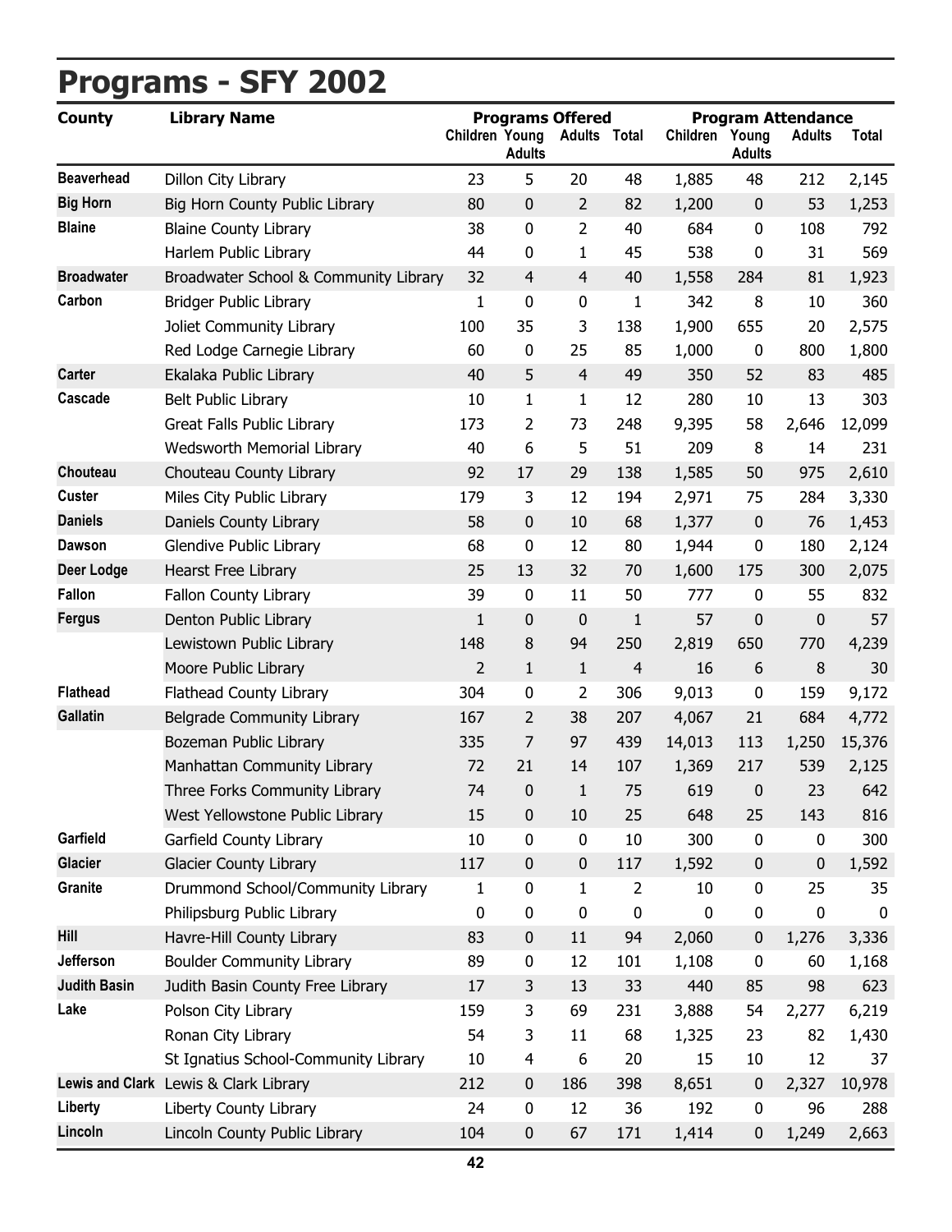# Programs - SFY 2002

| County | Library Name | Programs Offered | | | | Program Attendance | | | |
|---|---|---|---|---|---|---|---|---|---|
| | | Children | Young Adults | Adults | Total | Children | Young Adults | Adults | Total |
| Beaverhead | Dillon City Library | 23 | 5 | 20 | 48 | 1,885 | 48 | 212 | 2,145 |
| Big Horn | Big Horn County Public Library | 80 | 0 | 2 | 82 | 1,200 | 0 | 53 | 1,253 |
| Blaine | Blaine County Library | 38 | 0 | 2 | 40 | 684 | 0 | 108 | 792 |
| | Harlem Public Library | 44 | 0 | 1 | 45 | 538 | 0 | 31 | 569 |
| Broadwater | Broadwater School & Community Library | 32 | 4 | 4 | 40 | 1,558 | 284 | 81 | 1,923 |
| Carbon | Bridger Public Library | 1 | 0 | 0 | 1 | 342 | 8 | 10 | 360 |
| | Joliet Community Library | 100 | 35 | 3 | 138 | 1,900 | 655 | 20 | 2,575 |
| | Red Lodge Carnegie Library | 60 | 0 | 25 | 85 | 1,000 | 0 | 800 | 1,800 |
| Carter | Ekalaka Public Library | 40 | 5 | 4 | 49 | 350 | 52 | 83 | 485 |
| Cascade | Belt Public Library | 10 | 1 | 1 | 12 | 280 | 10 | 13 | 303 |
| | Great Falls Public Library | 173 | 2 | 73 | 248 | 9,395 | 58 | 2,646 | 12,099 |
| | Wedsworth Memorial Library | 40 | 6 | 5 | 51 | 209 | 8 | 14 | 231 |
| Chouteau | Chouteau County Library | 92 | 17 | 29 | 138 | 1,585 | 50 | 975 | 2,610 |
| Custer | Miles City Public Library | 179 | 3 | 12 | 194 | 2,971 | 75 | 284 | 3,330 |
| Daniels | Daniels County Library | 58 | 0 | 10 | 68 | 1,377 | 0 | 76 | 1,453 |
| Dawson | Glendive Public Library | 68 | 0 | 12 | 80 | 1,944 | 0 | 180 | 2,124 |
| Deer Lodge | Hearst Free Library | 25 | 13 | 32 | 70 | 1,600 | 175 | 300 | 2,075 |
| Fallon | Fallon County Library | 39 | 0 | 11 | 50 | 777 | 0 | 55 | 832 |
| Fergus | Denton Public Library | 1 | 0 | 0 | 1 | 57 | 0 | 0 | 57 |
| | Lewistown Public Library | 148 | 8 | 94 | 250 | 2,819 | 650 | 770 | 4,239 |
| | Moore Public Library | 2 | 1 | 1 | 4 | 16 | 6 | 8 | 30 |
| Flathead | Flathead County Library | 304 | 0 | 2 | 306 | 9,013 | 0 | 159 | 9,172 |
| Gallatin | Belgrade Community Library | 167 | 2 | 38 | 207 | 4,067 | 21 | 684 | 4,772 |
| | Bozeman Public Library | 335 | 7 | 97 | 439 | 14,013 | 113 | 1,250 | 15,376 |
| | Manhattan Community Library | 72 | 21 | 14 | 107 | 1,369 | 217 | 539 | 2,125 |
| | Three Forks Community Library | 74 | 0 | 1 | 75 | 619 | 0 | 23 | 642 |
| | West Yellowstone Public Library | 15 | 0 | 10 | 25 | 648 | 25 | 143 | 816 |
| Garfield | Garfield County Library | 10 | 0 | 0 | 10 | 300 | 0 | 0 | 300 |
| Glacier | Glacier County Library | 117 | 0 | 0 | 117 | 1,592 | 0 | 0 | 1,592 |
| Granite | Drummond School/Community Library | 1 | 0 | 1 | 2 | 10 | 0 | 25 | 35 |
| | Philipsburg Public Library | 0 | 0 | 0 | 0 | 0 | 0 | 0 | 0 |
| Hill | Havre-Hill County Library | 83 | 0 | 11 | 94 | 2,060 | 0 | 1,276 | 3,336 |
| Jefferson | Boulder Community Library | 89 | 0 | 12 | 101 | 1,108 | 0 | 60 | 1,168 |
| Judith Basin | Judith Basin County Free Library | 17 | 3 | 13 | 33 | 440 | 85 | 98 | 623 |
| Lake | Polson City Library | 159 | 3 | 69 | 231 | 3,888 | 54 | 2,277 | 6,219 |
| | Ronan City Library | 54 | 3 | 11 | 68 | 1,325 | 23 | 82 | 1,430 |
| | St Ignatius School-Community Library | 10 | 4 | 6 | 20 | 15 | 10 | 12 | 37 |
| Lewis and Clark | Lewis & Clark Library | 212 | 0 | 186 | 398 | 8,651 | 0 | 2,327 | 10,978 |
| Liberty | Liberty County Library | 24 | 0 | 12 | 36 | 192 | 0 | 96 | 288 |
| Lincoln | Lincoln County Public Library | 104 | 0 | 67 | 171 | 1,414 | 0 | 1,249 | 2,663 |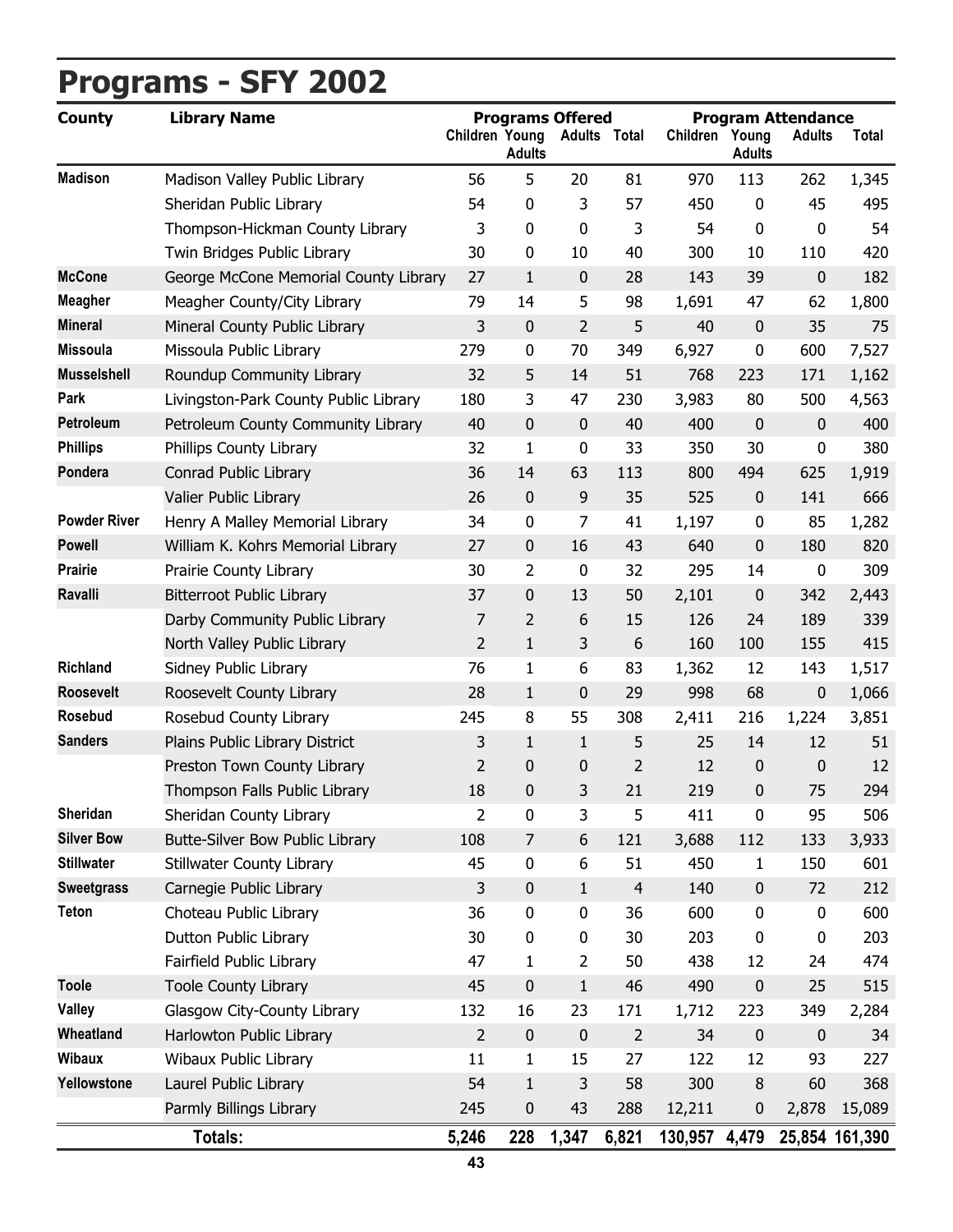# Programs - SFY 2002

| County | Library Name | Programs Offered | | | | Program Attendance | | | |
|---|---|---|---|---|---|---|---|---|---|
| | | Children | Young Adults | Adults | Total | Children | Young Adults | Adults | Total |
| **Madison** | Madison Valley Public Library | 56 | 5 | 20 | 81 | 970 | 113 | 262 | 1,345 |
| | Sheridan Public Library | 54 | 0 | 3 | 57 | 450 | 0 | 45 | 495 |
| | Thompson-Hickman County Library | 3 | 0 | 0 | 3 | 54 | 0 | 0 | 54 |
| | Twin Bridges Public Library | 30 | 0 | 10 | 40 | 300 | 10 | 110 | 420 |
| **McCone** | George McCone Memorial County Library | 27 | 1 | 0 | 28 | 143 | 39 | 0 | 182 |
| **Meagher** | Meagher County/City Library | 79 | 14 | 5 | 98 | 1,691 | 47 | 62 | 1,800 |
| **Mineral** | Mineral County Public Library | 3 | 0 | 2 | 5 | 40 | 0 | 35 | 75 |
| **Missoula** | Missoula Public Library | 279 | 0 | 70 | 349 | 6,927 | 0 | 600 | 7,527 |
| **Musselshell** | Roundup Community Library | 32 | 5 | 14 | 51 | 768 | 223 | 171 | 1,162 |
| **Park** | Livingston-Park County Public Library | 180 | 3 | 47 | 230 | 3,983 | 80 | 500 | 4,563 |
| **Petroleum** | Petroleum County Community Library | 40 | 0 | 0 | 40 | 400 | 0 | 0 | 400 |
| **Phillips** | Phillips County Library | 32 | 1 | 0 | 33 | 350 | 30 | 0 | 380 |
| **Pondera** | Conrad Public Library | 36 | 14 | 63 | 113 | 800 | 494 | 625 | 1,919 |
| | Valier Public Library | 26 | 0 | 9 | 35 | 525 | 0 | 141 | 666 |
| **Powder River** | Henry A Malley Memorial Library | 34 | 0 | 7 | 41 | 1,197 | 0 | 85 | 1,282 |
| **Powell** | William K. Kohrs Memorial Library | 27 | 0 | 16 | 43 | 640 | 0 | 180 | 820 |
| **Prairie** | Prairie County Library | 30 | 2 | 0 | 32 | 295 | 14 | 0 | 309 |
| **Ravalli** | Bitterroot Public Library | 37 | 0 | 13 | 50 | 2,101 | 0 | 342 | 2,443 |
| | Darby Community Public Library | 7 | 2 | 6 | 15 | 126 | 24 | 189 | 339 |
| | North Valley Public Library | 2 | 1 | 3 | 6 | 160 | 100 | 155 | 415 |
| **Richland** | Sidney Public Library | 76 | 1 | 6 | 83 | 1,362 | 12 | 143 | 1,517 |
| **Roosevelt** | Roosevelt County Library | 28 | 1 | 0 | 29 | 998 | 68 | 0 | 1,066 |
| **Rosebud** | Rosebud County Library | 245 | 8 | 55 | 308 | 2,411 | 216 | 1,224 | 3,851 |
| **Sanders** | Plains Public Library District | 3 | 1 | 1 | 5 | 25 | 14 | 12 | 51 |
| | Preston Town County Library | 2 | 0 | 0 | 2 | 12 | 0 | 0 | 12 |
| | Thompson Falls Public Library | 18 | 0 | 3 | 21 | 219 | 0 | 75 | 294 |
| **Sheridan** | Sheridan County Library | 2 | 0 | 3 | 5 | 411 | 0 | 95 | 506 |
| **Silver Bow** | Butte-Silver Bow Public Library | 108 | 7 | 6 | 121 | 3,688 | 112 | 133 | 3,933 |
| **Stillwater** | Stillwater County Library | 45 | 0 | 6 | 51 | 450 | 1 | 150 | 601 |
| **Sweetgrass** | Carnegie Public Library | 3 | 0 | 1 | 4 | 140 | 0 | 72 | 212 |
| **Teton** | Choteau Public Library | 36 | 0 | 0 | 36 | 600 | 0 | 0 | 600 |
| | Dutton Public Library | 30 | 0 | 0 | 30 | 203 | 0 | 0 | 203 |
| | Fairfield Public Library | 47 | 1 | 2 | 50 | 438 | 12 | 24 | 474 |
| **Toole** | Toole County Library | 45 | 0 | 1 | 46 | 490 | 0 | 25 | 515 |
| **Valley** | Glasgow City-County Library | 132 | 16 | 23 | 171 | 1,712 | 223 | 349 | 2,284 |
| **Wheatland** | Harlowton Public Library | 2 | 0 | 0 | 2 | 34 | 0 | 0 | 34 |
| **Wibaux** | Wibaux Public Library | 11 | 1 | 15 | 27 | 122 | 12 | 93 | 227 |
| **Yellowstone** | Laurel Public Library | 54 | 1 | 3 | 58 | 300 | 8 | 60 | 368 |
| | Parmly Billings Library | 245 | 0 | 43 | 288 | 12,211 | 0 | 2,878 | 15,089 |
| | **Totals:** | **5,246** | **228** | **1,347** | **6,821** | **130,957** | **4,479** | **25,854** | **161,390** |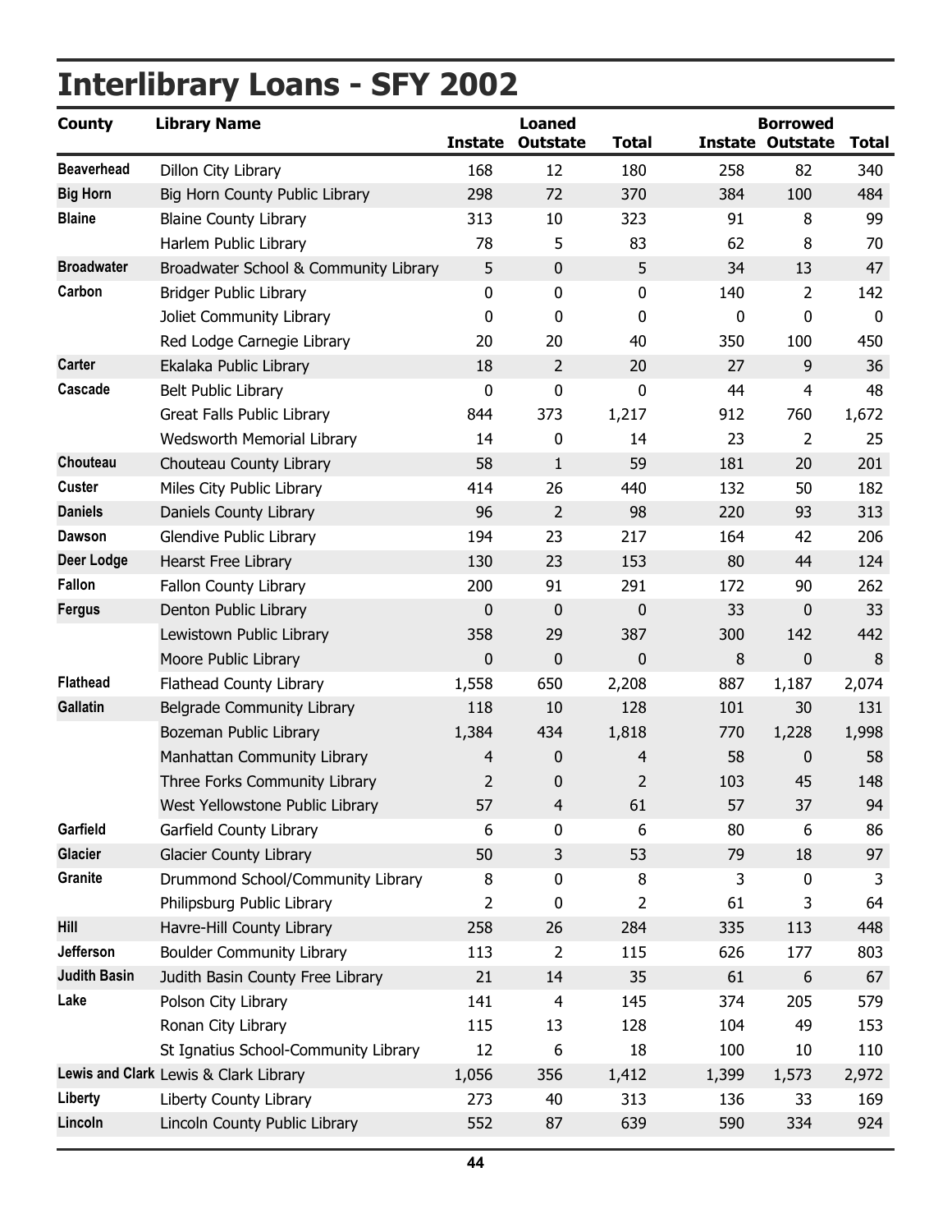# Interlibrary Loans - SFY 2002

| County | Library Name | Loaned | | | Borrowed | | |
|---|---|---|---|---|---|---|---|
| | | Instate | Outstate | Total | Instate | Outstate | Total |
| Beaverhead | Dillon City Library | 168 | 12 | 180 | 258 | 82 | 340 |
| Big Horn | Big Horn County Public Library | 298 | 72 | 370 | 384 | 100 | 484 |
| Blaine | Blaine County Library | 313 | 10 | 323 | 91 | 8 | 99 |
| | Harlem Public Library | 78 | 5 | 83 | 62 | 8 | 70 |
| Broadwater | Broadwater School & Community Library | 5 | 0 | 5 | 34 | 13 | 47 |
| Carbon | Bridger Public Library | 0 | 0 | 0 | 140 | 2 | 142 |
| | Joliet Community Library | 0 | 0 | 0 | 0 | 0 | 0 |
| | Red Lodge Carnegie Library | 20 | 20 | 40 | 350 | 100 | 450 |
| Carter | Ekalaka Public Library | 18 | 2 | 20 | 27 | 9 | 36 |
| Cascade | Belt Public Library | 0 | 0 | 0 | 44 | 4 | 48 |
| | Great Falls Public Library | 844 | 373 | 1,217 | 912 | 760 | 1,672 |
| | Wedsworth Memorial Library | 14 | 0 | 14 | 23 | 2 | 25 |
| Chouteau | Chouteau County Library | 58 | 1 | 59 | 181 | 20 | 201 |
| Custer | Miles City Public Library | 414 | 26 | 440 | 132 | 50 | 182 |
| Daniels | Daniels County Library | 96 | 2 | 98 | 220 | 93 | 313 |
| Dawson | Glendive Public Library | 194 | 23 | 217 | 164 | 42 | 206 |
| Deer Lodge | Hearst Free Library | 130 | 23 | 153 | 80 | 44 | 124 |
| Fallon | Fallon County Library | 200 | 91 | 291 | 172 | 90 | 262 |
| Fergus | Denton Public Library | 0 | 0 | 0 | 33 | 0 | 33 |
| | Lewistown Public Library | 358 | 29 | 387 | 300 | 142 | 442 |
| | Moore Public Library | 0 | 0 | 0 | 8 | 0 | 8 |
| Flathead | Flathead County Library | 1,558 | 650 | 2,208 | 887 | 1,187 | 2,074 |
| Gallatin | Belgrade Community Library | 118 | 10 | 128 | 101 | 30 | 131 |
| | Bozeman Public Library | 1,384 | 434 | 1,818 | 770 | 1,228 | 1,998 |
| | Manhattan Community Library | 4 | 0 | 4 | 58 | 0 | 58 |
| | Three Forks Community Library | 2 | 0 | 2 | 103 | 45 | 148 |
| | West Yellowstone Public Library | 57 | 4 | 61 | 57 | 37 | 94 |
| Garfield | Garfield County Library | 6 | 0 | 6 | 80 | 6 | 86 |
| Glacier | Glacier County Library | 50 | 3 | 53 | 79 | 18 | 97 |
| Granite | Drummond School/Community Library | 8 | 0 | 8 | 3 | 0 | 3 |
| | Philipsburg Public Library | 2 | 0 | 2 | 61 | 3 | 64 |
| Hill | Havre-Hill County Library | 258 | 26 | 284 | 335 | 113 | 448 |
| Jefferson | Boulder Community Library | 113 | 2 | 115 | 626 | 177 | 803 |
| Judith Basin | Judith Basin County Free Library | 21 | 14 | 35 | 61 | 6 | 67 |
| Lake | Polson City Library | 141 | 4 | 145 | 374 | 205 | 579 |
| | Ronan City Library | 115 | 13 | 128 | 104 | 49 | 153 |
| | St Ignatius School-Community Library | 12 | 6 | 18 | 100 | 10 | 110 |
| Lewis and Clark | Lewis & Clark Library | 1,056 | 356 | 1,412 | 1,399 | 1,573 | 2,972 |
| Liberty | Liberty County Library | 273 | 40 | 313 | 136 | 33 | 169 |
| Lincoln | Lincoln County Public Library | 552 | 87 | 639 | 590 | 334 | 924 |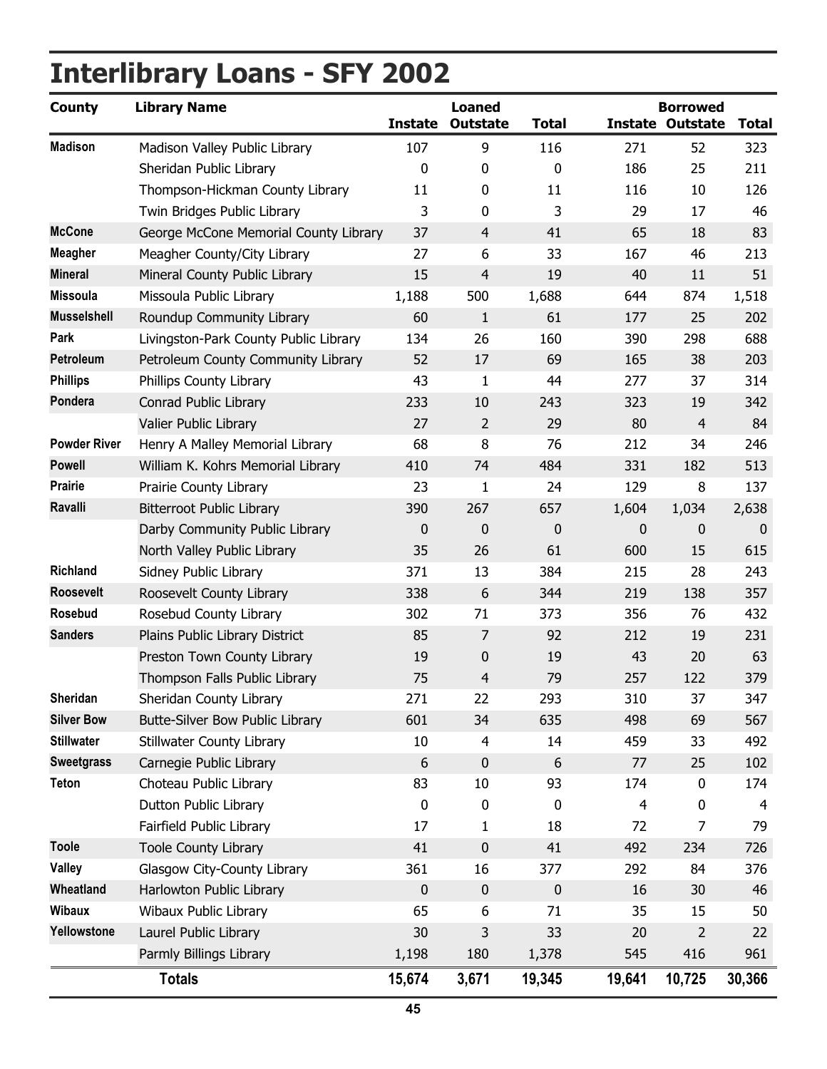# Interlibrary Loans - SFY 2002

| County | Library Name | Loaned | | | Borrowed | | |
|---|---|---|---|---|---|---|---|
| | | Instate | Outstate | Total | Instate | Outstate | Total |
| Madison | Madison Valley Public Library | 107 | 9 | 116 | 271 | 52 | 323 |
| | Sheridan Public Library | 0 | 0 | 0 | 186 | 25 | 211 |
| | Thompson-Hickman County Library | 11 | 0 | 11 | 116 | 10 | 126 |
| | Twin Bridges Public Library | 3 | 0 | 3 | 29 | 17 | 46 |
| McCone | George McCone Memorial County Library | 37 | 4 | 41 | 65 | 18 | 83 |
| Meagher | Meagher County/City Library | 27 | 6 | 33 | 167 | 46 | 213 |
| Mineral | Mineral County Public Library | 15 | 4 | 19 | 40 | 11 | 51 |
| Missoula | Missoula Public Library | 1,188 | 500 | 1,688 | 644 | 874 | 1,518 |
| Musselshell | Roundup Community Library | 60 | 1 | 61 | 177 | 25 | 202 |
| Park | Livingston-Park County Public Library | 134 | 26 | 160 | 390 | 298 | 688 |
| Petroleum | Petroleum County Community Library | 52 | 17 | 69 | 165 | 38 | 203 |
| Phillips | Phillips County Library | 43 | 1 | 44 | 277 | 37 | 314 |
| Pondera | Conrad Public Library | 233 | 10 | 243 | 323 | 19 | 342 |
| | Valier Public Library | 27 | 2 | 29 | 80 | 4 | 84 |
| Powder River | Henry A Malley Memorial Library | 68 | 8 | 76 | 212 | 34 | 246 |
| Powell | William K. Kohrs Memorial Library | 410 | 74 | 484 | 331 | 182 | 513 |
| Prairie | Prairie County Library | 23 | 1 | 24 | 129 | 8 | 137 |
| Ravalli | Bitterroot Public Library | 390 | 267 | 657 | 1,604 | 1,034 | 2,638 |
| | Darby Community Public Library | 0 | 0 | 0 | 0 | 0 | 0 |
| | North Valley Public Library | 35 | 26 | 61 | 600 | 15 | 615 |
| Richland | Sidney Public Library | 371 | 13 | 384 | 215 | 28 | 243 |
| Roosevelt | Roosevelt County Library | 338 | 6 | 344 | 219 | 138 | 357 |
| Rosebud | Rosebud County Library | 302 | 71 | 373 | 356 | 76 | 432 |
| Sanders | Plains Public Library District | 85 | 7 | 92 | 212 | 19 | 231 |
| | Preston Town County Library | 19 | 0 | 19 | 43 | 20 | 63 |
| | Thompson Falls Public Library | 75 | 4 | 79 | 257 | 122 | 379 |
| Sheridan | Sheridan County Library | 271 | 22 | 293 | 310 | 37 | 347 |
| Silver Bow | Butte-Silver Bow Public Library | 601 | 34 | 635 | 498 | 69 | 567 |
| Stillwater | Stillwater County Library | 10 | 4 | 14 | 459 | 33 | 492 |
| Sweetgrass | Carnegie Public Library | 6 | 0 | 6 | 77 | 25 | 102 |
| Teton | Choteau Public Library | 83 | 10 | 93 | 174 | 0 | 174 |
| | Dutton Public Library | 0 | 0 | 0 | 4 | 0 | 4 |
| | Fairfield Public Library | 17 | 1 | 18 | 72 | 7 | 79 |
| Toole | Toole County Library | 41 | 0 | 41 | 492 | 234 | 726 |
| Valley | Glasgow City-County Library | 361 | 16 | 377 | 292 | 84 | 376 |
| Wheatland | Harlowton Public Library | 0 | 0 | 0 | 16 | 30 | 46 |
| Wibaux | Wibaux Public Library | 65 | 6 | 71 | 35 | 15 | 50 |
| Yellowstone | Laurel Public Library | 30 | 3 | 33 | 20 | 2 | 22 |
| | Parmly Billings Library | 1,198 | 180 | 1,378 | 545 | 416 | 961 |
| | **Totals** | **15,674** | **3,671** | **19,345** | **19,641** | **10,725** | **30,366** |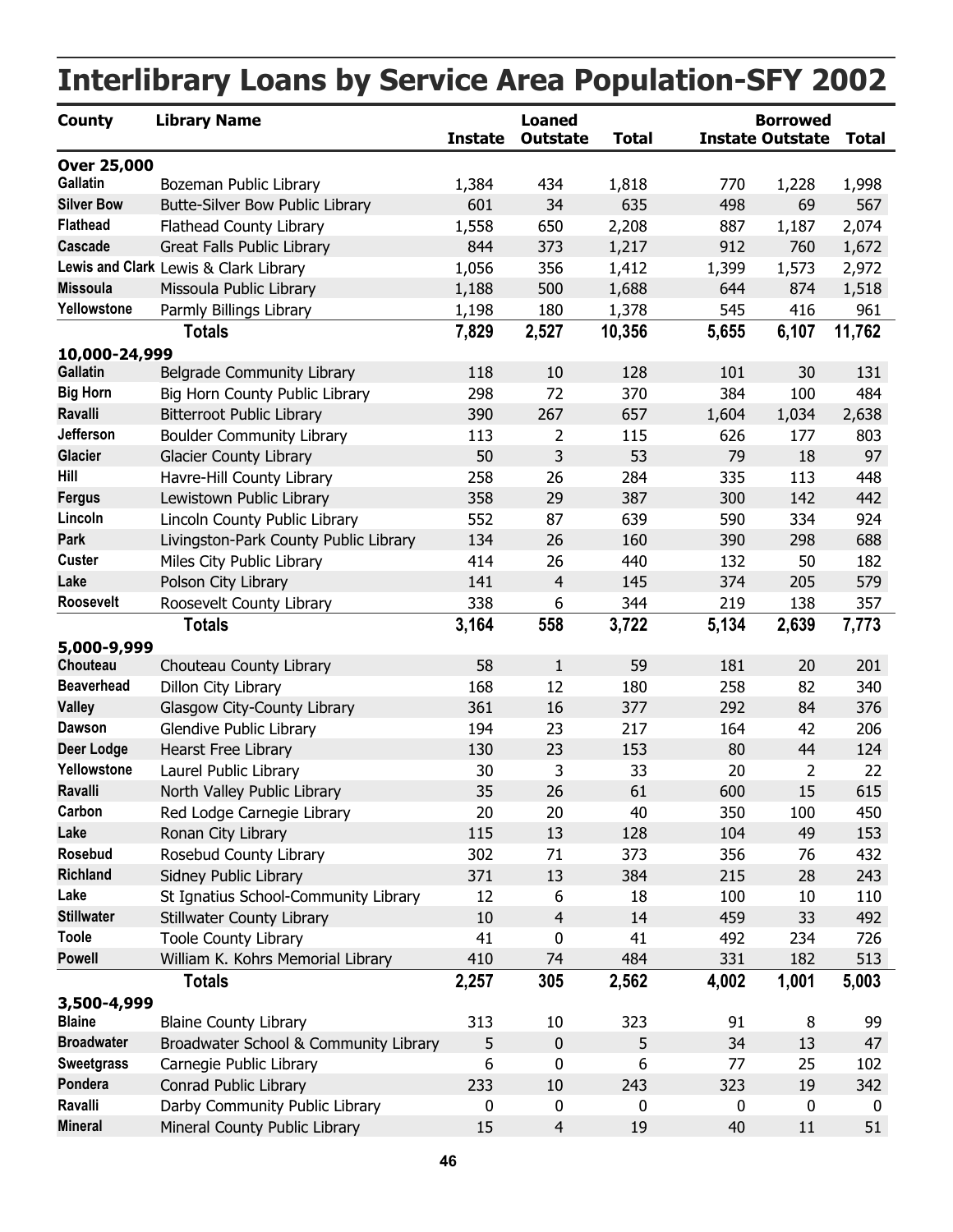# Interlibrary Loans by Service Area Population-SFY 2002

| County | Library Name | Loaned | | | Borrowed | | |
|---|---|---|---|---|---|---|---|
| | | Instate | Outstate | Total | Instate | Outstate | Total |
| **Over 25,000** | | | | | | | |
| Gallatin | Bozeman Public Library | 1,384 | 434 | 1,818 | 770 | 1,228 | 1,998 |
| Silver Bow | Butte-Silver Bow Public Library | 601 | 34 | 635 | 498 | 69 | 567 |
| Flathead | Flathead County Library | 1,558 | 650 | 2,208 | 887 | 1,187 | 2,074 |
| Cascade | Great Falls Public Library | 844 | 373 | 1,217 | 912 | 760 | 1,672 |
| Lewis and Clark | Lewis & Clark Library | 1,056 | 356 | 1,412 | 1,399 | 1,573 | 2,972 |
| Missoula | Missoula Public Library | 1,188 | 500 | 1,688 | 644 | 874 | 1,518 |
| Yellowstone | Parmly Billings Library | 1,198 | 180 | 1,378 | 545 | 416 | 961 |
| | **Totals** | **7,829** | **2,527** | **10,356** | **5,655** | **6,107** | **11,762** |
| **10,000-24,999** | | | | | | | |
| Gallatin | Belgrade Community Library | 118 | 10 | 128 | 101 | 30 | 131 |
| Big Horn | Big Horn County Public Library | 298 | 72 | 370 | 384 | 100 | 484 |
| Ravalli | Bitterroot Public Library | 390 | 267 | 657 | 1,604 | 1,034 | 2,638 |
| Jefferson | Boulder Community Library | 113 | 2 | 115 | 626 | 177 | 803 |
| Glacier | Glacier County Library | 50 | 3 | 53 | 79 | 18 | 97 |
| Hill | Havre-Hill County Library | 258 | 26 | 284 | 335 | 113 | 448 |
| Fergus | Lewistown Public Library | 358 | 29 | 387 | 300 | 142 | 442 |
| Lincoln | Lincoln County Public Library | 552 | 87 | 639 | 590 | 334 | 924 |
| Park | Livingston-Park County Public Library | 134 | 26 | 160 | 390 | 298 | 688 |
| Custer | Miles City Public Library | 414 | 26 | 440 | 132 | 50 | 182 |
| Lake | Polson City Library | 141 | 4 | 145 | 374 | 205 | 579 |
| Roosevelt | Roosevelt County Library | 338 | 6 | 344 | 219 | 138 | 357 |
| | **Totals** | **3,164** | **558** | **3,722** | **5,134** | **2,639** | **7,773** |
| **5,000-9,999** | | | | | | | |
| Chouteau | Chouteau County Library | 58 | 1 | 59 | 181 | 20 | 201 |
| Beaverhead | Dillon City Library | 168 | 12 | 180 | 258 | 82 | 340 |
| Valley | Glasgow City-County Library | 361 | 16 | 377 | 292 | 84 | 376 |
| Dawson | Glendive Public Library | 194 | 23 | 217 | 164 | 42 | 206 |
| Deer Lodge | Hearst Free Library | 130 | 23 | 153 | 80 | 44 | 124 |
| Yellowstone | Laurel Public Library | 30 | 3 | 33 | 20 | 2 | 22 |
| Ravalli | North Valley Public Library | 35 | 26 | 61 | 600 | 15 | 615 |
| Carbon | Red Lodge Carnegie Library | 20 | 20 | 40 | 350 | 100 | 450 |
| Lake | Ronan City Library | 115 | 13 | 128 | 104 | 49 | 153 |
| Rosebud | Rosebud County Library | 302 | 71 | 373 | 356 | 76 | 432 |
| Richland | Sidney Public Library | 371 | 13 | 384 | 215 | 28 | 243 |
| Lake | St Ignatius School-Community Library | 12 | 6 | 18 | 100 | 10 | 110 |
| Stillwater | Stillwater County Library | 10 | 4 | 14 | 459 | 33 | 492 |
| Toole | Toole County Library | 41 | 0 | 41 | 492 | 234 | 726 |
| Powell | William K. Kohrs Memorial Library | 410 | 74 | 484 | 331 | 182 | 513 |
| | **Totals** | **2,257** | **305** | **2,562** | **4,002** | **1,001** | **5,003** |
| **3,500-4,999** | | | | | | | |
| Blaine | Blaine County Library | 313 | 10 | 323 | 91 | 8 | 99 |
| Broadwater | Broadwater School & Community Library | 5 | 0 | 5 | 34 | 13 | 47 |
| Sweetgrass | Carnegie Public Library | 6 | 0 | 6 | 77 | 25 | 102 |
| Pondera | Conrad Public Library | 233 | 10 | 243 | 323 | 19 | 342 |
| Ravalli | Darby Community Public Library | 0 | 0 | 0 | 0 | 0 | 0 |
| Mineral | Mineral County Public Library | 15 | 4 | 19 | 40 | 11 | 51 |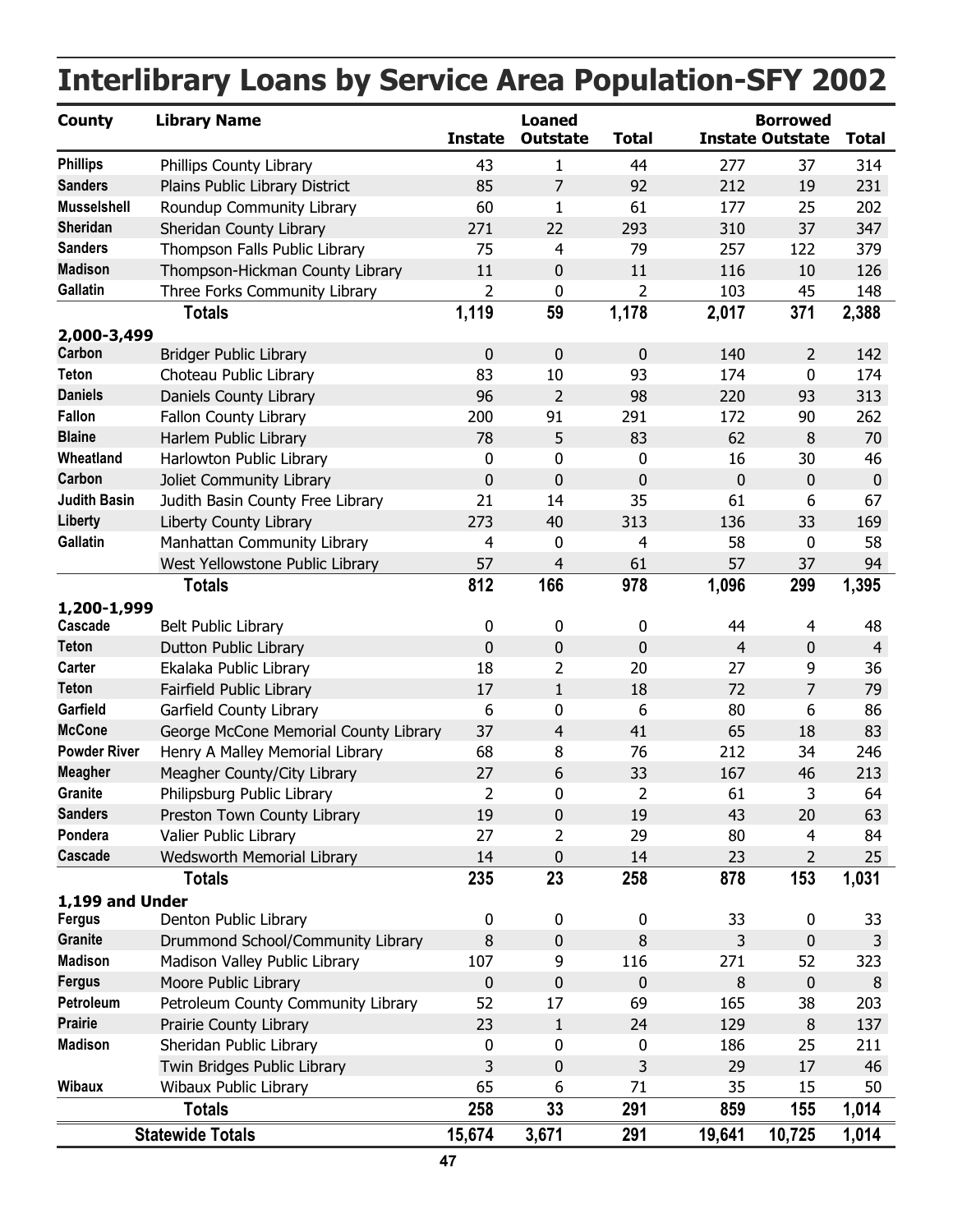# Interlibrary Loans by Service Area Population-SFY 2002

| County | Library Name | Loaned | | | Borrowed | | |
|---|---|---|---|---|---|---|---|
| | | Instate | Outstate | Total | Instate | Outstate | Total |
| Phillips | Phillips County Library | 43 | 1 | 44 | 277 | 37 | 314 |
| Sanders | Plains Public Library District | 85 | 7 | 92 | 212 | 19 | 231 |
| Musselshell | Roundup Community Library | 60 | 1 | 61 | 177 | 25 | 202 |
| Sheridan | Sheridan County Library | 271 | 22 | 293 | 310 | 37 | 347 |
| Sanders | Thompson Falls Public Library | 75 | 4 | 79 | 257 | 122 | 379 |
| Madison | Thompson-Hickman County Library | 11 | 0 | 11 | 116 | 10 | 126 |
| Gallatin | Three Forks Community Library | 2 | 0 | 2 | 103 | 45 | 148 |
| | **Totals** | **1,119** | **59** | **1,178** | **2,017** | **371** | **2,388** |
| **2,000-3,499** | | | | | | | |
| Carbon | Bridger Public Library | 0 | 0 | 0 | 140 | 2 | 142 |
| Teton | Choteau Public Library | 83 | 10 | 93 | 174 | 0 | 174 |
| Daniels | Daniels County Library | 96 | 2 | 98 | 220 | 93 | 313 |
| Fallon | Fallon County Library | 200 | 91 | 291 | 172 | 90 | 262 |
| Blaine | Harlem Public Library | 78 | 5 | 83 | 62 | 8 | 70 |
| Wheatland | Harlowton Public Library | 0 | 0 | 0 | 16 | 30 | 46 |
| Carbon | Joliet Community Library | 0 | 0 | 0 | 0 | 0 | 0 |
| Judith Basin | Judith Basin County Free Library | 21 | 14 | 35 | 61 | 6 | 67 |
| Liberty | Liberty County Library | 273 | 40 | 313 | 136 | 33 | 169 |
| Gallatin | Manhattan Community Library | 4 | 0 | 4 | 58 | 0 | 58 |
| | West Yellowstone Public Library | 57 | 4 | 61 | 57 | 37 | 94 |
| | **Totals** | **812** | **166** | **978** | **1,096** | **299** | **1,395** |
| **1,200-1,999** | | | | | | | |
| Cascade | Belt Public Library | 0 | 0 | 0 | 44 | 4 | 48 |
| Teton | Dutton Public Library | 0 | 0 | 0 | 4 | 0 | 4 |
| Carter | Ekalaka Public Library | 18 | 2 | 20 | 27 | 9 | 36 |
| Teton | Fairfield Public Library | 17 | 1 | 18 | 72 | 7 | 79 |
| Garfield | Garfield County Library | 6 | 0 | 6 | 80 | 6 | 86 |
| McCone | George McCone Memorial County Library | 37 | 4 | 41 | 65 | 18 | 83 |
| Powder River | Henry A Malley Memorial Library | 68 | 8 | 76 | 212 | 34 | 246 |
| Meagher | Meagher County/City Library | 27 | 6 | 33 | 167 | 46 | 213 |
| Granite | Philipsburg Public Library | 2 | 0 | 2 | 61 | 3 | 64 |
| Sanders | Preston Town County Library | 19 | 0 | 19 | 43 | 20 | 63 |
| Pondera | Valier Public Library | 27 | 2 | 29 | 80 | 4 | 84 |
| Cascade | Wedsworth Memorial Library | 14 | 0 | 14 | 23 | 2 | 25 |
| | **Totals** | **235** | **23** | **258** | **878** | **153** | **1,031** |
| **1,199 and Under** | | | | | | | |
| Fergus | Denton Public Library | 0 | 0 | 0 | 33 | 0 | 33 |
| Granite | Drummond School/Community Library | 8 | 0 | 8 | 3 | 0 | 3 |
| Madison | Madison Valley Public Library | 107 | 9 | 116 | 271 | 52 | 323 |
| Fergus | Moore Public Library | 0 | 0 | 0 | 8 | 0 | 8 |
| Petroleum | Petroleum County Community Library | 52 | 17 | 69 | 165 | 38 | 203 |
| Prairie | Prairie County Library | 23 | 1 | 24 | 129 | 8 | 137 |
| Madison | Sheridan Public Library | 0 | 0 | 0 | 186 | 25 | 211 |
| | Twin Bridges Public Library | 3 | 0 | 3 | 29 | 17 | 46 |
| Wibaux | Wibaux Public Library | 65 | 6 | 71 | 35 | 15 | 50 |
| | **Totals** | **258** | **33** | **291** | **859** | **155** | **1,014** |
| | **Statewide Totals** | **15,674** | **3,671** | **291** | **19,641** | **10,725** | **1,014** |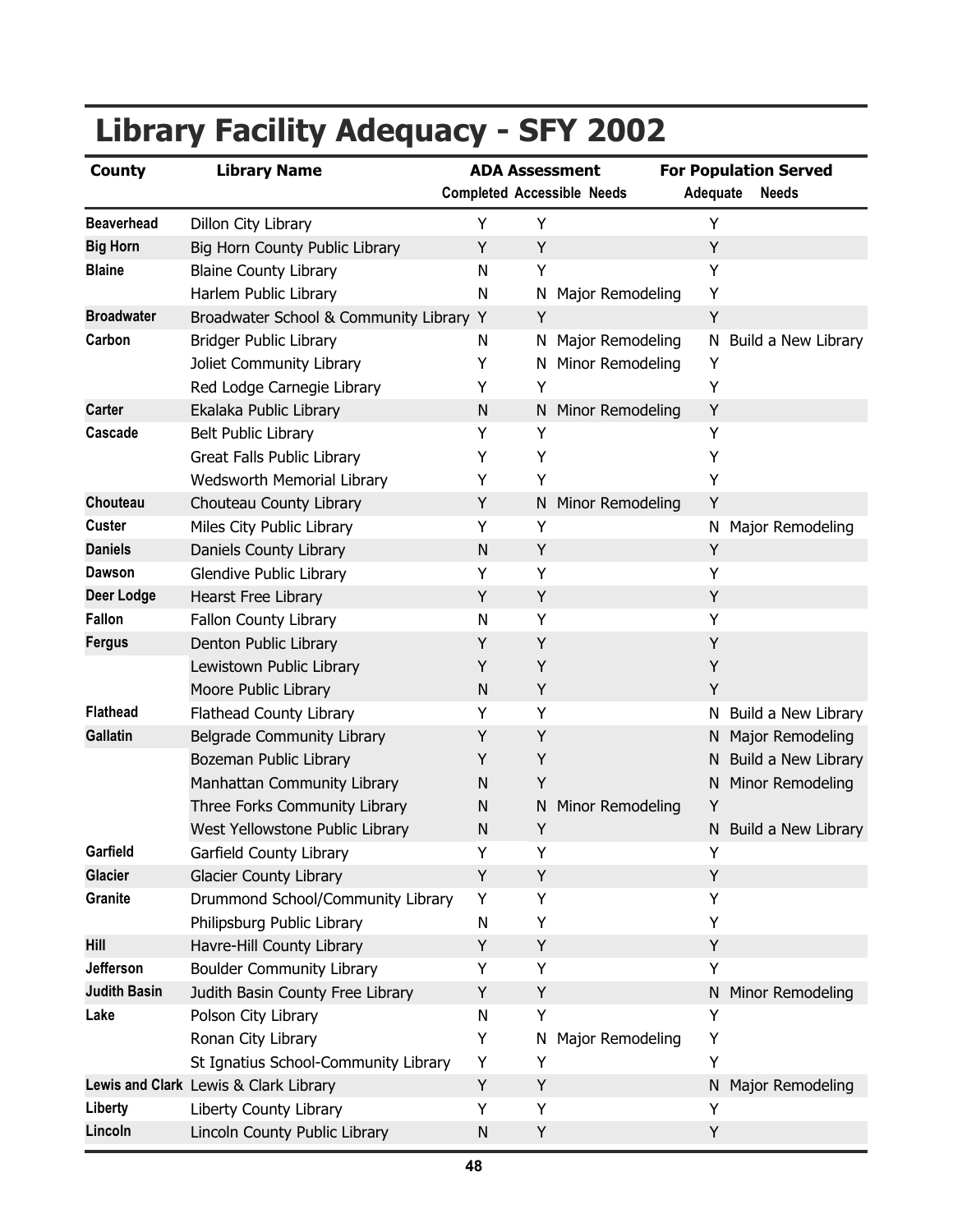# Library Facility Adequacy - SFY 2002

| County | Library Name | ADA Assessment | | | For Population Served | |
|---|---|---|---|---|---|---|
| | | Completed | Accessible | Needs | Adequate | Needs |
| Beaverhead | Dillon City Library | Y | Y | | Y | |
| Big Horn | Big Horn County Public Library | Y | Y | | Y | |
| Blaine | Blaine County Library | N | Y | | Y | |
| | Harlem Public Library | N | N | Major Remodeling | Y | |
| Broadwater | Broadwater School & Community Library | Y | Y | | Y | |
| Carbon | Bridger Public Library | N | N | Major Remodeling | N | Build a New Library |
| | Joliet Community Library | Y | N | Minor Remodeling | Y | |
| | Red Lodge Carnegie Library | Y | Y | | Y | |
| Carter | Ekalaka Public Library | N | N | Minor Remodeling | Y | |
| Cascade | Belt Public Library | Y | Y | | Y | |
| | Great Falls Public Library | Y | Y | | Y | |
| | Wedsworth Memorial Library | Y | Y | | Y | |
| Chouteau | Chouteau County Library | Y | N | Minor Remodeling | Y | |
| Custer | Miles City Public Library | Y | Y | | N | Major Remodeling |
| Daniels | Daniels County Library | N | Y | | Y | |
| Dawson | Glendive Public Library | Y | Y | | Y | |
| Deer Lodge | Hearst Free Library | Y | Y | | Y | |
| Fallon | Fallon County Library | N | Y | | Y | |
| Fergus | Denton Public Library | Y | Y | | Y | |
| | Lewistown Public Library | Y | Y | | Y | |
| | Moore Public Library | N | Y | | Y | |
| Flathead | Flathead County Library | Y | Y | | N | Build a New Library |
| Gallatin | Belgrade Community Library | Y | Y | | N | Major Remodeling |
| | Bozeman Public Library | Y | Y | | N | Build a New Library |
| | Manhattan Community Library | N | Y | | N | Minor Remodeling |
| | Three Forks Community Library | N | N | Minor Remodeling | Y | |
| | West Yellowstone Public Library | N | Y | | N | Build a New Library |
| Garfield | Garfield County Library | Y | Y | | Y | |
| Glacier | Glacier County Library | Y | Y | | Y | |
| Granite | Drummond School/Community Library | Y | Y | | Y | |
| | Philipsburg Public Library | N | Y | | Y | |
| Hill | Havre-Hill County Library | Y | Y | | Y | |
| Jefferson | Boulder Community Library | Y | Y | | Y | |
| Judith Basin | Judith Basin County Free Library | Y | Y | | N | Minor Remodeling |
| Lake | Polson City Library | N | Y | | Y | |
| | Ronan City Library | Y | N | Major Remodeling | Y | |
| | St Ignatius School-Community Library | Y | Y | | Y | |
| Lewis and Clark | Lewis & Clark Library | Y | Y | | N | Major Remodeling |
| Liberty | Liberty County Library | Y | Y | | Y | |
| Lincoln | Lincoln County Public Library | N | Y | | Y | |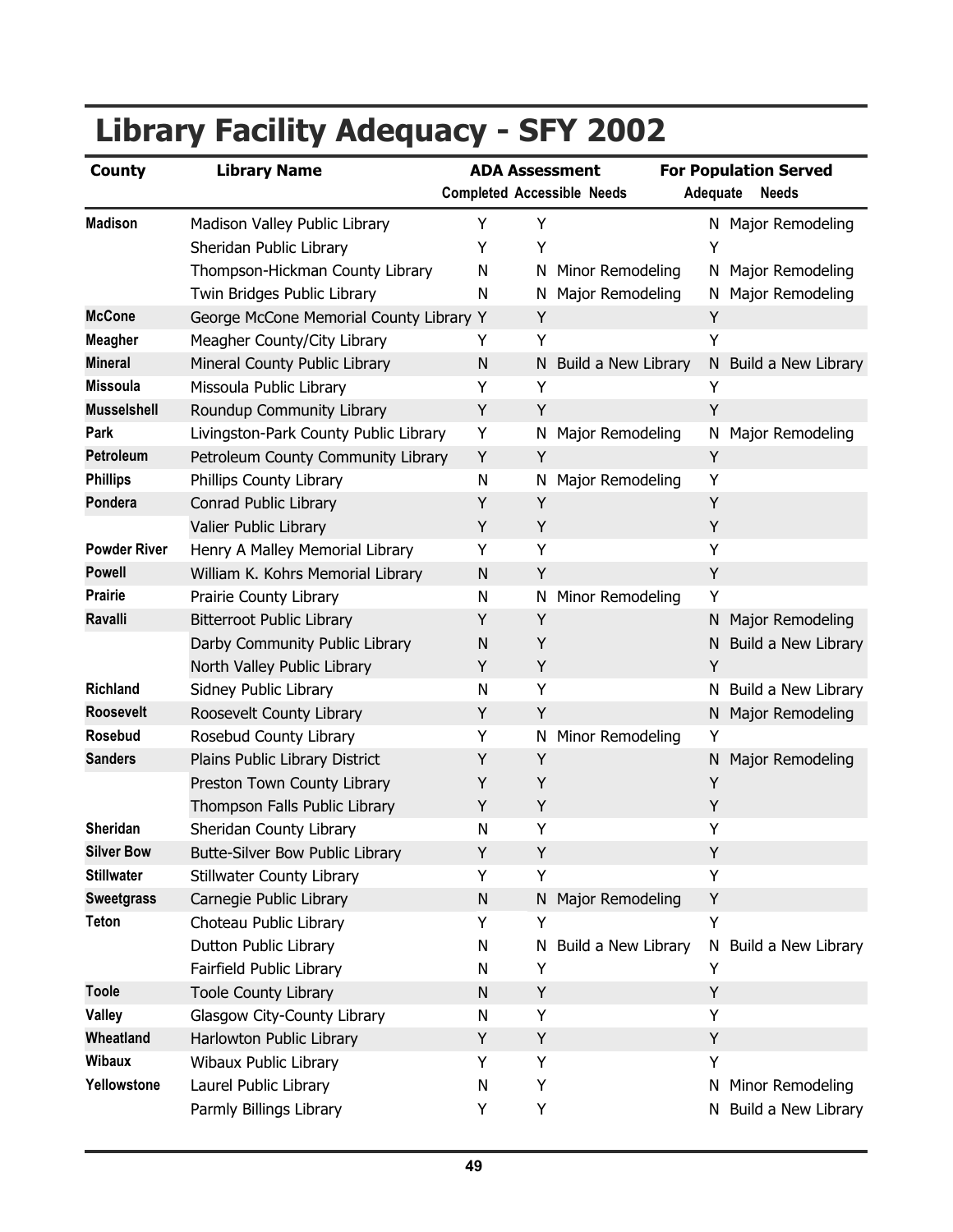# Library Facility Adequacy - SFY 2002

| County | Library Name | ADA Assessment | | | For Population Served | |
|---|---|---|---|---|---|---|
| | | Completed | Accessible | Needs | Adequate | Needs |
| **Madison** | Madison Valley Public Library | Y | Y | | N | Major Remodeling |
| | Sheridan Public Library | Y | Y | | Y | |
| | Thompson-Hickman County Library | N | N | Minor Remodeling | N | Major Remodeling |
| | Twin Bridges Public Library | N | N | Major Remodeling | N | Major Remodeling |
| **McCone** | George McCone Memorial County Library | Y | Y | | Y | |
| **Meagher** | Meagher County/City Library | Y | Y | | Y | |
| **Mineral** | Mineral County Public Library | N | N | Build a New Library | N | Build a New Library |
| **Missoula** | Missoula Public Library | Y | Y | | Y | |
| **Musselshell** | Roundup Community Library | Y | Y | | Y | |
| **Park** | Livingston-Park County Public Library | Y | N | Major Remodeling | N | Major Remodeling |
| **Petroleum** | Petroleum County Community Library | Y | Y | | Y | |
| **Phillips** | Phillips County Library | N | N | Major Remodeling | Y | |
| **Pondera** | Conrad Public Library | Y | Y | | Y | |
| | Valier Public Library | Y | Y | | Y | |
| **Powder River** | Henry A Malley Memorial Library | Y | Y | | Y | |
| **Powell** | William K. Kohrs Memorial Library | N | Y | | Y | |
| **Prairie** | Prairie County Library | N | N | Minor Remodeling | Y | |
| **Ravalli** | Bitterroot Public Library | Y | Y | | N | Major Remodeling |
| | Darby Community Public Library | N | Y | | N | Build a New Library |
| | North Valley Public Library | Y | Y | | Y | |
| **Richland** | Sidney Public Library | N | Y | | N | Build a New Library |
| **Roosevelt** | Roosevelt County Library | Y | Y | | N | Major Remodeling |
| **Rosebud** | Rosebud County Library | Y | N | Minor Remodeling | Y | |
| **Sanders** | Plains Public Library District | Y | Y | | N | Major Remodeling |
| | Preston Town County Library | Y | Y | | Y | |
| | Thompson Falls Public Library | Y | Y | | Y | |
| **Sheridan** | Sheridan County Library | N | Y | | Y | |
| **Silver Bow** | Butte-Silver Bow Public Library | Y | Y | | Y | |
| **Stillwater** | Stillwater County Library | Y | Y | | Y | |
| **Sweetgrass** | Carnegie Public Library | N | N | Major Remodeling | Y | |
| **Teton** | Choteau Public Library | Y | Y | | Y | |
| | Dutton Public Library | N | N | Build a New Library | N | Build a New Library |
| | Fairfield Public Library | N | Y | | Y | |
| **Toole** | Toole County Library | N | Y | | Y | |
| **Valley** | Glasgow City-County Library | N | Y | | Y | |
| **Wheatland** | Harlowton Public Library | Y | Y | | Y | |
| **Wibaux** | Wibaux Public Library | Y | Y | | Y | |
| **Yellowstone** | Laurel Public Library | N | Y | | N | Minor Remodeling |
| | Parmly Billings Library | Y | Y | | N | Build a New Library |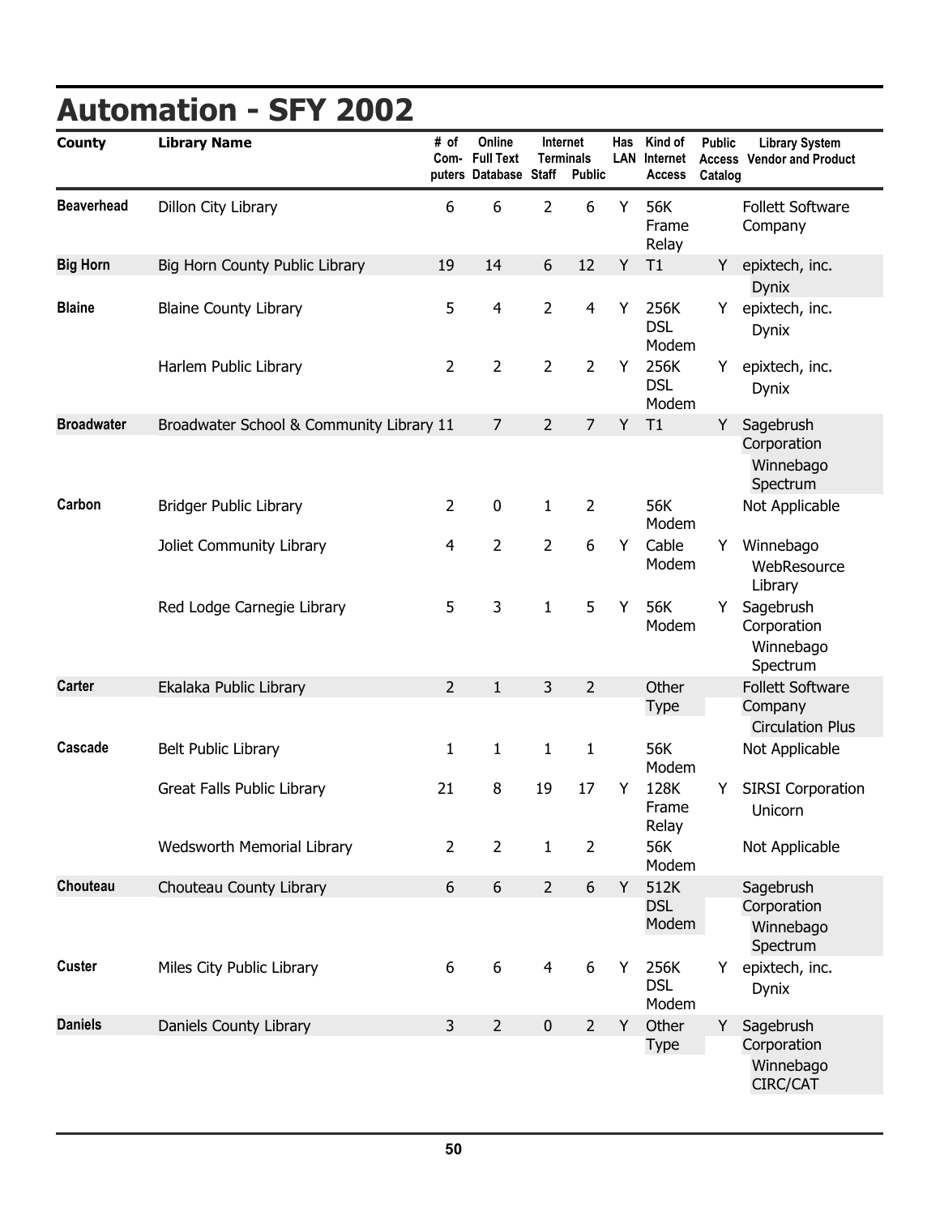# Automation - SFY 2002

| County | Library Name | # of Computers | Online Full Text Database | Internet Terminals Staff | Internet Terminals Public | Has LAN | Kind of Internet Access | Public Access Catalog | Library System Vendor and Product |
|---|---|---|---|---|---|---|---|---|---|
| **Beaverhead** | Dillon City Library | 6 | 6 | 2 | 6 | Y | 56K Frame Relay | | Follett Software Company |
| **Big Horn** | Big Horn County Public Library | 19 | 14 | 6 | 12 | Y | T1 | Y | epixtech, inc. Dynix |
| **Blaine** | Blaine County Library | 5 | 4 | 2 | 4 | Y | 256K DSL Modem | Y | epixtech, inc. Dynix |
| | Harlem Public Library | 2 | 2 | 2 | 2 | Y | 256K DSL Modem | Y | epixtech, inc. Dynix |
| **Broadwater** | Broadwater School & Community Library | 11 | 7 | 2 | 7 | Y | T1 | Y | Sagebrush Corporation Winnebago Spectrum |
| **Carbon** | Bridger Public Library | 2 | 0 | 1 | 2 | | 56K Modem | | Not Applicable |
| | Joliet Community Library | 4 | 2 | 2 | 6 | Y | Cable Modem | Y | Winnebago WebResource Library |
| | Red Lodge Carnegie Library | 5 | 3 | 1 | 5 | Y | 56K Modem | Y | Sagebrush Corporation Winnebago Spectrum |
| **Carter** | Ekalaka Public Library | 2 | 1 | 3 | 2 | | Other Type | | Follett Software Company Circulation Plus |
| **Cascade** | Belt Public Library | 1 | 1 | 1 | 1 | | 56K Modem | | Not Applicable |
| | Great Falls Public Library | 21 | 8 | 19 | 17 | Y | 128K Frame Relay | Y | SIRSI Corporation Unicorn |
| | Wedsworth Memorial Library | 2 | 2 | 1 | 2 | | 56K Modem | | Not Applicable |
| **Chouteau** | Chouteau County Library | 6 | 6 | 2 | 6 | Y | 512K DSL Modem | | Sagebrush Corporation Winnebago Spectrum |
| **Custer** | Miles City Public Library | 6 | 6 | 4 | 6 | Y | 256K DSL Modem | Y | epixtech, inc. Dynix |
| **Daniels** | Daniels County Library | 3 | 2 | 0 | 2 | Y | Other Type | Y | Sagebrush Corporation Winnebago CIRC/CAT |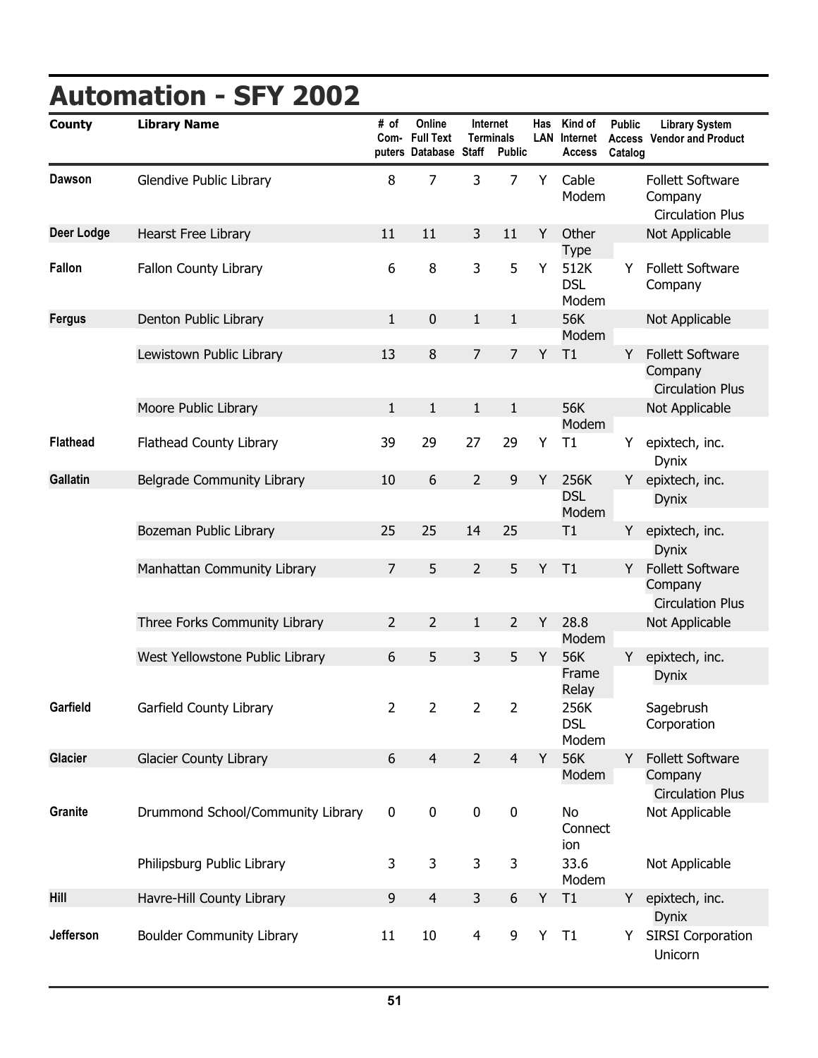# Automation - SFY 2002

| County | Library Name | # of Computers | Online Full Text Database | Internet Terminals Staff | Internet Terminals Public | Has LAN | Kind of Internet Access | Public Access Catalog | Library System Vendor and Product |
|---|---|---|---|---|---|---|---|---|---|
| Dawson | Glendive Public Library | 8 | 7 | 3 | 7 | Y | Cable Modem | | Follett Software Company Circulation Plus |
| Deer Lodge | Hearst Free Library | 11 | 11 | 3 | 11 | Y | Other Type | | Not Applicable |
| Fallon | Fallon County Library | 6 | 8 | 3 | 5 | Y | 512K DSL Modem | Y | Follett Software Company |
| Fergus | Denton Public Library | 1 | 0 | 1 | 1 | | 56K Modem | | Not Applicable |
| | Lewistown Public Library | 13 | 8 | 7 | 7 | Y | T1 | Y | Follett Software Company Circulation Plus |
| | Moore Public Library | 1 | 1 | 1 | 1 | | 56K Modem | | Not Applicable |
| Flathead | Flathead County Library | 39 | 29 | 27 | 29 | Y | T1 | Y | epixtech, inc. Dynix |
| Gallatin | Belgrade Community Library | 10 | 6 | 2 | 9 | Y | 256K DSL Modem | Y | epixtech, inc. Dynix |
| | Bozeman Public Library | 25 | 25 | 14 | 25 | | T1 | Y | epixtech, inc. Dynix |
| | Manhattan Community Library | 7 | 5 | 2 | 5 | Y | T1 | Y | Follett Software Company Circulation Plus |
| | Three Forks Community Library | 2 | 2 | 1 | 2 | Y | 28.8 Modem | | Not Applicable |
| | West Yellowstone Public Library | 6 | 5 | 3 | 5 | Y | 56K Frame Relay | Y | epixtech, inc. Dynix |
| Garfield | Garfield County Library | 2 | 2 | 2 | 2 | | 256K DSL Modem | | Sagebrush Corporation |
| Glacier | Glacier County Library | 6 | 4 | 2 | 4 | Y | 56K Modem | Y | Follett Software Company Circulation Plus |
| Granite | Drummond School/Community Library | 0 | 0 | 0 | 0 | | No Connection | | Not Applicable |
| | Philipsburg Public Library | 3 | 3 | 3 | 3 | | 33.6 Modem | | Not Applicable |
| Hill | Havre-Hill County Library | 9 | 4 | 3 | 6 | Y | T1 | Y | epixtech, inc. Dynix |
| Jefferson | Boulder Community Library | 11 | 10 | 4 | 9 | Y | T1 | Y | SIRSI Corporation Unicorn |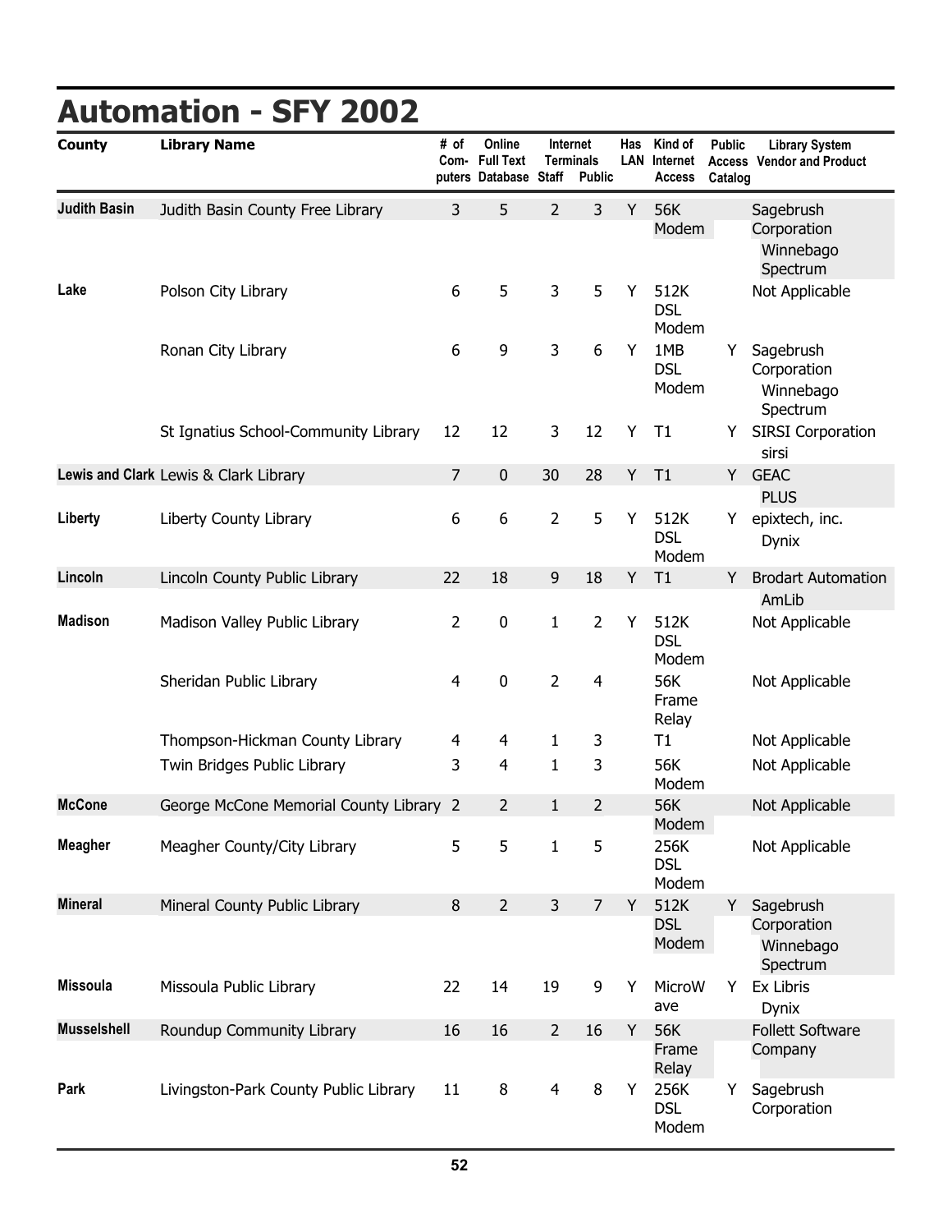# Automation - SFY 2002

| County | Library Name | # of Computers | Online Full Text Database | Internet Terminals Staff | Internet Terminals Public | Has LAN | Kind of Internet Access | Public Access Catalog | Library System Vendor and Product |
|---|---|---|---|---|---|---|---|---|---|
| Judith Basin | Judith Basin County Free Library | 3 | 5 | 2 | 3 | Y | 56K Modem | | Sagebrush Corporation Winnebago Spectrum |
| Lake | Polson City Library | 6 | 5 | 3 | 5 | Y | 512K DSL Modem | | Not Applicable |
| | Ronan City Library | 6 | 9 | 3 | 6 | Y | 1MB DSL Modem | Y | Sagebrush Corporation Winnebago Spectrum |
| | St Ignatius School-Community Library | 12 | 12 | 3 | 12 | Y | T1 | Y | SIRSI Corporation sirsi |
| Lewis and Clark | Lewis & Clark Library | 7 | 0 | 30 | 28 | Y | T1 | Y | GEAC PLUS |
| Liberty | Liberty County Library | 6 | 6 | 2 | 5 | Y | 512K DSL Modem | Y | epixtech, inc. Dynix |
| Lincoln | Lincoln County Public Library | 22 | 18 | 9 | 18 | Y | T1 | Y | Brodart Automation AmLib |
| Madison | Madison Valley Public Library | 2 | 0 | 1 | 2 | Y | 512K DSL Modem | | Not Applicable |
| | Sheridan Public Library | 4 | 0 | 2 | 4 | | 56K Frame Relay | | Not Applicable |
| | Thompson-Hickman County Library | 4 | 4 | 1 | 3 | | T1 | | Not Applicable |
| | Twin Bridges Public Library | 3 | 4 | 1 | 3 | | 56K Modem | | Not Applicable |
| McCone | George McCone Memorial County Library | 2 | 2 | 1 | 2 | | 56K Modem | | Not Applicable |
| Meagher | Meagher County/City Library | 5 | 5 | 1 | 5 | | 256K DSL Modem | | Not Applicable |
| Mineral | Mineral County Public Library | 8 | 2 | 3 | 7 | Y | 512K DSL Modem | Y | Sagebrush Corporation Winnebago Spectrum |
| Missoula | Missoula Public Library | 22 | 14 | 19 | 9 | Y | MicroWave | Y | Ex Libris Dynix |
| Musselshell | Roundup Community Library | 16 | 16 | 2 | 16 | Y | 56K Frame Relay | | Follett Software Company |
| Park | Livingston-Park County Public Library | 11 | 8 | 4 | 8 | Y | 256K DSL Modem | Y | Sagebrush Corporation |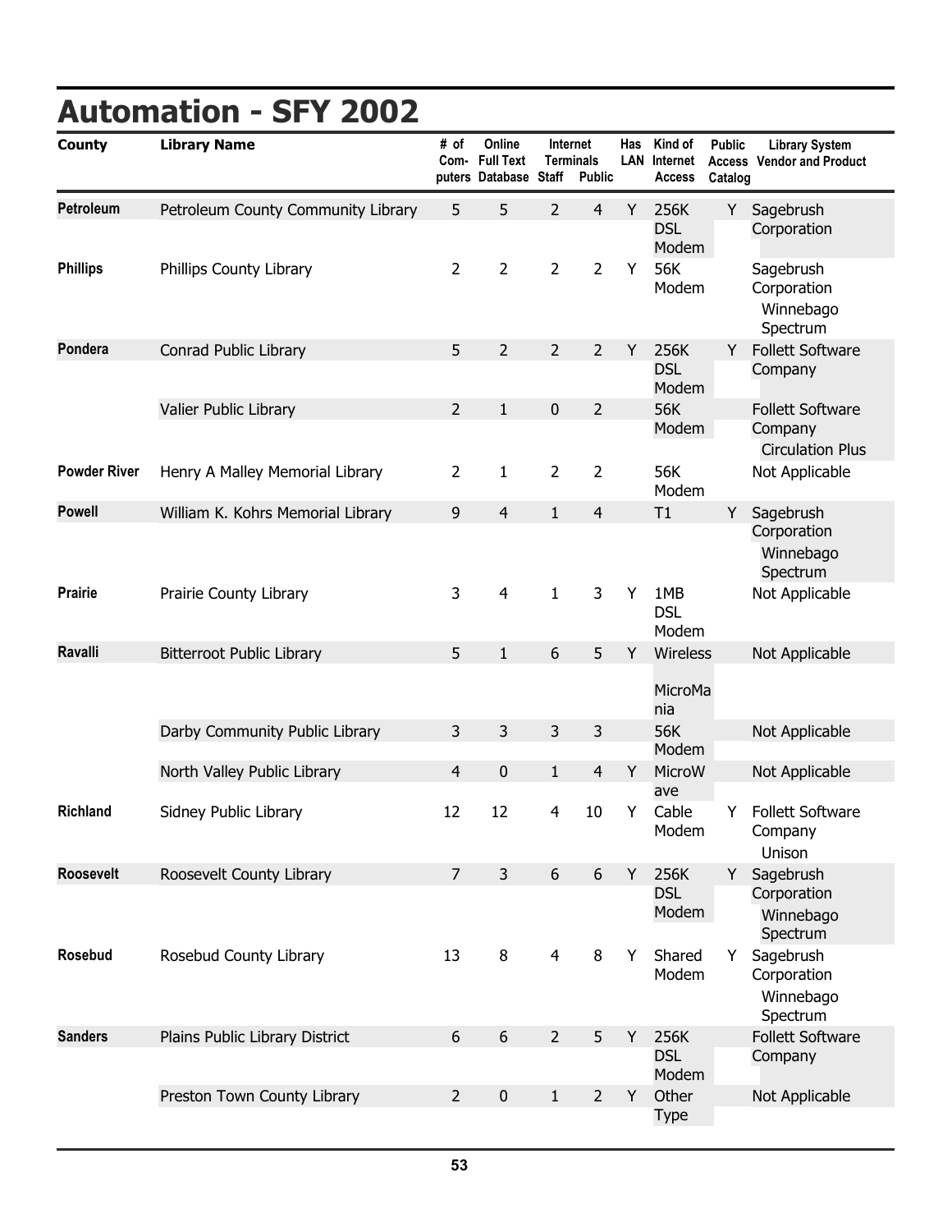# Automation - SFY 2002

| County | Library Name | # of Computers | Online Full Text Database | Internet Terminals Staff | Internet Terminals Public | Has LAN | Kind of Internet Access | Public Access Catalog | Library System Vendor and Product |
|---|---|---|---|---|---|---|---|---|---|
| Petroleum | Petroleum County Community Library | 5 | 5 | 2 | 4 | Y | 256K DSL Modem | Y | Sagebrush Corporation |
| Phillips | Phillips County Library | 2 | 2 | 2 | 2 | Y | 56K Modem | | Sagebrush Corporation Winnebago Spectrum |
| Pondera | Conrad Public Library | 5 | 2 | 2 | 2 | Y | 256K DSL Modem | Y | Follett Software Company |
| | Valier Public Library | 2 | 1 | 0 | 2 | | 56K Modem | | Follett Software Company Circulation Plus |
| Powder River | Henry A Malley Memorial Library | 2 | 1 | 2 | 2 | | 56K Modem | | Not Applicable |
| Powell | William K. Kohrs Memorial Library | 9 | 4 | 1 | 4 | | T1 | Y | Sagebrush Corporation Winnebago Spectrum |
| Prairie | Prairie County Library | 3 | 4 | 1 | 3 | Y | 1MB DSL Modem | | Not Applicable |
| Ravalli | Bitterroot Public Library | 5 | 1 | 6 | 5 | Y | Wireless MicroMania | | Not Applicable |
| | Darby Community Public Library | 3 | 3 | 3 | 3 | | 56K Modem | | Not Applicable |
| | North Valley Public Library | 4 | 0 | 1 | 4 | Y | MicroWave | | Not Applicable |
| Richland | Sidney Public Library | 12 | 12 | 4 | 10 | Y | Cable Modem | Y | Follett Software Company Unison |
| Roosevelt | Roosevelt County Library | 7 | 3 | 6 | 6 | Y | 256K DSL Modem | Y | Sagebrush Corporation Winnebago Spectrum |
| Rosebud | Rosebud County Library | 13 | 8 | 4 | 8 | Y | Shared Modem | Y | Sagebrush Corporation Winnebago Spectrum |
| Sanders | Plains Public Library District | 6 | 6 | 2 | 5 | Y | 256K DSL Modem | | Follett Software Company |
| | Preston Town County Library | 2 | 0 | 1 | 2 | Y | Other Type | | Not Applicable |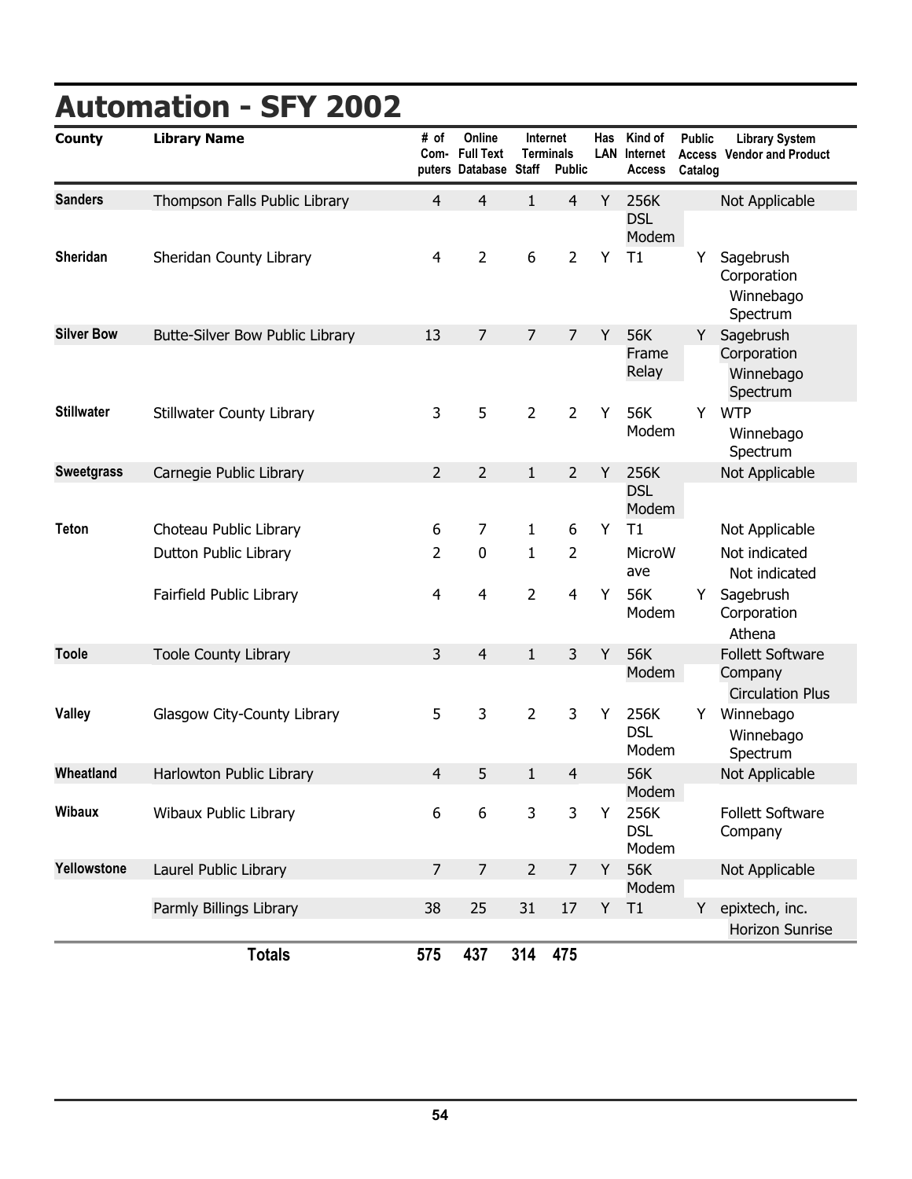# Automation - SFY 2002

| County | Library Name | # of Computers | Online Full Text Database | Internet Terminals Staff | Internet Terminals Public | Has LAN | Kind of Internet Access | Public Access Catalog | Library System Vendor and Product |
|---|---|---|---|---|---|---|---|---|---|
| Sanders | Thompson Falls Public Library | 4 | 4 | 1 | 4 | Y | 256K DSL Modem | | Not Applicable |
| Sheridan | Sheridan County Library | 4 | 2 | 6 | 2 | Y | T1 | Y | Sagebrush Corporation Winnebago Spectrum |
| Silver Bow | Butte-Silver Bow Public Library | 13 | 7 | 7 | 7 | Y | 56K Frame Relay | Y | Sagebrush Corporation Winnebago Spectrum |
| Stillwater | Stillwater County Library | 3 | 5 | 2 | 2 | Y | 56K Modem | Y | WTP Winnebago Spectrum |
| Sweetgrass | Carnegie Public Library | 2 | 2 | 1 | 2 | Y | 256K DSL Modem | | Not Applicable |
| Teton | Choteau Public Library | 6 | 7 | 1 | 6 | Y | T1 | | Not Applicable |
| | Dutton Public Library | 2 | 0 | 1 | 2 | | MicroWave | | Not indicated Not indicated |
| | Fairfield Public Library | 4 | 4 | 2 | 4 | Y | 56K Modem | Y | Sagebrush Corporation Athena |
| Toole | Toole County Library | 3 | 4 | 1 | 3 | Y | 56K Modem | | Follett Software Company Circulation Plus |
| Valley | Glasgow City-County Library | 5 | 3 | 2 | 3 | Y | 256K DSL Modem | Y | Winnebago Winnebago Spectrum |
| Wheatland | Harlowton Public Library | 4 | 5 | 1 | 4 | | 56K Modem | | Not Applicable |
| Wibaux | Wibaux Public Library | 6 | 6 | 3 | 3 | Y | 256K DSL Modem | | Follett Software Company |
| Yellowstone | Laurel Public Library | 7 | 7 | 2 | 7 | Y | 56K Modem | | Not Applicable |
| | Parmly Billings Library | 38 | 25 | 31 | 17 | Y | T1 | Y | epixtech, inc. Horizon Sunrise |
| | **Totals** | **575** | **437** | **314** | **475** | | | | |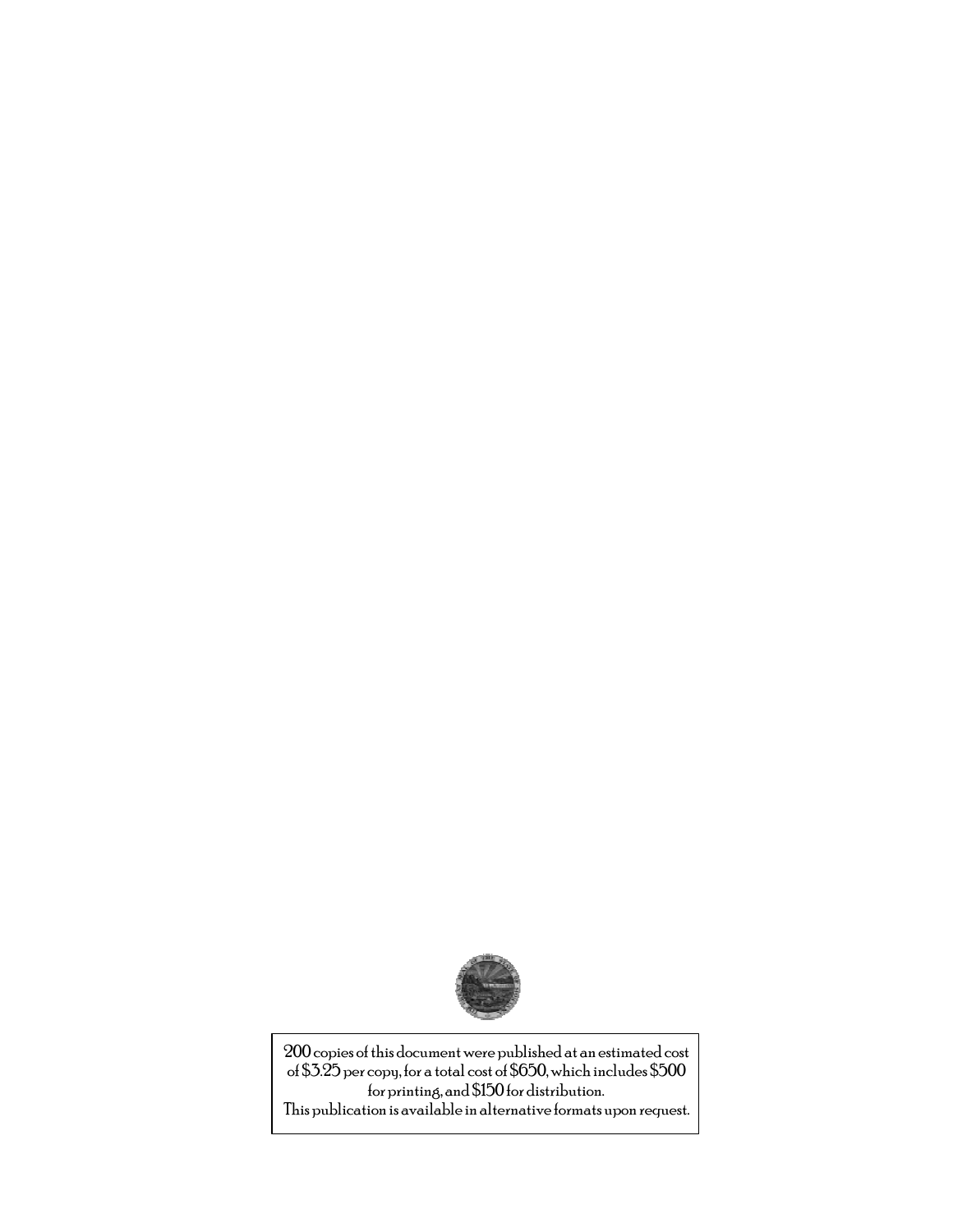200 copies of this document were published at an estimated cost of $3.25 per copy, for a total cost of $650, which includes $500 for printing, and $150 for distribution.
This publication is available in alternative formats upon request.